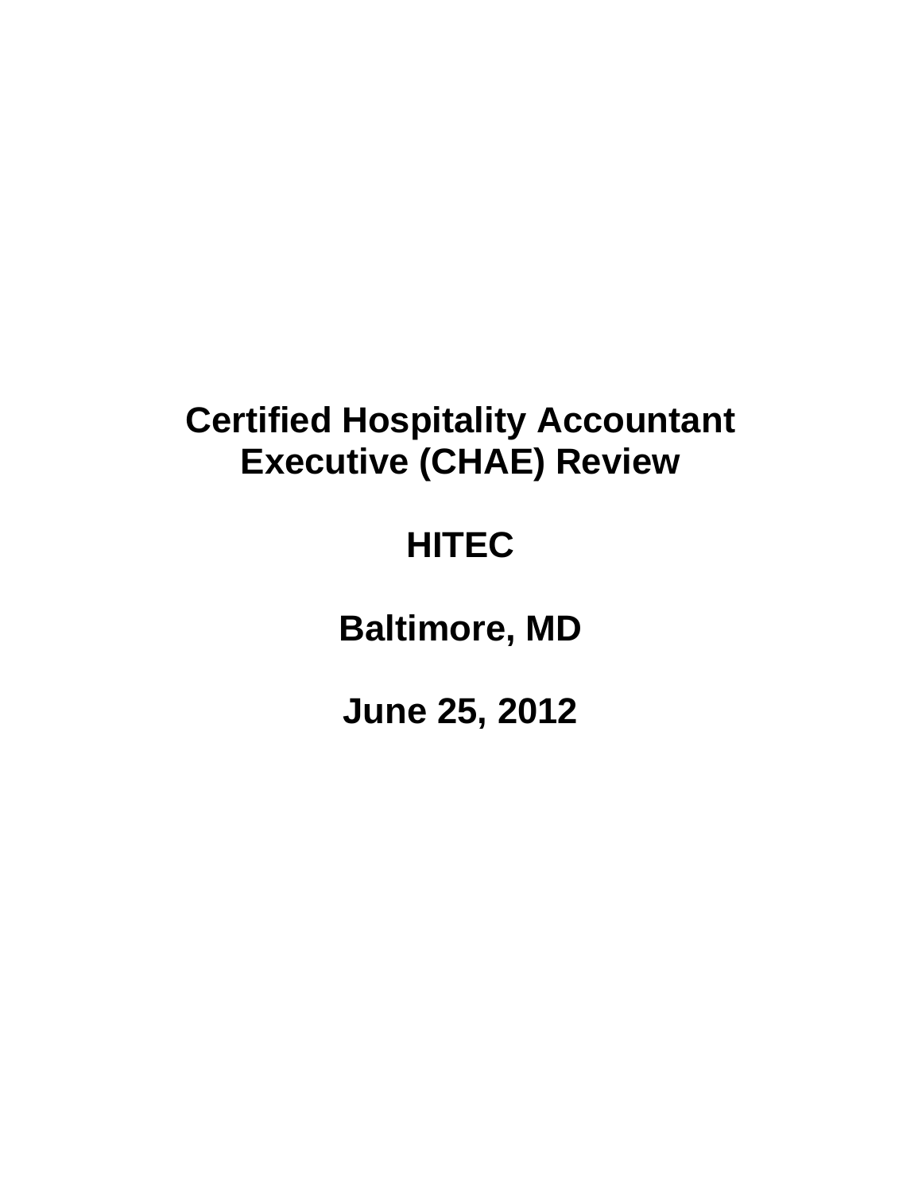# Certified Hospitality Accountant Executive (CHAE) Review

**HITEC**

**Baltimore, MD**

**June 25, 2012**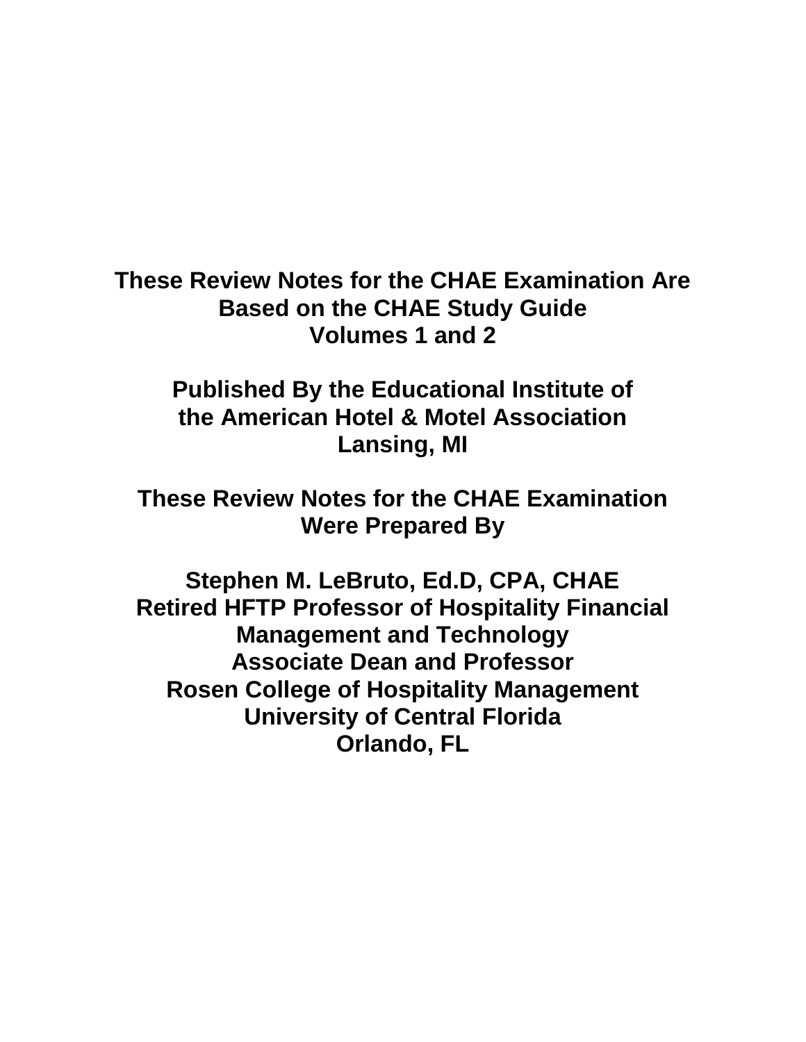**These Review Notes for the CHAE Examination Are Based on the CHAE Study Guide Volumes 1 and 2**

**Published By the Educational Institute of the American Hotel & Motel Association Lansing, MI**

**These Review Notes for the CHAE Examination Were Prepared By**

**Stephen M. LeBruto, Ed.D, CPA, CHAE**
**Retired HFTP Professor of Hospitality Financial Management and Technology**
**Associate Dean and Professor**
**Rosen College of Hospitality Management**
**University of Central Florida**
**Orlando, FL**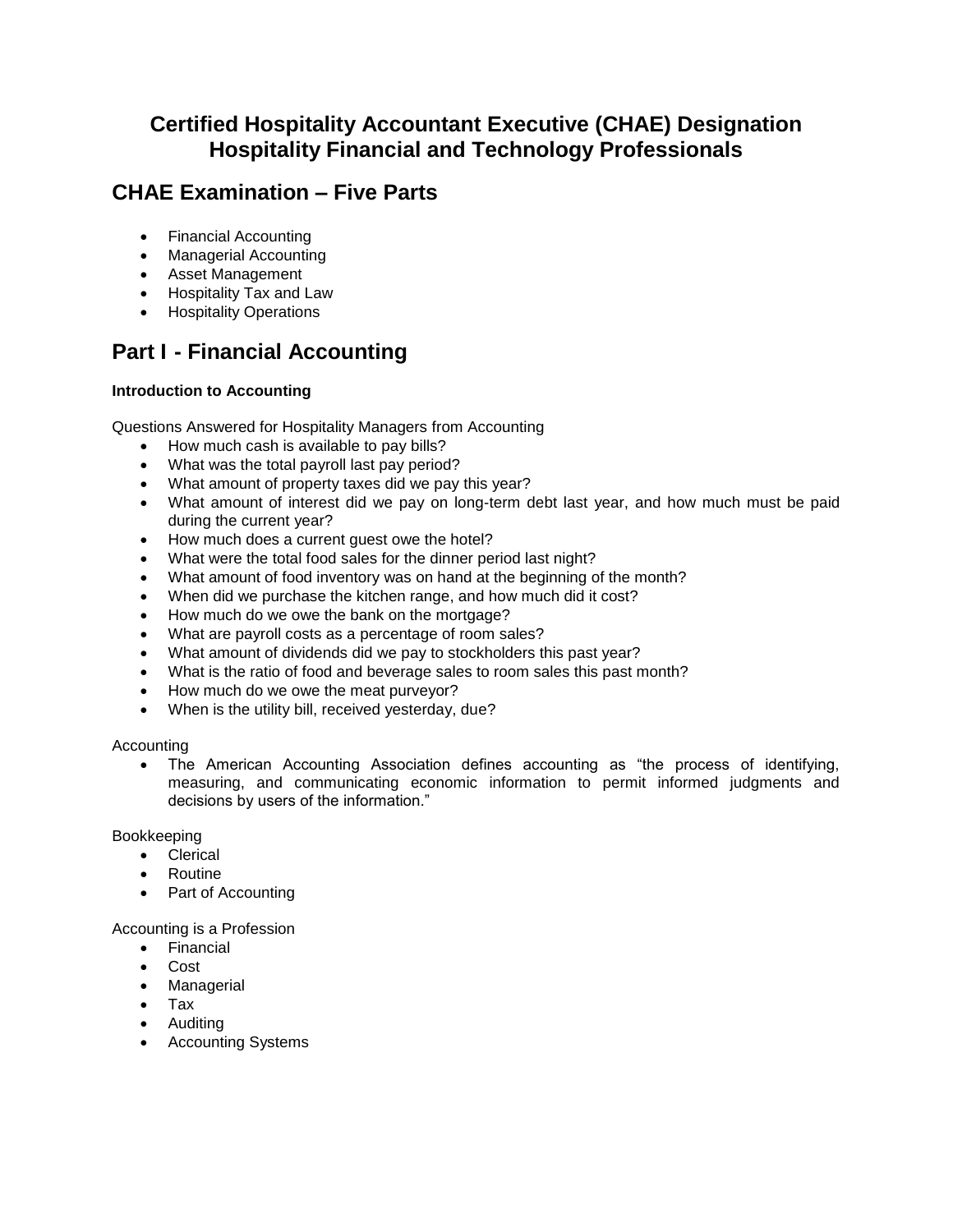# Certified Hospitality Accountant Executive (CHAE) Designation
# Hospitality Financial and Technology Professionals

## CHAE Examination – Five Parts

- Financial Accounting
- Managerial Accounting
- Asset Management
- Hospitality Tax and Law
- Hospitality Operations

## Part I - Financial Accounting

### Introduction to Accounting

Questions Answered for Hospitality Managers from Accounting

- How much cash is available to pay bills?
- What was the total payroll last pay period?
- What amount of property taxes did we pay this year?
- What amount of interest did we pay on long-term debt last year, and how much must be paid during the current year?
- How much does a current guest owe the hotel?
- What were the total food sales for the dinner period last night?
- What amount of food inventory was on hand at the beginning of the month?
- When did we purchase the kitchen range, and how much did it cost?
- How much do we owe the bank on the mortgage?
- What are payroll costs as a percentage of room sales?
- What amount of dividends did we pay to stockholders this past year?
- What is the ratio of food and beverage sales to room sales this past month?
- How much do we owe the meat purveyor?
- When is the utility bill, received yesterday, due?

Accounting

- The American Accounting Association defines accounting as "the process of identifying, measuring, and communicating economic information to permit informed judgments and decisions by users of the information."

Bookkeeping

- Clerical
- Routine
- Part of Accounting

Accounting is a Profession

- Financial
- Cost
- Managerial
- Tax
- Auditing
- Accounting Systems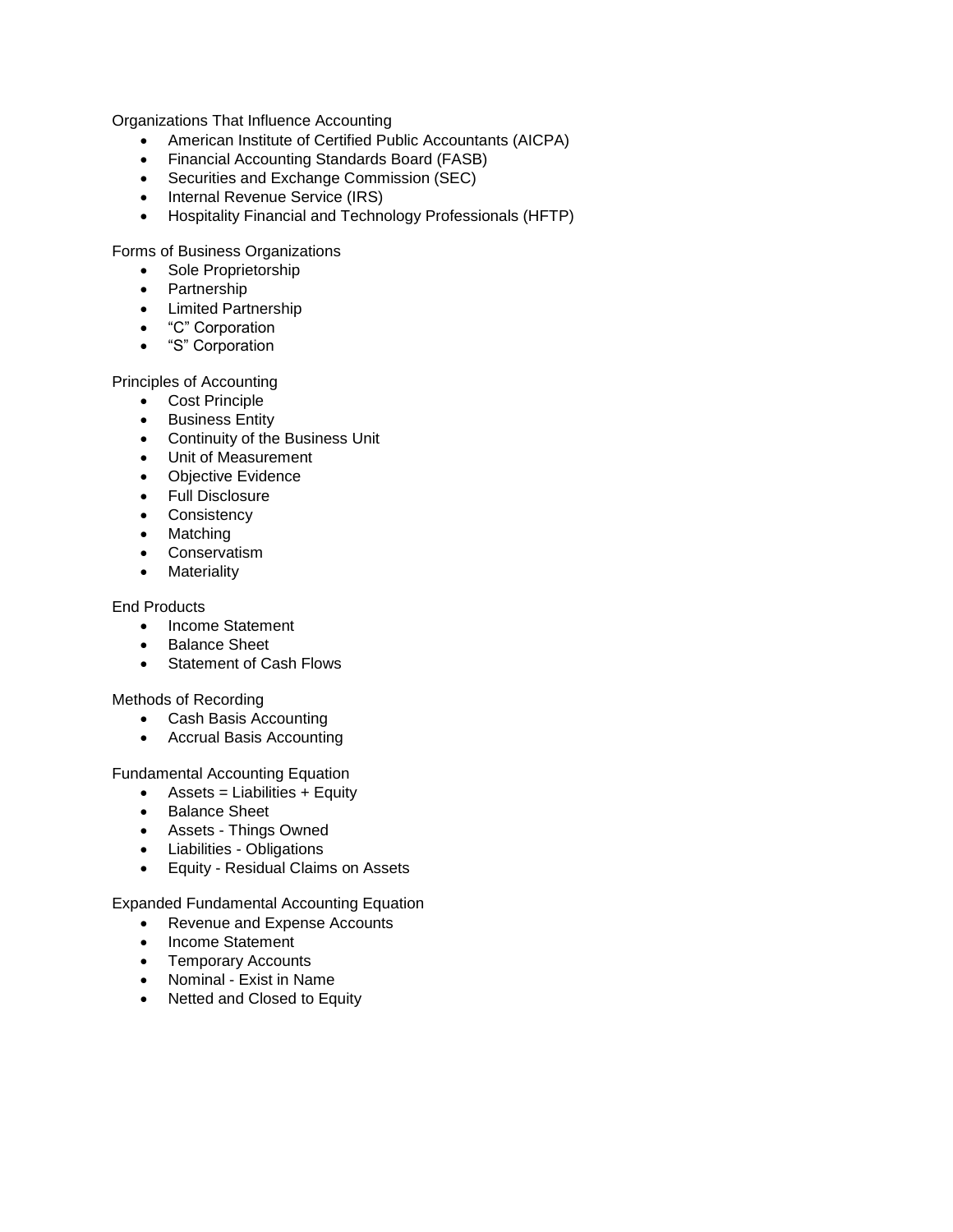Organizations That Influence Accounting

- American Institute of Certified Public Accountants (AICPA)
- Financial Accounting Standards Board (FASB)
- Securities and Exchange Commission (SEC)
- Internal Revenue Service (IRS)
- Hospitality Financial and Technology Professionals (HFTP)

Forms of Business Organizations

- Sole Proprietorship
- Partnership
- Limited Partnership
- “C” Corporation
- “S” Corporation

Principles of Accounting

- Cost Principle
- Business Entity
- Continuity of the Business Unit
- Unit of Measurement
- Objective Evidence
- Full Disclosure
- Consistency
- Matching
- Conservatism
- Materiality

End Products

- Income Statement
- Balance Sheet
- Statement of Cash Flows

Methods of Recording

- Cash Basis Accounting
- Accrual Basis Accounting

Fundamental Accounting Equation

- Assets = Liabilities + Equity
- Balance Sheet
- Assets - Things Owned
- Liabilities - Obligations
- Equity - Residual Claims on Assets

Expanded Fundamental Accounting Equation

- Revenue and Expense Accounts
- Income Statement
- Temporary Accounts
- Nominal - Exist in Name
- Netted and Closed to Equity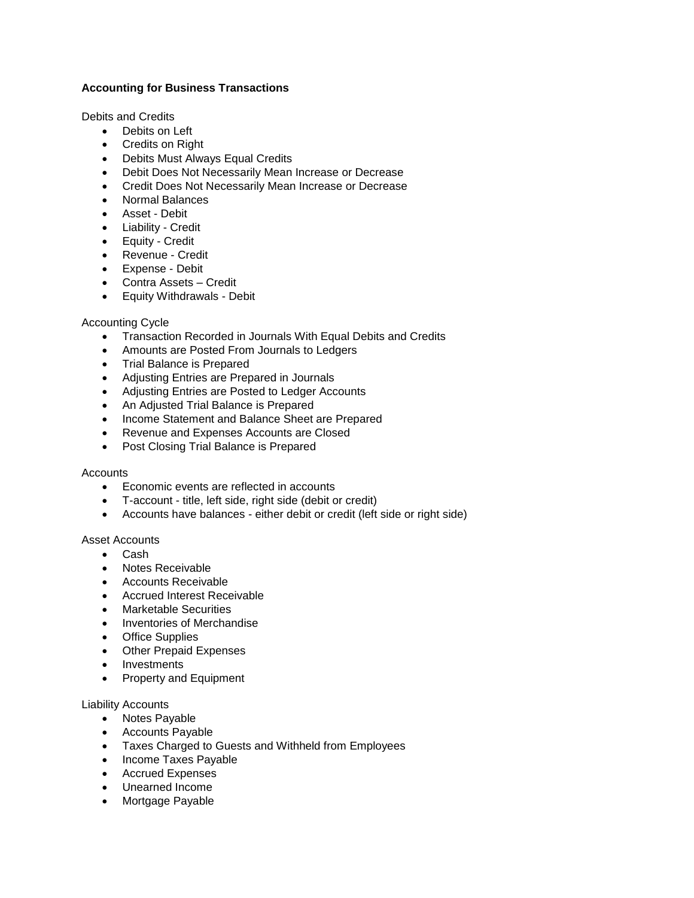**Accounting for Business Transactions**

Debits and Credits

- Debits on Left
- Credits on Right
- Debits Must Always Equal Credits
- Debit Does Not Necessarily Mean Increase or Decrease
- Credit Does Not Necessarily Mean Increase or Decrease
- Normal Balances
- Asset - Debit
- Liability - Credit
- Equity - Credit
- Revenue - Credit
- Expense - Debit
- Contra Assets – Credit
- Equity Withdrawals - Debit

Accounting Cycle

- Transaction Recorded in Journals With Equal Debits and Credits
- Amounts are Posted From Journals to Ledgers
- Trial Balance is Prepared
- Adjusting Entries are Prepared in Journals
- Adjusting Entries are Posted to Ledger Accounts
- An Adjusted Trial Balance is Prepared
- Income Statement and Balance Sheet are Prepared
- Revenue and Expenses Accounts are Closed
- Post Closing Trial Balance is Prepared

Accounts

- Economic events are reflected in accounts
- T-account - title, left side, right side (debit or credit)
- Accounts have balances - either debit or credit (left side or right side)

Asset Accounts

- Cash
- Notes Receivable
- Accounts Receivable
- Accrued Interest Receivable
- Marketable Securities
- Inventories of Merchandise
- Office Supplies
- Other Prepaid Expenses
- Investments
- Property and Equipment

Liability Accounts

- Notes Payable
- Accounts Payable
- Taxes Charged to Guests and Withheld from Employees
- Income Taxes Payable
- Accrued Expenses
- Unearned Income
- Mortgage Payable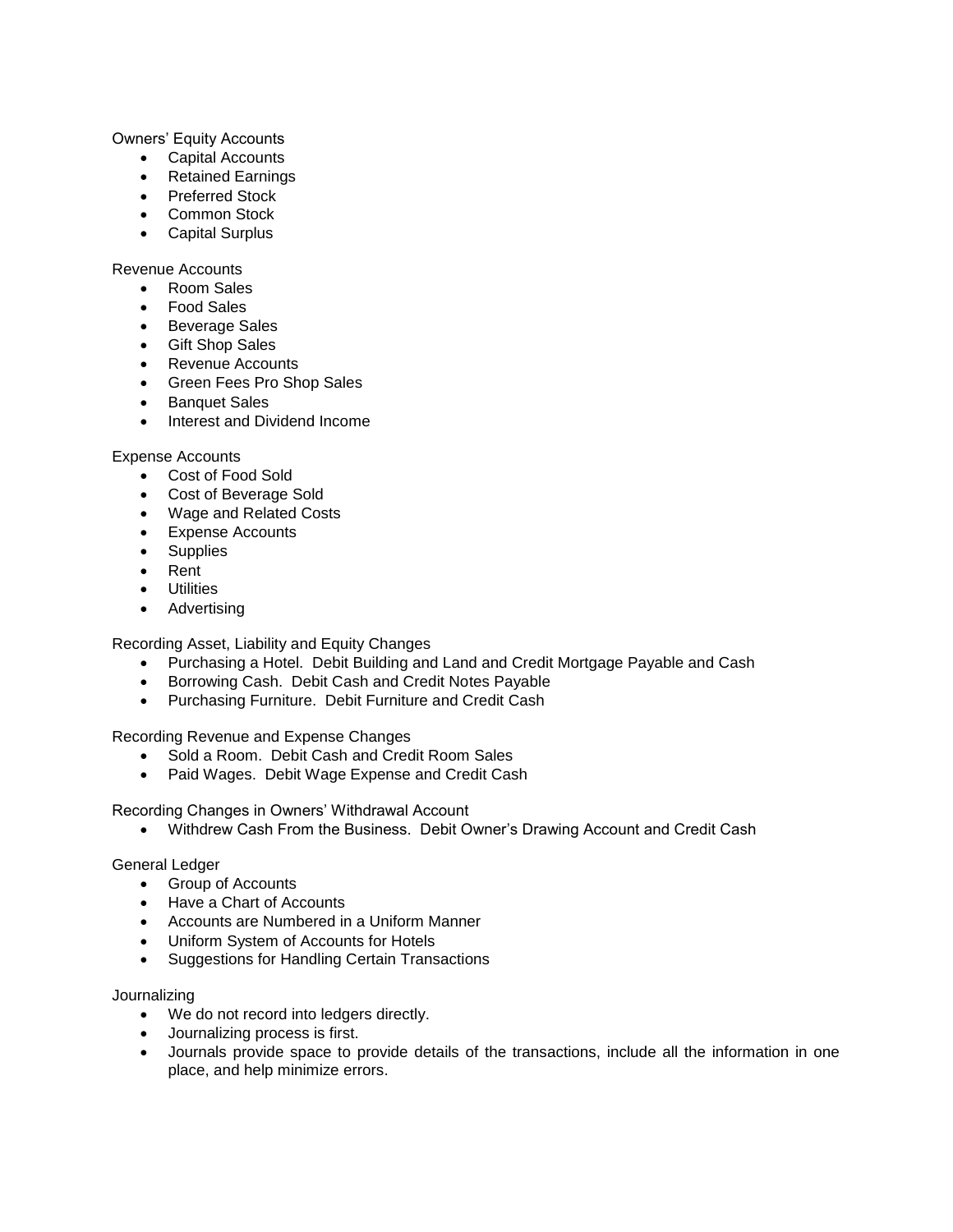Owners' Equity Accounts

- Capital Accounts
- Retained Earnings
- Preferred Stock
- Common Stock
- Capital Surplus

Revenue Accounts

- Room Sales
- Food Sales
- Beverage Sales
- Gift Shop Sales
- Revenue Accounts
- Green Fees Pro Shop Sales
- Banquet Sales
- Interest and Dividend Income

Expense Accounts

- Cost of Food Sold
- Cost of Beverage Sold
- Wage and Related Costs
- Expense Accounts
- Supplies
- Rent
- Utilities
- Advertising

Recording Asset, Liability and Equity Changes

- Purchasing a Hotel. Debit Building and Land and Credit Mortgage Payable and Cash
- Borrowing Cash. Debit Cash and Credit Notes Payable
- Purchasing Furniture. Debit Furniture and Credit Cash

Recording Revenue and Expense Changes

- Sold a Room. Debit Cash and Credit Room Sales
- Paid Wages. Debit Wage Expense and Credit Cash

Recording Changes in Owners' Withdrawal Account

- Withdrew Cash From the Business. Debit Owner's Drawing Account and Credit Cash

General Ledger

- Group of Accounts
- Have a Chart of Accounts
- Accounts are Numbered in a Uniform Manner
- Uniform System of Accounts for Hotels
- Suggestions for Handling Certain Transactions

Journalizing

- We do not record into ledgers directly.
- Journalizing process is first.
- Journals provide space to provide details of the transactions, include all the information in one place, and help minimize errors.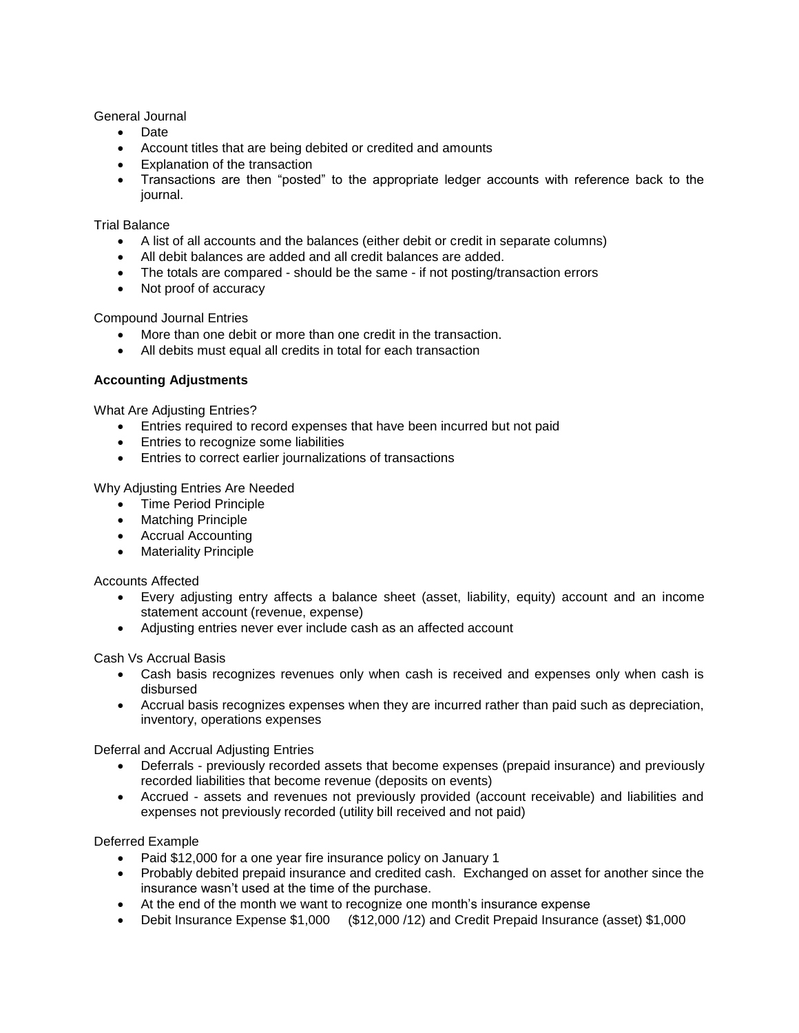General Journal

- Date
- Account titles that are being debited or credited and amounts
- Explanation of the transaction
- Transactions are then “posted” to the appropriate ledger accounts with reference back to the journal.

Trial Balance

- A list of all accounts and the balances (either debit or credit in separate columns)
- All debit balances are added and all credit balances are added.
- The totals are compared - should be the same - if not posting/transaction errors
- Not proof of accuracy

Compound Journal Entries

- More than one debit or more than one credit in the transaction.
- All debits must equal all credits in total for each transaction

**Accounting Adjustments**

What Are Adjusting Entries?

- Entries required to record expenses that have been incurred but not paid
- Entries to recognize some liabilities
- Entries to correct earlier journalizations of transactions

Why Adjusting Entries Are Needed

- Time Period Principle
- Matching Principle
- Accrual Accounting
- Materiality Principle

Accounts Affected

- Every adjusting entry affects a balance sheet (asset, liability, equity) account and an income statement account (revenue, expense)
- Adjusting entries never ever include cash as an affected account

Cash Vs Accrual Basis

- Cash basis recognizes revenues only when cash is received and expenses only when cash is disbursed
- Accrual basis recognizes expenses when they are incurred rather than paid such as depreciation, inventory, operations expenses

Deferral and Accrual Adjusting Entries

- Deferrals - previously recorded assets that become expenses (prepaid insurance) and previously recorded liabilities that become revenue (deposits on events)
- Accrued - assets and revenues not previously provided (account receivable) and liabilities and expenses not previously recorded (utility bill received and not paid)

Deferred Example

- Paid $12,000 for a one year fire insurance policy on January 1
- Probably debited prepaid insurance and credited cash. Exchanged on asset for another since the insurance wasn't used at the time of the purchase.
- At the end of the month we want to recognize one month's insurance expense
- Debit Insurance Expense $1,000 ($12,000 /12) and Credit Prepaid Insurance (asset) $1,000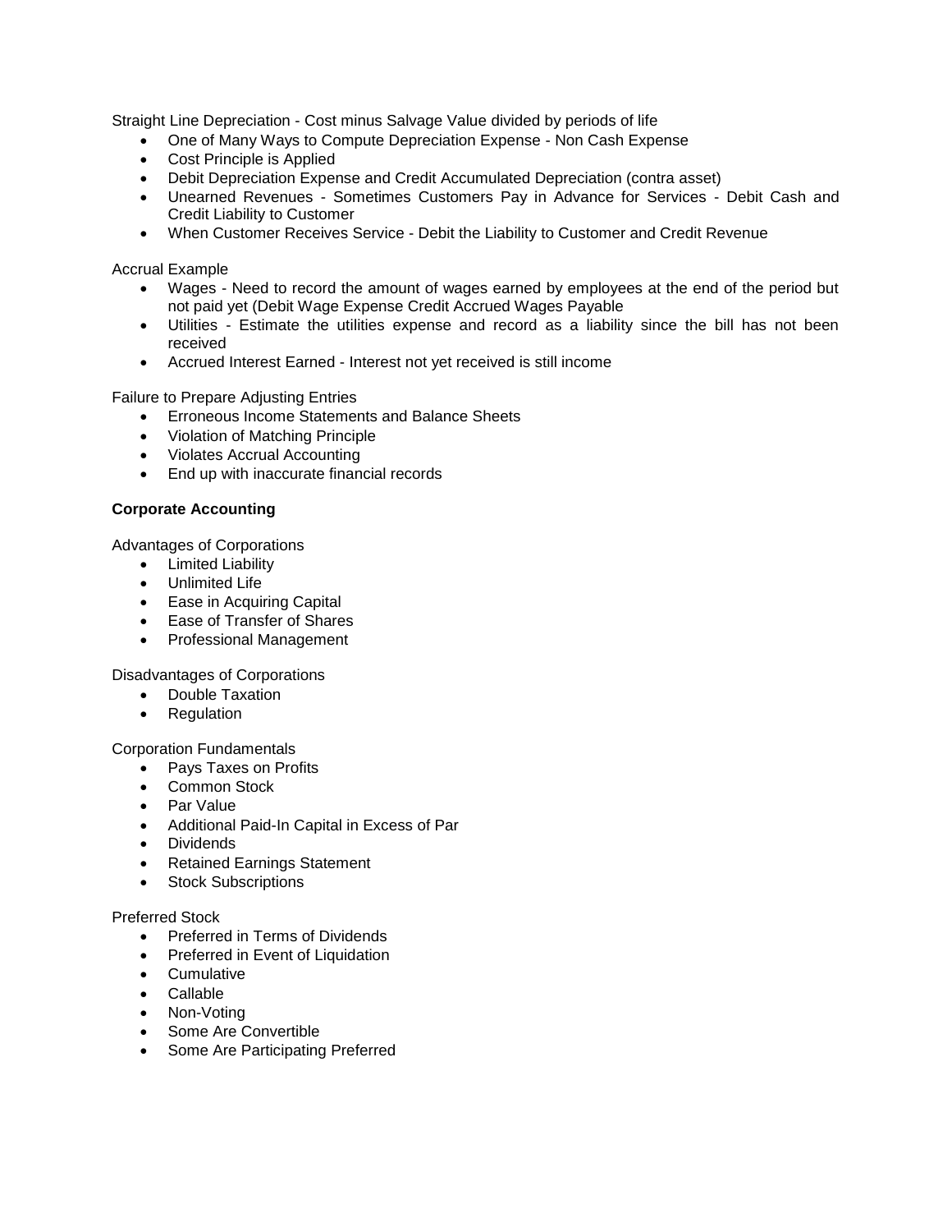Straight Line Depreciation - Cost minus Salvage Value divided by periods of life

- One of Many Ways to Compute Depreciation Expense - Non Cash Expense
- Cost Principle is Applied
- Debit Depreciation Expense and Credit Accumulated Depreciation (contra asset)
- Unearned Revenues - Sometimes Customers Pay in Advance for Services - Debit Cash and Credit Liability to Customer
- When Customer Receives Service - Debit the Liability to Customer and Credit Revenue

Accrual Example

- Wages - Need to record the amount of wages earned by employees at the end of the period but not paid yet (Debit Wage Expense Credit Accrued Wages Payable
- Utilities - Estimate the utilities expense and record as a liability since the bill has not been received
- Accrued Interest Earned - Interest not yet received is still income

Failure to Prepare Adjusting Entries

- Erroneous Income Statements and Balance Sheets
- Violation of Matching Principle
- Violates Accrual Accounting
- End up with inaccurate financial records

**Corporate Accounting**

Advantages of Corporations

- Limited Liability
- Unlimited Life
- Ease in Acquiring Capital
- Ease of Transfer of Shares
- Professional Management

Disadvantages of Corporations

- Double Taxation
- Regulation

Corporation Fundamentals

- Pays Taxes on Profits
- Common Stock
- Par Value
- Additional Paid-In Capital in Excess of Par
- Dividends
- Retained Earnings Statement
- Stock Subscriptions

Preferred Stock

- Preferred in Terms of Dividends
- Preferred in Event of Liquidation
- Cumulative
- Callable
- Non-Voting
- Some Are Convertible
- Some Are Participating Preferred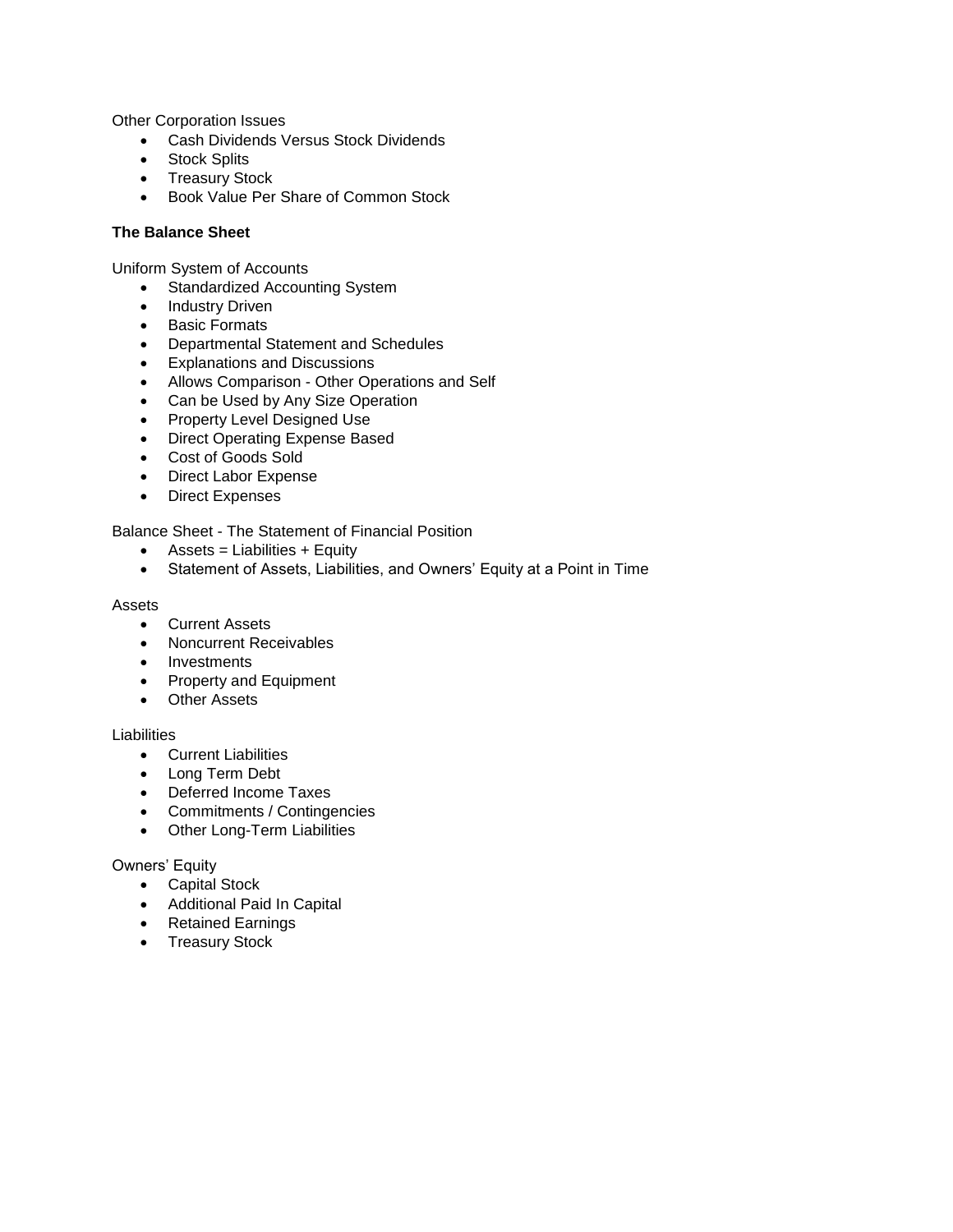Other Corporation Issues

- Cash Dividends Versus Stock Dividends
- Stock Splits
- Treasury Stock
- Book Value Per Share of Common Stock

**The Balance Sheet**

Uniform System of Accounts

- Standardized Accounting System
- Industry Driven
- Basic Formats
- Departmental Statement and Schedules
- Explanations and Discussions
- Allows Comparison - Other Operations and Self
- Can be Used by Any Size Operation
- Property Level Designed Use
- Direct Operating Expense Based
- Cost of Goods Sold
- Direct Labor Expense
- Direct Expenses

Balance Sheet - The Statement of Financial Position

- Assets = Liabilities + Equity
- Statement of Assets, Liabilities, and Owners' Equity at a Point in Time

Assets

- Current Assets
- Noncurrent Receivables
- Investments
- Property and Equipment
- Other Assets

Liabilities

- Current Liabilities
- Long Term Debt
- Deferred Income Taxes
- Commitments / Contingencies
- Other Long-Term Liabilities

Owners' Equity

- Capital Stock
- Additional Paid In Capital
- Retained Earnings
- Treasury Stock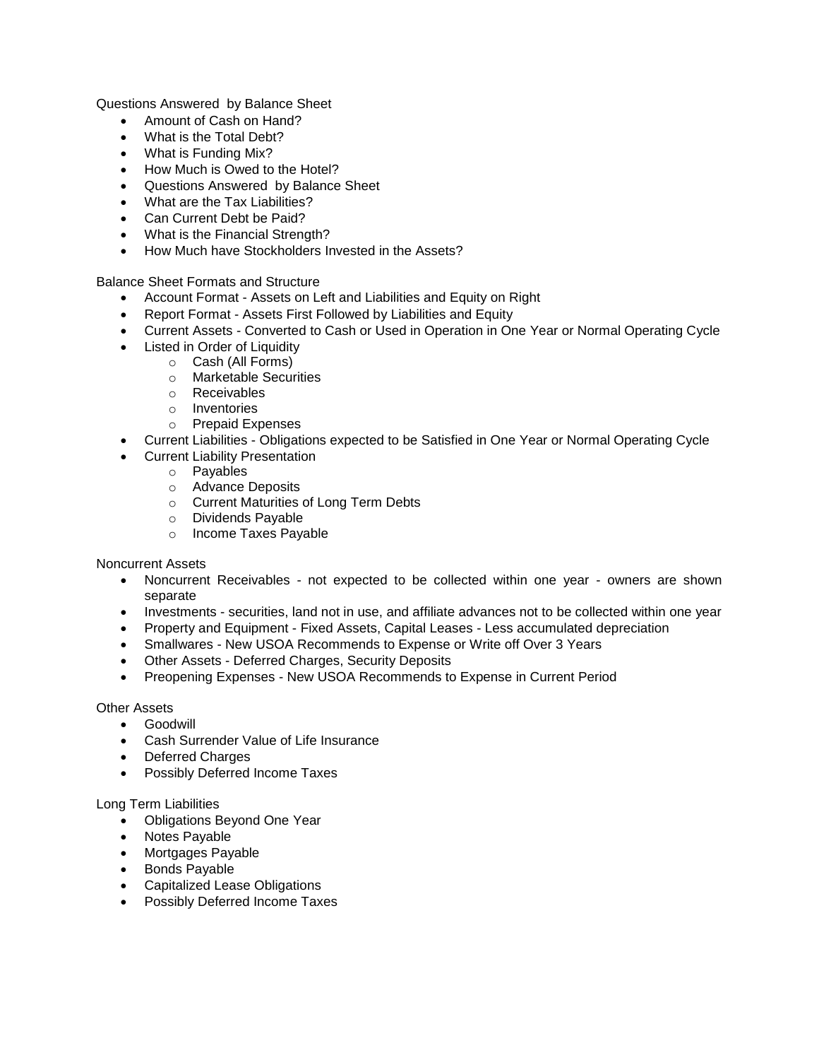Questions Answered  by Balance Sheet

- Amount of Cash on Hand?
- What is the Total Debt?
- What is Funding Mix?
- How Much is Owed to the Hotel?
- Questions Answered  by Balance Sheet
- What are the Tax Liabilities?
- Can Current Debt be Paid?
- What is the Financial Strength?
- How Much have Stockholders Invested in the Assets?

Balance Sheet Formats and Structure

- Account Format - Assets on Left and Liabilities and Equity on Right
- Report Format - Assets First Followed by Liabilities and Equity
- Current Assets - Converted to Cash or Used in Operation in One Year or Normal Operating Cycle
- Listed in Order of Liquidity
    - Cash (All Forms)
    - Marketable Securities
    - Receivables
    - Inventories
    - Prepaid Expenses
- Current Liabilities - Obligations expected to be Satisfied in One Year or Normal Operating Cycle
- Current Liability Presentation
    - Payables
    - Advance Deposits
    - Current Maturities of Long Term Debts
    - Dividends Payable
    - Income Taxes Payable

Noncurrent Assets

- Noncurrent Receivables - not expected to be collected within one year - owners are shown separate
- Investments - securities, land not in use, and affiliate advances not to be collected within one year
- Property and Equipment - Fixed Assets, Capital Leases - Less accumulated depreciation
- Smallwares - New USOA Recommends to Expense or Write off Over 3 Years
- Other Assets - Deferred Charges, Security Deposits
- Preopening Expenses - New USOA Recommends to Expense in Current Period

Other Assets

- Goodwill
- Cash Surrender Value of Life Insurance
- Deferred Charges
- Possibly Deferred Income Taxes

Long Term Liabilities

- Obligations Beyond One Year
- Notes Payable
- Mortgages Payable
- Bonds Payable
- Capitalized Lease Obligations
- Possibly Deferred Income Taxes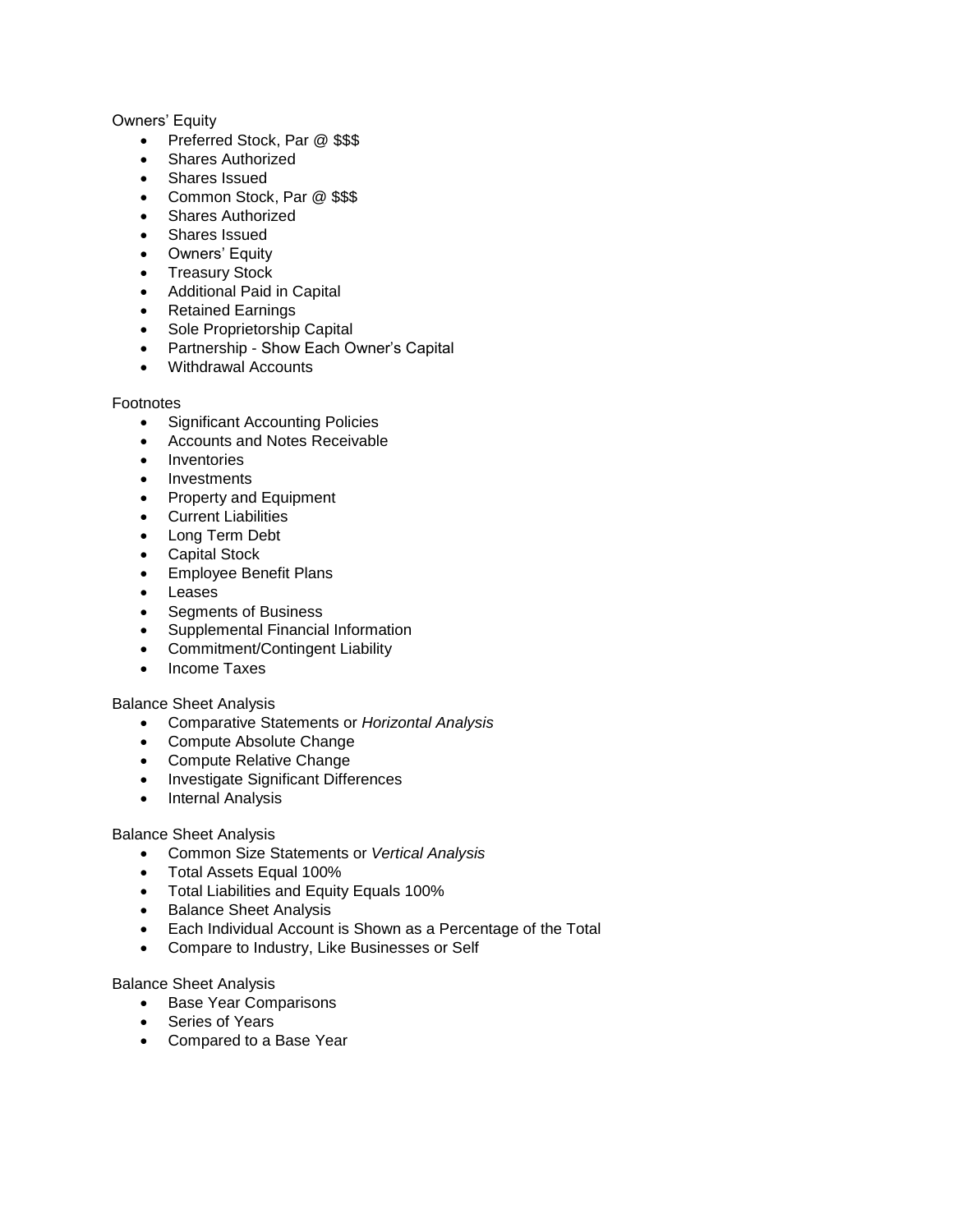Owners' Equity

- Preferred Stock, Par @ $$$
- Shares Authorized
- Shares Issued
- Common Stock, Par @ $$$
- Shares Authorized
- Shares Issued
- Owners' Equity
- Treasury Stock
- Additional Paid in Capital
- Retained Earnings
- Sole Proprietorship Capital
- Partnership - Show Each Owner's Capital
- Withdrawal Accounts

Footnotes

- Significant Accounting Policies
- Accounts and Notes Receivable
- Inventories
- Investments
- Property and Equipment
- Current Liabilities
- Long Term Debt
- Capital Stock
- Employee Benefit Plans
- Leases
- Segments of Business
- Supplemental Financial Information
- Commitment/Contingent Liability
- Income Taxes

Balance Sheet Analysis

- Comparative Statements or *Horizontal Analysis*
- Compute Absolute Change
- Compute Relative Change
- Investigate Significant Differences
- Internal Analysis

Balance Sheet Analysis

- Common Size Statements or *Vertical Analysis*
- Total Assets Equal 100%
- Total Liabilities and Equity Equals 100%
- Balance Sheet Analysis
- Each Individual Account is Shown as a Percentage of the Total
- Compare to Industry, Like Businesses or Self

Balance Sheet Analysis

- Base Year Comparisons
- Series of Years
- Compared to a Base Year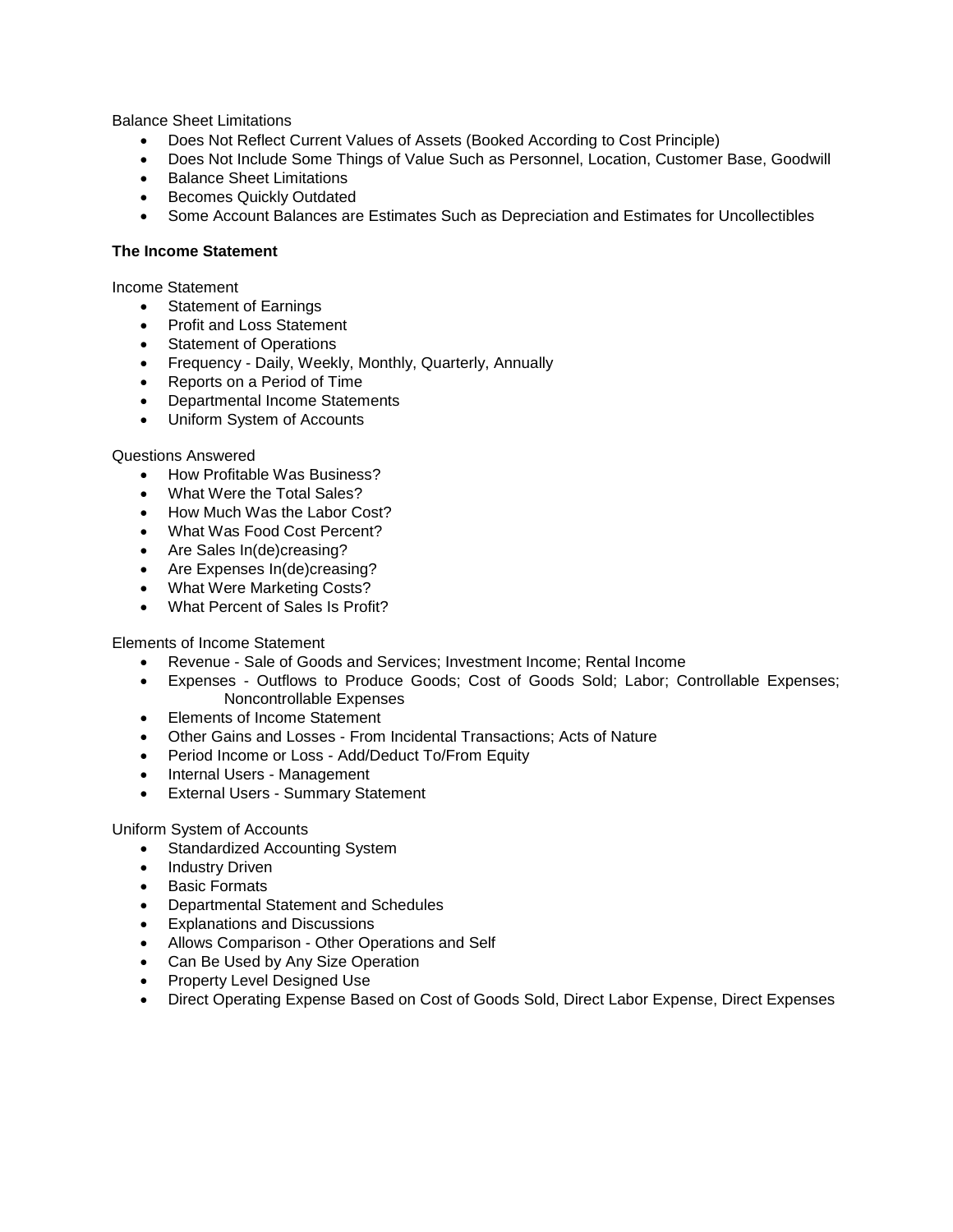Balance Sheet Limitations

- Does Not Reflect Current Values of Assets (Booked According to Cost Principle)
- Does Not Include Some Things of Value Such as Personnel, Location, Customer Base, Goodwill
- Balance Sheet Limitations
- Becomes Quickly Outdated
- Some Account Balances are Estimates Such as Depreciation and Estimates for Uncollectibles

**The Income Statement**

Income Statement

- Statement of Earnings
- Profit and Loss Statement
- Statement of Operations
- Frequency - Daily, Weekly, Monthly, Quarterly, Annually
- Reports on a Period of Time
- Departmental Income Statements
- Uniform System of Accounts

Questions Answered

- How Profitable Was Business?
- What Were the Total Sales?
- How Much Was the Labor Cost?
- What Was Food Cost Percent?
- Are Sales In(de)creasing?
- Are Expenses In(de)creasing?
- What Were Marketing Costs?
- What Percent of Sales Is Profit?

Elements of Income Statement

- Revenue - Sale of Goods and Services; Investment Income; Rental Income
- Expenses - Outflows to Produce Goods; Cost of Goods Sold; Labor; Controllable Expenses; Noncontrollable Expenses
- Elements of Income Statement
- Other Gains and Losses - From Incidental Transactions; Acts of Nature
- Period Income or Loss - Add/Deduct To/From Equity
- Internal Users - Management
- External Users - Summary Statement

Uniform System of Accounts

- Standardized Accounting System
- Industry Driven
- Basic Formats
- Departmental Statement and Schedules
- Explanations and Discussions
- Allows Comparison - Other Operations and Self
- Can Be Used by Any Size Operation
- Property Level Designed Use
- Direct Operating Expense Based on Cost of Goods Sold, Direct Labor Expense, Direct Expenses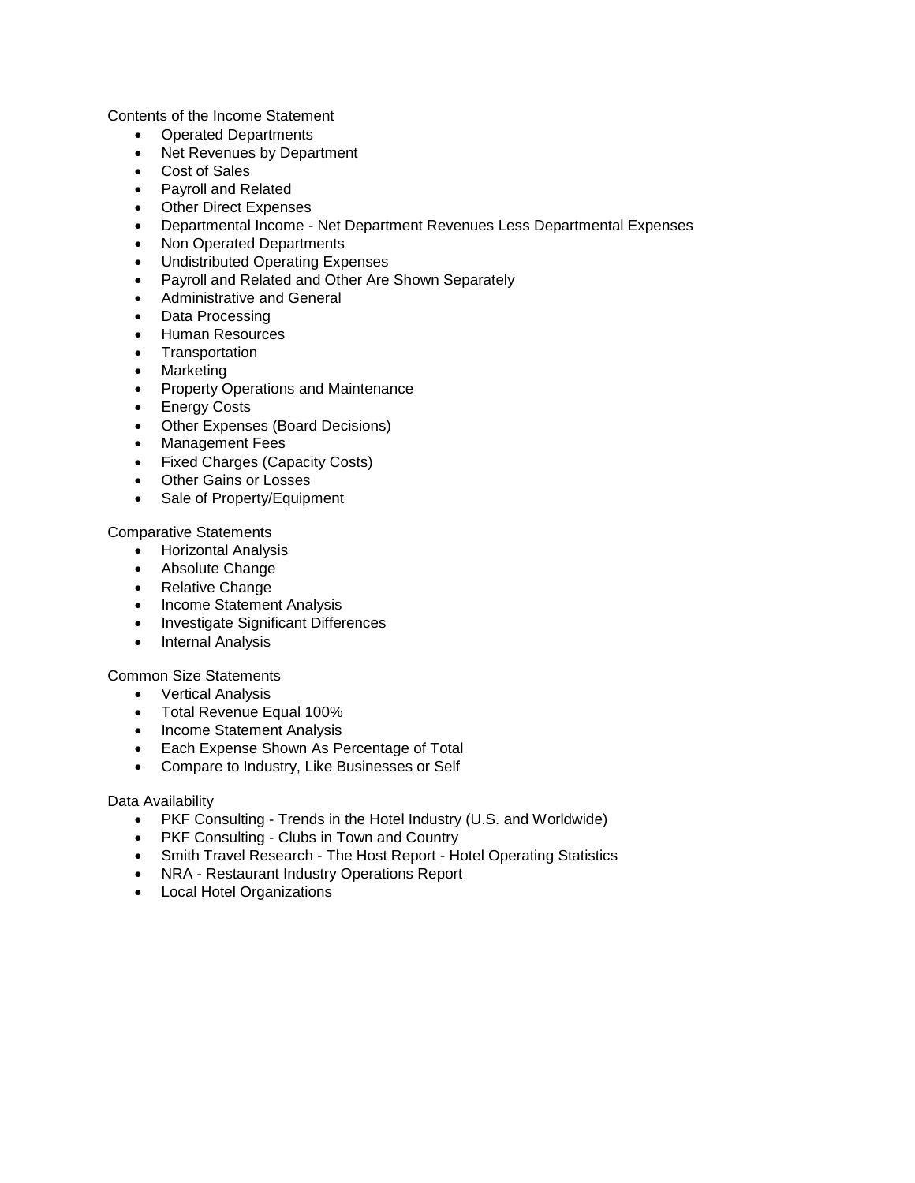Contents of the Income Statement

- Operated Departments
- Net Revenues by Department
- Cost of Sales
- Payroll and Related
- Other Direct Expenses
- Departmental Income - Net Department Revenues Less Departmental Expenses
- Non Operated Departments
- Undistributed Operating Expenses
- Payroll and Related and Other Are Shown Separately
- Administrative and General
- Data Processing
- Human Resources
- Transportation
- Marketing
- Property Operations and Maintenance
- Energy Costs
- Other Expenses (Board Decisions)
- Management Fees
- Fixed Charges (Capacity Costs)
- Other Gains or Losses
- Sale of Property/Equipment

Comparative Statements

- Horizontal Analysis
- Absolute Change
- Relative Change
- Income Statement Analysis
- Investigate Significant Differences
- Internal Analysis

Common Size Statements

- Vertical Analysis
- Total Revenue Equal 100%
- Income Statement Analysis
- Each Expense Shown As Percentage of Total
- Compare to Industry, Like Businesses or Self

Data Availability

- PKF Consulting - Trends in the Hotel Industry (U.S. and Worldwide)
- PKF Consulting - Clubs in Town and Country
- Smith Travel Research - The Host Report - Hotel Operating Statistics
- NRA - Restaurant Industry Operations Report
- Local Hotel Organizations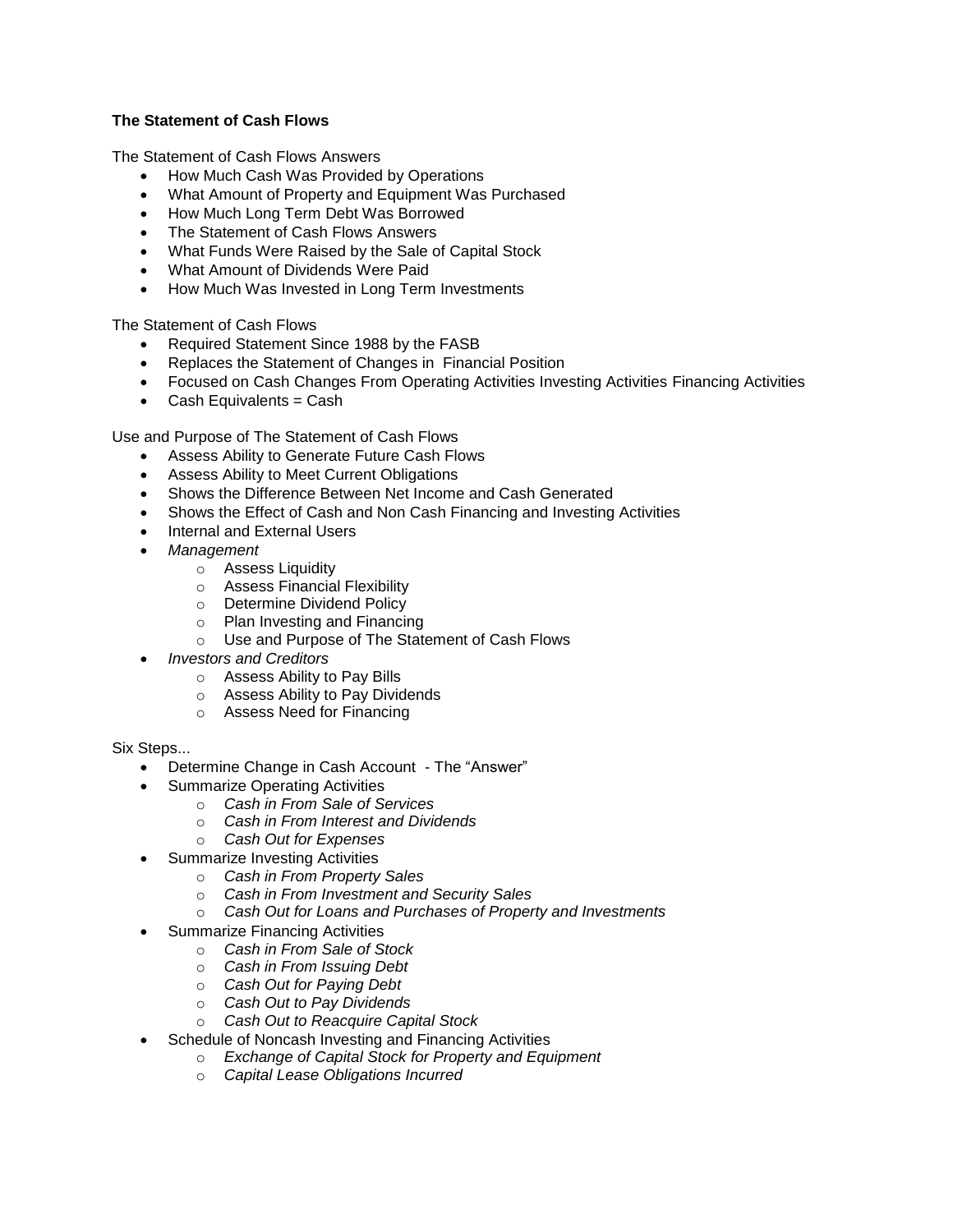**The Statement of Cash Flows**

The Statement of Cash Flows Answers

- How Much Cash Was Provided by Operations
- What Amount of Property and Equipment Was Purchased
- How Much Long Term Debt Was Borrowed
- The Statement of Cash Flows Answers
- What Funds Were Raised by the Sale of Capital Stock
- What Amount of Dividends Were Paid
- How Much Was Invested in Long Term Investments

The Statement of Cash Flows

- Required Statement Since 1988 by the FASB
- Replaces the Statement of Changes in Financial Position
- Focused on Cash Changes From Operating Activities Investing Activities Financing Activities
- Cash Equivalents = Cash

Use and Purpose of The Statement of Cash Flows

- Assess Ability to Generate Future Cash Flows
- Assess Ability to Meet Current Obligations
- Shows the Difference Between Net Income and Cash Generated
- Shows the Effect of Cash and Non Cash Financing and Investing Activities
- Internal and External Users
- *Management*
    - Assess Liquidity
    - Assess Financial Flexibility
    - Determine Dividend Policy
    - Plan Investing and Financing
    - Use and Purpose of The Statement of Cash Flows
- *Investors and Creditors*
    - Assess Ability to Pay Bills
    - Assess Ability to Pay Dividends
    - Assess Need for Financing

Six Steps...

- Determine Change in Cash Account - The "Answer"
- Summarize Operating Activities
    - *Cash in From Sale of Services*
    - *Cash in From Interest and Dividends*
    - *Cash Out for Expenses*
- Summarize Investing Activities
    - *Cash in From Property Sales*
    - *Cash in From Investment and Security Sales*
    - *Cash Out for Loans and Purchases of Property and Investments*
- Summarize Financing Activities
    - *Cash in From Sale of Stock*
    - *Cash in From Issuing Debt*
    - *Cash Out for Paying Debt*
    - *Cash Out to Pay Dividends*
    - *Cash Out to Reacquire Capital Stock*
- Schedule of Noncash Investing and Financing Activities
    - *Exchange of Capital Stock for Property and Equipment*
    - *Capital Lease Obligations Incurred*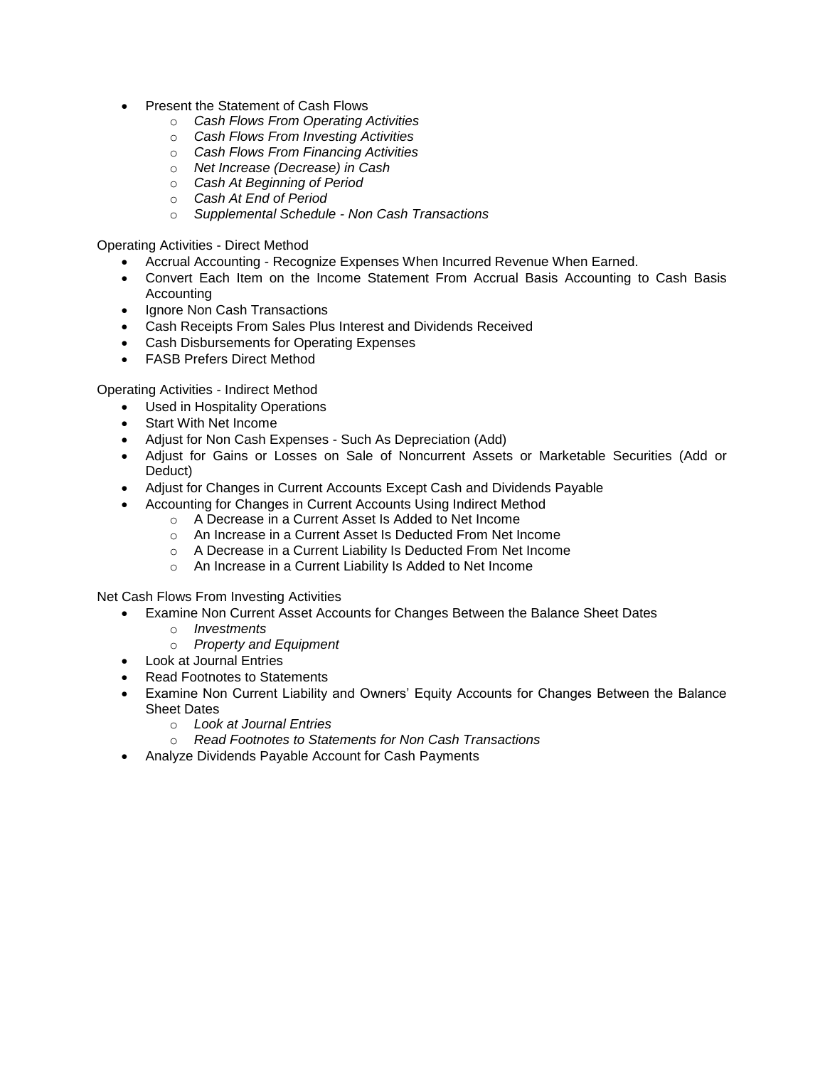- Present the Statement of Cash Flows
  - *Cash Flows From Operating Activities*
  - *Cash Flows From Investing Activities*
  - *Cash Flows From Financing Activities*
  - *Net Increase (Decrease) in Cash*
  - *Cash At Beginning of Period*
  - *Cash At End of Period*
  - *Supplemental Schedule - Non Cash Transactions*

Operating Activities - Direct Method

- Accrual Accounting - Recognize Expenses When Incurred Revenue When Earned.
- Convert Each Item on the Income Statement From Accrual Basis Accounting to Cash Basis Accounting
- Ignore Non Cash Transactions
- Cash Receipts From Sales Plus Interest and Dividends Received
- Cash Disbursements for Operating Expenses
- FASB Prefers Direct Method

Operating Activities - Indirect Method

- Used in Hospitality Operations
- Start With Net Income
- Adjust for Non Cash Expenses - Such As Depreciation (Add)
- Adjust for Gains or Losses on Sale of Noncurrent Assets or Marketable Securities (Add or Deduct)
- Adjust for Changes in Current Accounts Except Cash and Dividends Payable
- Accounting for Changes in Current Accounts Using Indirect Method
  - A Decrease in a Current Asset Is Added to Net Income
  - An Increase in a Current Asset Is Deducted From Net Income
  - A Decrease in a Current Liability Is Deducted From Net Income
  - An Increase in a Current Liability Is Added to Net Income

Net Cash Flows From Investing Activities

- Examine Non Current Asset Accounts for Changes Between the Balance Sheet Dates
  - *Investments*
  - *Property and Equipment*
- Look at Journal Entries
- Read Footnotes to Statements
- Examine Non Current Liability and Owners' Equity Accounts for Changes Between the Balance Sheet Dates
  - *Look at Journal Entries*
  - *Read Footnotes to Statements for Non Cash Transactions*
- Analyze Dividends Payable Account for Cash Payments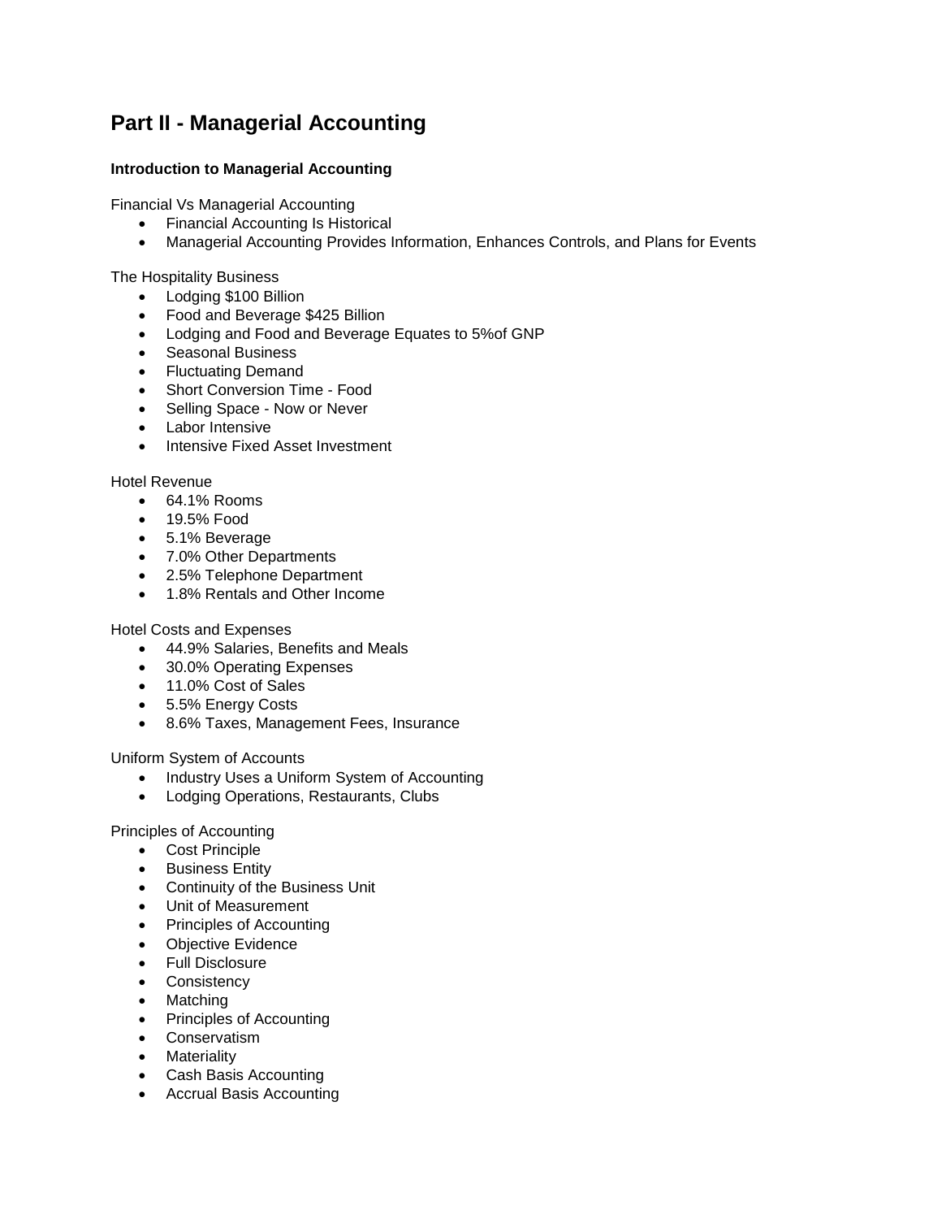# Part II - Managerial Accounting

### Introduction to Managerial Accounting

Financial Vs Managerial Accounting

- Financial Accounting Is Historical
- Managerial Accounting Provides Information, Enhances Controls, and Plans for Events

The Hospitality Business

- Lodging $100 Billion
- Food and Beverage $425 Billion
- Lodging and Food and Beverage Equates to 5%of GNP
- Seasonal Business
- Fluctuating Demand
- Short Conversion Time - Food
- Selling Space - Now or Never
- Labor Intensive
- Intensive Fixed Asset Investment

Hotel Revenue

- 64.1% Rooms
- 19.5% Food
- 5.1% Beverage
- 7.0% Other Departments
- 2.5% Telephone Department
- 1.8% Rentals and Other Income

Hotel Costs and Expenses

- 44.9% Salaries, Benefits and Meals
- 30.0% Operating Expenses
- 11.0% Cost of Sales
- 5.5% Energy Costs
- 8.6% Taxes, Management Fees, Insurance

Uniform System of Accounts

- Industry Uses a Uniform System of Accounting
- Lodging Operations, Restaurants, Clubs

Principles of Accounting

- Cost Principle
- Business Entity
- Continuity of the Business Unit
- Unit of Measurement
- Principles of Accounting
- Objective Evidence
- Full Disclosure
- Consistency
- Matching
- Principles of Accounting
- Conservatism
- Materiality
- Cash Basis Accounting
- Accrual Basis Accounting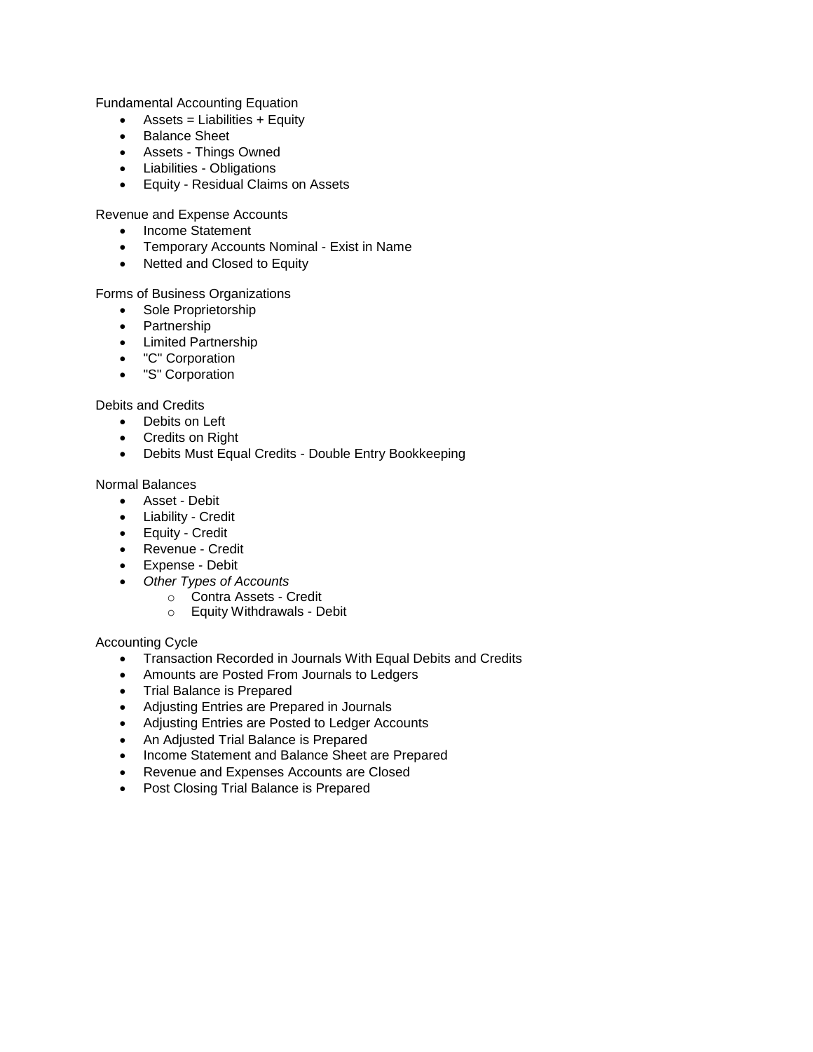Fundamental Accounting Equation

- Assets = Liabilities + Equity
- Balance Sheet
- Assets - Things Owned
- Liabilities - Obligations
- Equity - Residual Claims on Assets

Revenue and Expense Accounts

- Income Statement
- Temporary Accounts Nominal - Exist in Name
- Netted and Closed to Equity

Forms of Business Organizations

- Sole Proprietorship
- Partnership
- Limited Partnership
- "C" Corporation
- "S" Corporation

Debits and Credits

- Debits on Left
- Credits on Right
- Debits Must Equal Credits - Double Entry Bookkeeping

Normal Balances

- Asset - Debit
- Liability - Credit
- Equity - Credit
- Revenue - Credit
- Expense - Debit
- *Other Types of Accounts*
    - Contra Assets - Credit
    - Equity Withdrawals - Debit

Accounting Cycle

- Transaction Recorded in Journals With Equal Debits and Credits
- Amounts are Posted From Journals to Ledgers
- Trial Balance is Prepared
- Adjusting Entries are Prepared in Journals
- Adjusting Entries are Posted to Ledger Accounts
- An Adjusted Trial Balance is Prepared
- Income Statement and Balance Sheet are Prepared
- Revenue and Expenses Accounts are Closed
- Post Closing Trial Balance is Prepared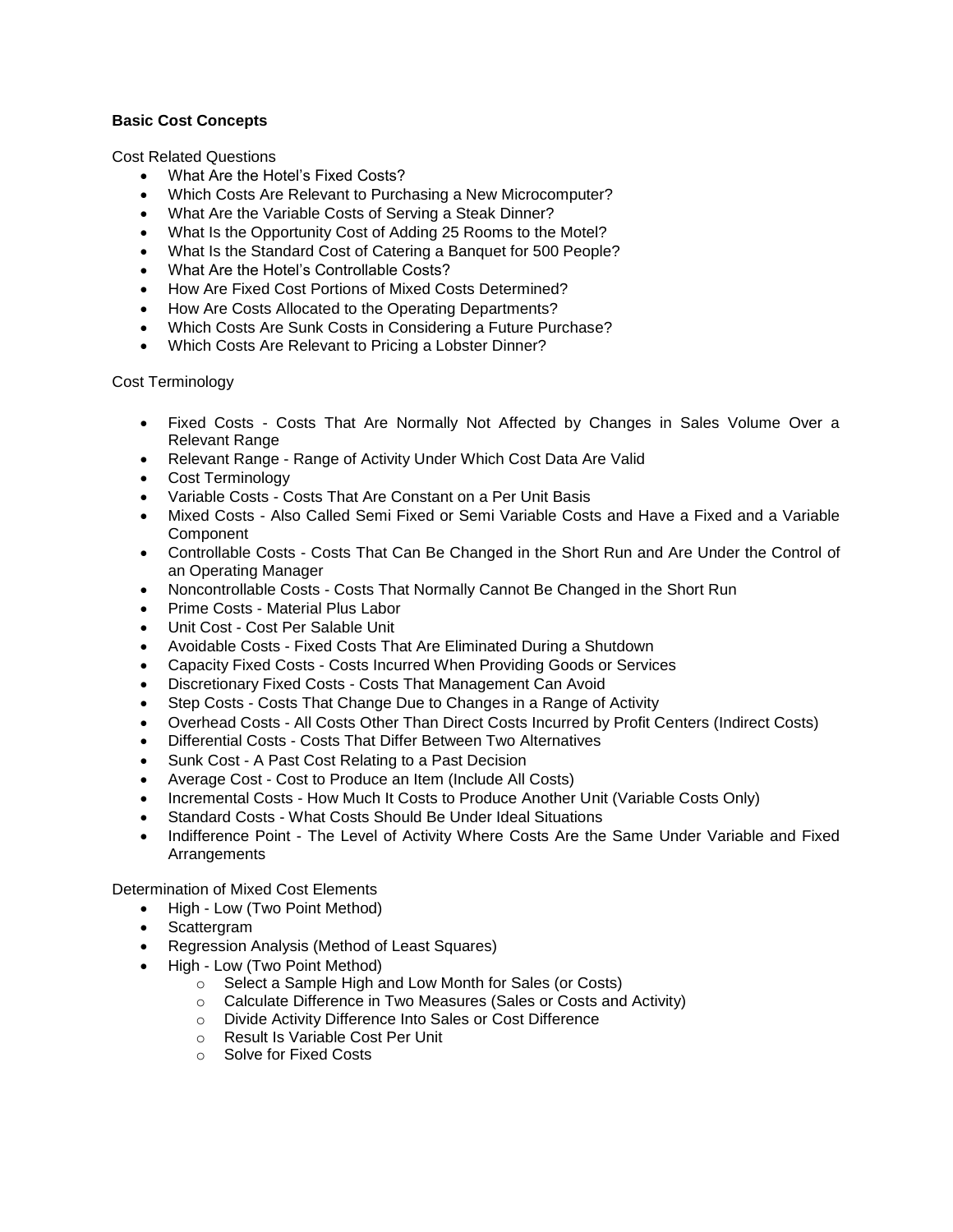**Basic Cost Concepts**

Cost Related Questions

- What Are the Hotel's Fixed Costs?
- Which Costs Are Relevant to Purchasing a New Microcomputer?
- What Are the Variable Costs of Serving a Steak Dinner?
- What Is the Opportunity Cost of Adding 25 Rooms to the Motel?
- What Is the Standard Cost of Catering a Banquet for 500 People?
- What Are the Hotel's Controllable Costs?
- How Are Fixed Cost Portions of Mixed Costs Determined?
- How Are Costs Allocated to the Operating Departments?
- Which Costs Are Sunk Costs in Considering a Future Purchase?
- Which Costs Are Relevant to Pricing a Lobster Dinner?

Cost Terminology

- Fixed Costs - Costs That Are Normally Not Affected by Changes in Sales Volume Over a Relevant Range
- Relevant Range - Range of Activity Under Which Cost Data Are Valid
- Cost Terminology
- Variable Costs - Costs That Are Constant on a Per Unit Basis
- Mixed Costs - Also Called Semi Fixed or Semi Variable Costs and Have a Fixed and a Variable Component
- Controllable Costs - Costs That Can Be Changed in the Short Run and Are Under the Control of an Operating Manager
- Noncontrollable Costs - Costs That Normally Cannot Be Changed in the Short Run
- Prime Costs - Material Plus Labor
- Unit Cost - Cost Per Salable Unit
- Avoidable Costs - Fixed Costs That Are Eliminated During a Shutdown
- Capacity Fixed Costs - Costs Incurred When Providing Goods or Services
- Discretionary Fixed Costs - Costs That Management Can Avoid
- Step Costs - Costs That Change Due to Changes in a Range of Activity
- Overhead Costs - All Costs Other Than Direct Costs Incurred by Profit Centers (Indirect Costs)
- Differential Costs - Costs That Differ Between Two Alternatives
- Sunk Cost - A Past Cost Relating to a Past Decision
- Average Cost - Cost to Produce an Item (Include All Costs)
- Incremental Costs - How Much It Costs to Produce Another Unit (Variable Costs Only)
- Standard Costs - What Costs Should Be Under Ideal Situations
- Indifference Point - The Level of Activity Where Costs Are the Same Under Variable and Fixed Arrangements

Determination of Mixed Cost Elements

- High - Low (Two Point Method)
- Scattergram
- Regression Analysis (Method of Least Squares)
- High - Low (Two Point Method)
  - Select a Sample High and Low Month for Sales (or Costs)
  - Calculate Difference in Two Measures (Sales or Costs and Activity)
  - Divide Activity Difference Into Sales or Cost Difference
  - Result Is Variable Cost Per Unit
  - Solve for Fixed Costs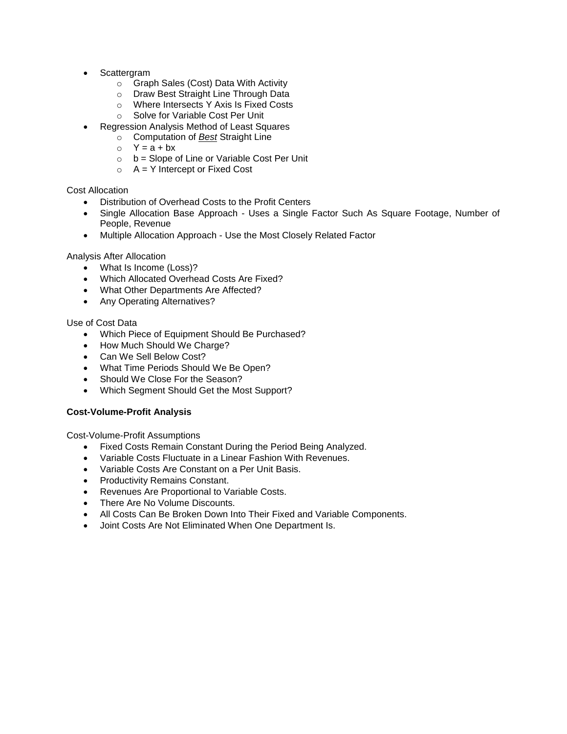- Scattergram
  - Graph Sales (Cost) Data With Activity
  - Draw Best Straight Line Through Data
  - Where Intersects Y Axis Is Fixed Costs
  - Solve for Variable Cost Per Unit
- Regression Analysis Method of Least Squares
  - Computation of ***Best*** Straight Line
  - $Y = a + bx$
  - b = Slope of Line or Variable Cost Per Unit
  - A = Y Intercept or Fixed Cost

Cost Allocation

- Distribution of Overhead Costs to the Profit Centers
- Single Allocation Base Approach - Uses a Single Factor Such As Square Footage, Number of People, Revenue
- Multiple Allocation Approach - Use the Most Closely Related Factor

Analysis After Allocation

- What Is Income (Loss)?
- Which Allocated Overhead Costs Are Fixed?
- What Other Departments Are Affected?
- Any Operating Alternatives?

Use of Cost Data

- Which Piece of Equipment Should Be Purchased?
- How Much Should We Charge?
- Can We Sell Below Cost?
- What Time Periods Should We Be Open?
- Should We Close For the Season?
- Which Segment Should Get the Most Support?

**Cost-Volume-Profit Analysis**

Cost-Volume-Profit Assumptions

- Fixed Costs Remain Constant During the Period Being Analyzed.
- Variable Costs Fluctuate in a Linear Fashion With Revenues.
- Variable Costs Are Constant on a Per Unit Basis.
- Productivity Remains Constant.
- Revenues Are Proportional to Variable Costs.
- There Are No Volume Discounts.
- All Costs Can Be Broken Down Into Their Fixed and Variable Components.
- Joint Costs Are Not Eliminated When One Department Is.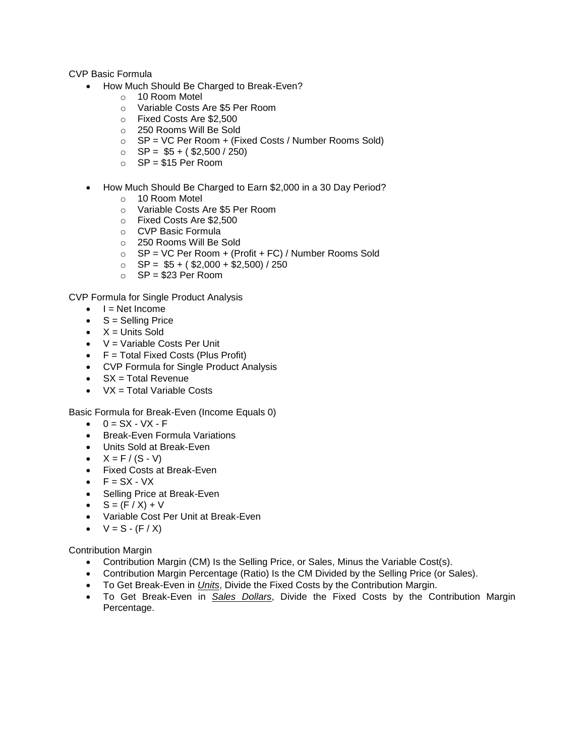CVP Basic Formula

- How Much Should Be Charged to Break-Even?
  - 10 Room Motel
  - Variable Costs Are $5 Per Room
  - Fixed Costs Are $2,500
  - 250 Rooms Will Be Sold
  - SP = VC Per Room + (Fixed Costs / Number Rooms Sold)
  - SP = $5 + ( $2,500 / 250)
  - SP = $15 Per Room

- How Much Should Be Charged to Earn $2,000 in a 30 Day Period?
  - 10 Room Motel
  - Variable Costs Are $5 Per Room
  - Fixed Costs Are $2,500
  - CVP Basic Formula
  - 250 Rooms Will Be Sold
  - SP = VC Per Room + (Profit + FC) / Number Rooms Sold
  - SP = $5 + ( $2,000 + $2,500) / 250
  - SP = $23 Per Room

CVP Formula for Single Product Analysis

- I = Net Income
- S = Selling Price
- X = Units Sold
- V = Variable Costs Per Unit
- F = Total Fixed Costs (Plus Profit)
- CVP Formula for Single Product Analysis
- SX = Total Revenue
- VX = Total Variable Costs

Basic Formula for Break-Even (Income Equals 0)

- $0 = SX - VX - F$
- Break-Even Formula Variations
- Units Sold at Break-Even
- $X = F / (S - V)$
- Fixed Costs at Break-Even
- $F = SX - VX$
- Selling Price at Break-Even
- $S = (F / X) + V$
- Variable Cost Per Unit at Break-Even
- $V = S - (F / X)$

Contribution Margin

- Contribution Margin (CM) Is the Selling Price, or Sales, Minus the Variable Cost(s).
- Contribution Margin Percentage (Ratio) Is the CM Divided by the Selling Price (or Sales).
- To Get Break-Even in ***Units***, Divide the Fixed Costs by the Contribution Margin.
- To Get Break-Even in ***Sales Dollars***, Divide the Fixed Costs by the Contribution Margin Percentage.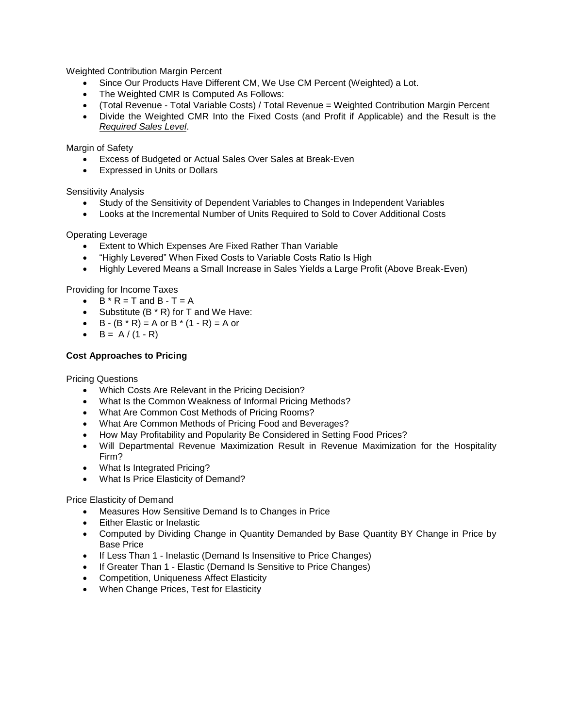Weighted Contribution Margin Percent

- Since Our Products Have Different CM, We Use CM Percent (Weighted) a Lot.
- The Weighted CMR Is Computed As Follows:
- (Total Revenue - Total Variable Costs) / Total Revenue = Weighted Contribution Margin Percent
- Divide the Weighted CMR Into the Fixed Costs (and Profit if Applicable) and the Result is the *Required Sales Level*.

Margin of Safety

- Excess of Budgeted or Actual Sales Over Sales at Break-Even
- Expressed in Units or Dollars

Sensitivity Analysis

- Study of the Sensitivity of Dependent Variables to Changes in Independent Variables
- Looks at the Incremental Number of Units Required to Sold to Cover Additional Costs

Operating Leverage

- Extent to Which Expenses Are Fixed Rather Than Variable
- "Highly Levered" When Fixed Costs to Variable Costs Ratio Is High
- Highly Levered Means a Small Increase in Sales Yields a Large Profit (Above Break-Even)

Providing for Income Taxes

- $B * R = T$ and $B - T = A$
- Substitute $(B * R)$ for T and We Have:
- $B - (B * R) = A$ or $B * (1 - R) = A$ or
- $B = A / (1 - R)$

**Cost Approaches to Pricing**

Pricing Questions

- Which Costs Are Relevant in the Pricing Decision?
- What Is the Common Weakness of Informal Pricing Methods?
- What Are Common Cost Methods of Pricing Rooms?
- What Are Common Methods of Pricing Food and Beverages?
- How May Profitability and Popularity Be Considered in Setting Food Prices?
- Will Departmental Revenue Maximization Result in Revenue Maximization for the Hospitality Firm?
- What Is Integrated Pricing?
- What Is Price Elasticity of Demand?

Price Elasticity of Demand

- Measures How Sensitive Demand Is to Changes in Price
- Either Elastic or Inelastic
- Computed by Dividing Change in Quantity Demanded by Base Quantity BY Change in Price by Base Price
- If Less Than 1 - Inelastic (Demand Is Insensitive to Price Changes)
- If Greater Than 1 - Elastic (Demand Is Sensitive to Price Changes)
- Competition, Uniqueness Affect Elasticity
- When Change Prices, Test for Elasticity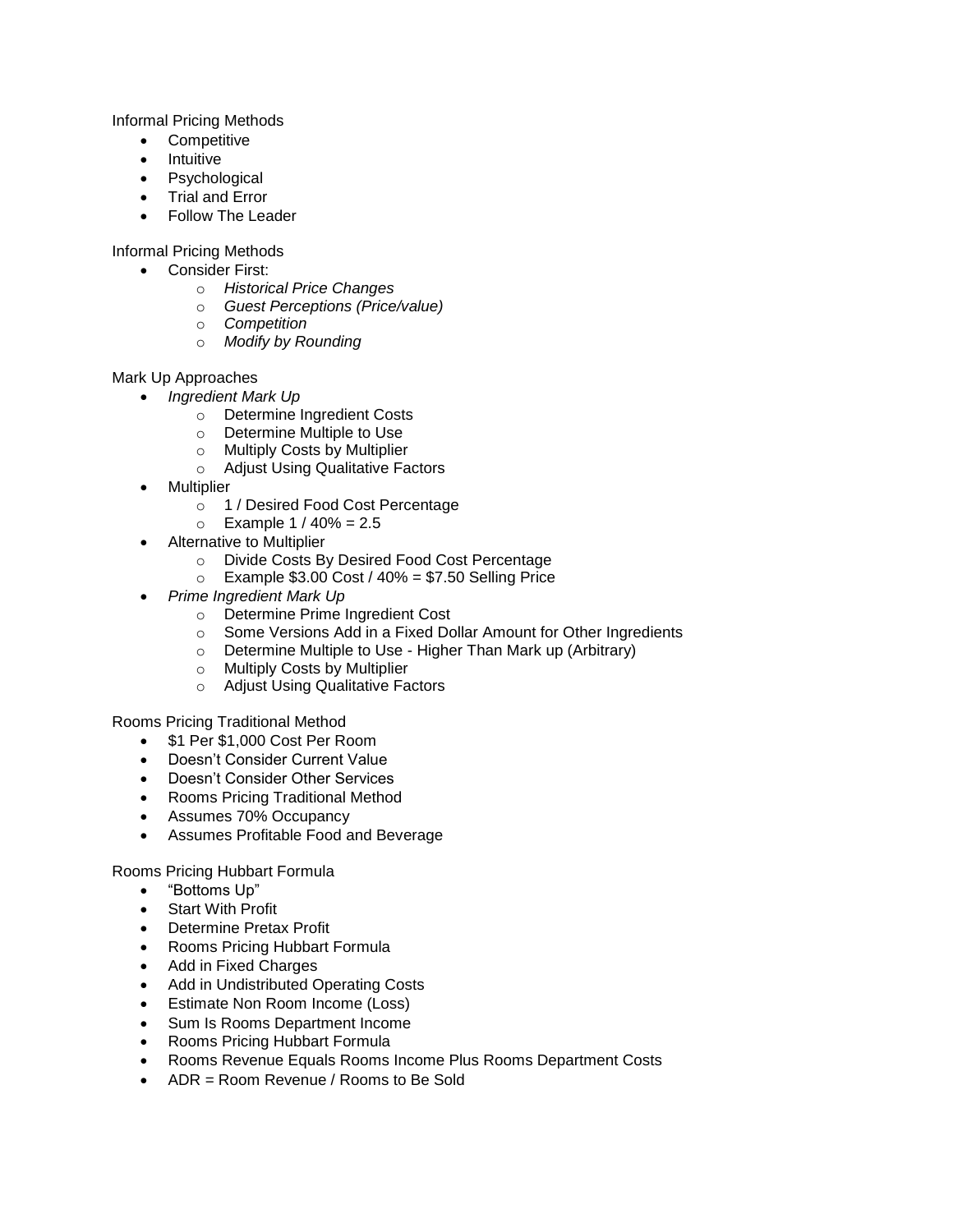Informal Pricing Methods

- Competitive
- Intuitive
- Psychological
- Trial and Error
- Follow The Leader

Informal Pricing Methods

- Consider First:
  - *Historical Price Changes*
  - *Guest Perceptions (Price/value)*
  - *Competition*
  - *Modify by Rounding*

Mark Up Approaches

- *Ingredient Mark Up*
  - Determine Ingredient Costs
  - Determine Multiple to Use
  - Multiply Costs by Multiplier
  - Adjust Using Qualitative Factors
- Multiplier
  - 1 / Desired Food Cost Percentage
  - Example 1 / 40% = 2.5
- Alternative to Multiplier
  - Divide Costs By Desired Food Cost Percentage
  - Example $3.00 Cost / 40% = $7.50 Selling Price
- *Prime Ingredient Mark Up*
  - Determine Prime Ingredient Cost
  - Some Versions Add in a Fixed Dollar Amount for Other Ingredients
  - Determine Multiple to Use - Higher Than Mark up (Arbitrary)
  - Multiply Costs by Multiplier
  - Adjust Using Qualitative Factors

Rooms Pricing Traditional Method

- $1 Per $1,000 Cost Per Room
- Doesn't Consider Current Value
- Doesn't Consider Other Services
- Rooms Pricing Traditional Method
- Assumes 70% Occupancy
- Assumes Profitable Food and Beverage

Rooms Pricing Hubbart Formula

- "Bottoms Up"
- Start With Profit
- Determine Pretax Profit
- Rooms Pricing Hubbart Formula
- Add in Fixed Charges
- Add in Undistributed Operating Costs
- Estimate Non Room Income (Loss)
- Sum Is Rooms Department Income
- Rooms Pricing Hubbart Formula
- Rooms Revenue Equals Rooms Income Plus Rooms Department Costs
- ADR = Room Revenue / Rooms to Be Sold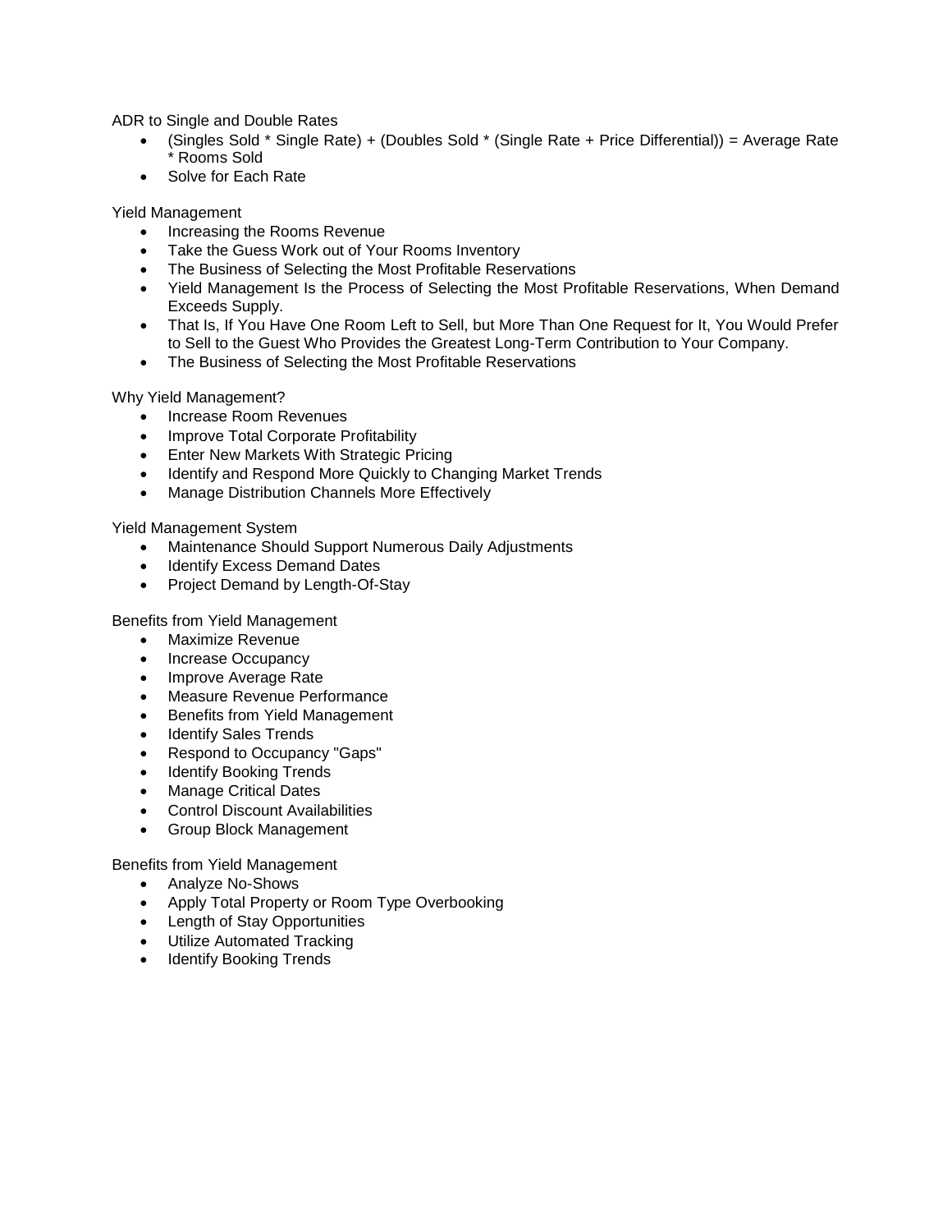ADR to Single and Double Rates

- (Singles Sold * Single Rate) + (Doubles Sold * (Single Rate + Price Differential)) = Average Rate * Rooms Sold
- Solve for Each Rate

Yield Management

- Increasing the Rooms Revenue
- Take the Guess Work out of Your Rooms Inventory
- The Business of Selecting the Most Profitable Reservations
- Yield Management Is the Process of Selecting the Most Profitable Reservations, When Demand Exceeds Supply.
- That Is, If You Have One Room Left to Sell, but More Than One Request for It, You Would Prefer to Sell to the Guest Who Provides the Greatest Long-Term Contribution to Your Company.
- The Business of Selecting the Most Profitable Reservations

Why Yield Management?

- Increase Room Revenues
- Improve Total Corporate Profitability
- Enter New Markets With Strategic Pricing
- Identify and Respond More Quickly to Changing Market Trends
- Manage Distribution Channels More Effectively

Yield Management System

- Maintenance Should Support Numerous Daily Adjustments
- Identify Excess Demand Dates
- Project Demand by Length-Of-Stay

Benefits from Yield Management

- Maximize Revenue
- Increase Occupancy
- Improve Average Rate
- Measure Revenue Performance
- Benefits from Yield Management
- Identify Sales Trends
- Respond to Occupancy "Gaps"
- Identify Booking Trends
- Manage Critical Dates
- Control Discount Availabilities
- Group Block Management

Benefits from Yield Management

- Analyze No-Shows
- Apply Total Property or Room Type Overbooking
- Length of Stay Opportunities
- Utilize Automated Tracking
- Identify Booking Trends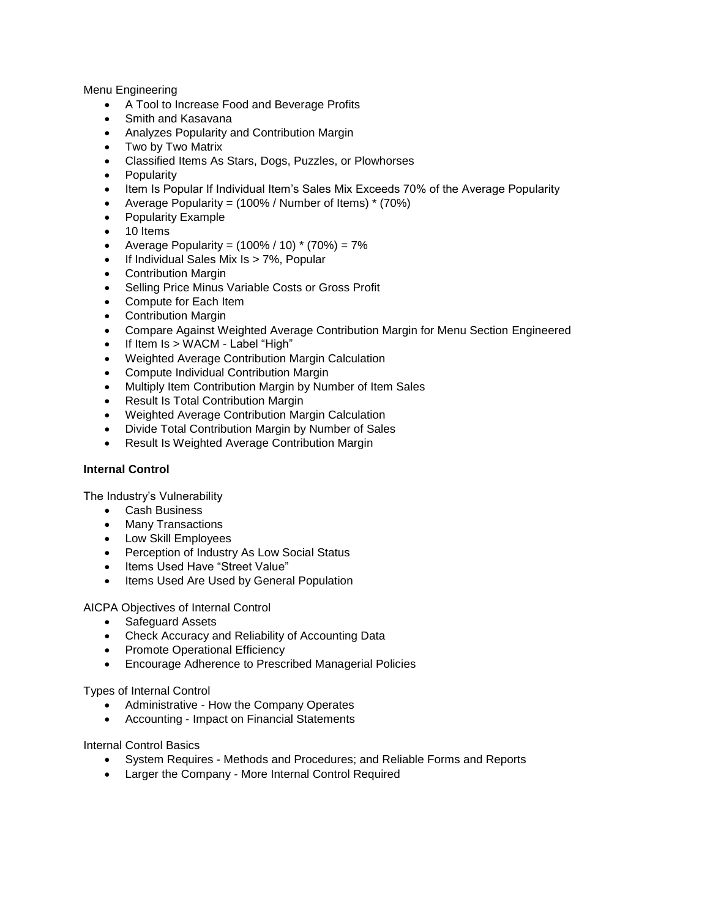Menu Engineering

- A Tool to Increase Food and Beverage Profits
- Smith and Kasavana
- Analyzes Popularity and Contribution Margin
- Two by Two Matrix
- Classified Items As Stars, Dogs, Puzzles, or Plowhorses
- Popularity
- Item Is Popular If Individual Item's Sales Mix Exceeds 70% of the Average Popularity
- Average Popularity = (100% / Number of Items) * (70%)
- Popularity Example
- 10 Items
- Average Popularity = (100% / 10) * (70%) = 7%
- If Individual Sales Mix Is > 7%, Popular
- Contribution Margin
- Selling Price Minus Variable Costs or Gross Profit
- Compute for Each Item
- Contribution Margin
- Compare Against Weighted Average Contribution Margin for Menu Section Engineered
- If Item Is > WACM - Label "High"
- Weighted Average Contribution Margin Calculation
- Compute Individual Contribution Margin
- Multiply Item Contribution Margin by Number of Item Sales
- Result Is Total Contribution Margin
- Weighted Average Contribution Margin Calculation
- Divide Total Contribution Margin by Number of Sales
- Result Is Weighted Average Contribution Margin

**Internal Control**

The Industry's Vulnerability

- Cash Business
- Many Transactions
- Low Skill Employees
- Perception of Industry As Low Social Status
- Items Used Have "Street Value"
- Items Used Are Used by General Population

AICPA Objectives of Internal Control

- Safeguard Assets
- Check Accuracy and Reliability of Accounting Data
- Promote Operational Efficiency
- Encourage Adherence to Prescribed Managerial Policies

Types of Internal Control

- Administrative - How the Company Operates
- Accounting - Impact on Financial Statements

Internal Control Basics

- System Requires - Methods and Procedures; and Reliable Forms and Reports
- Larger the Company - More Internal Control Required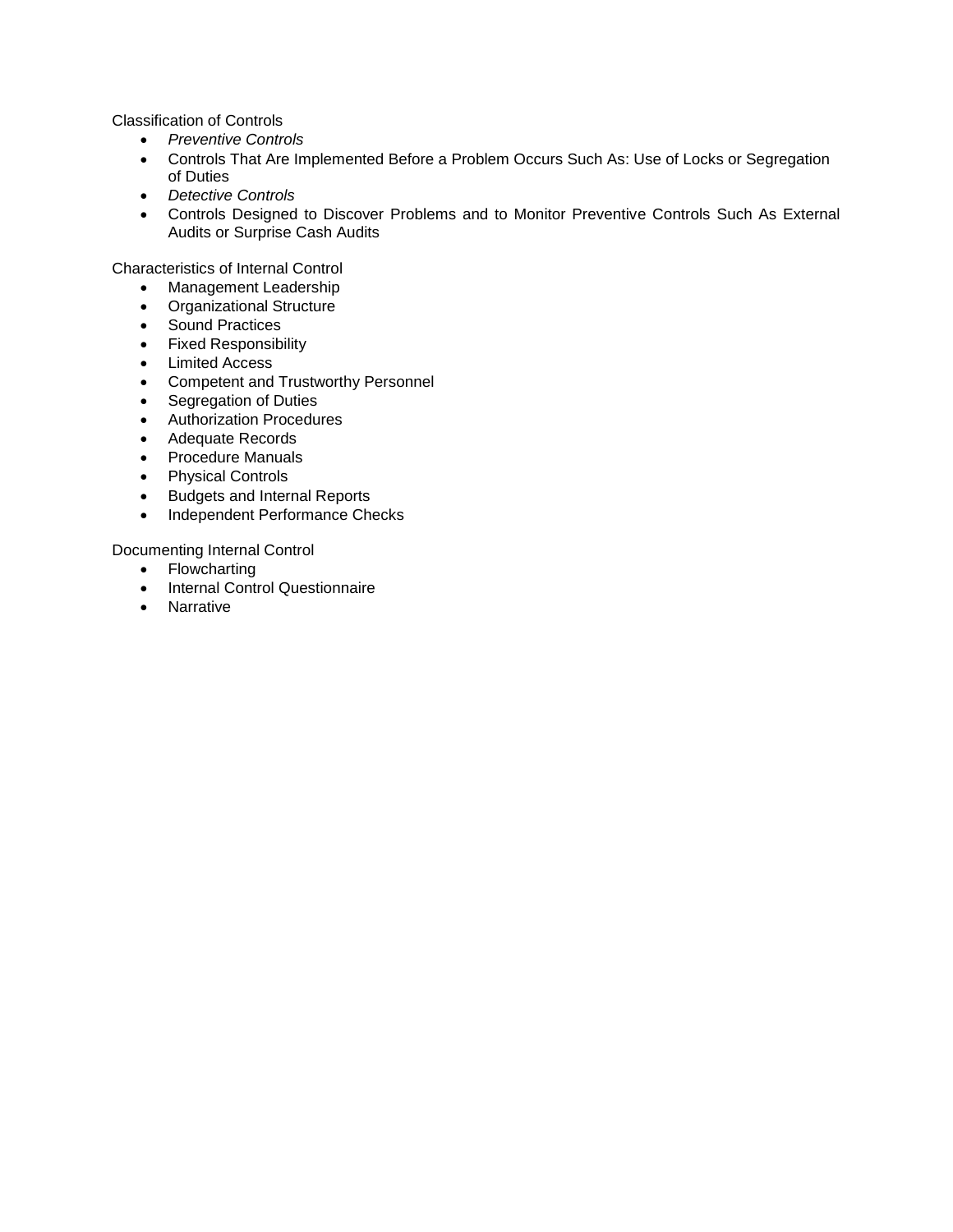Classification of Controls

- *Preventive Controls*
- Controls That Are Implemented Before a Problem Occurs Such As: Use of Locks or Segregation of Duties
- *Detective Controls*
- Controls Designed to Discover Problems and to Monitor Preventive Controls Such As External Audits or Surprise Cash Audits

Characteristics of Internal Control

- Management Leadership
- Organizational Structure
- Sound Practices
- Fixed Responsibility
- Limited Access
- Competent and Trustworthy Personnel
- Segregation of Duties
- Authorization Procedures
- Adequate Records
- Procedure Manuals
- Physical Controls
- Budgets and Internal Reports
- Independent Performance Checks

Documenting Internal Control

- Flowcharting
- Internal Control Questionnaire
- Narrative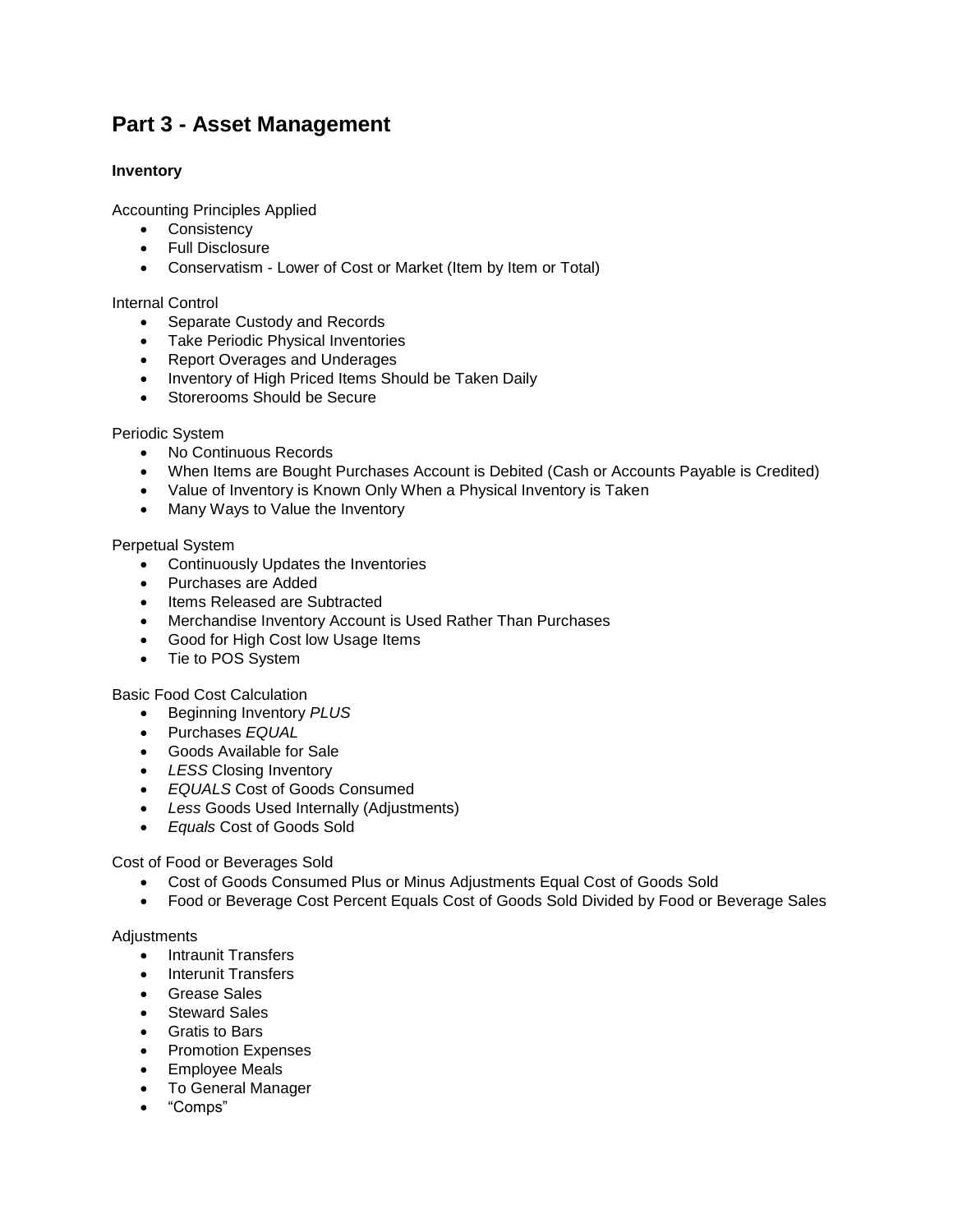# Part 3 - Asset Management

**Inventory**

Accounting Principles Applied

- Consistency
- Full Disclosure
- Conservatism - Lower of Cost or Market (Item by Item or Total)

Internal Control

- Separate Custody and Records
- Take Periodic Physical Inventories
- Report Overages and Underages
- Inventory of High Priced Items Should be Taken Daily
- Storerooms Should be Secure

Periodic System

- No Continuous Records
- When Items are Bought Purchases Account is Debited (Cash or Accounts Payable is Credited)
- Value of Inventory is Known Only When a Physical Inventory is Taken
- Many Ways to Value the Inventory

Perpetual System

- Continuously Updates the Inventories
- Purchases are Added
- Items Released are Subtracted
- Merchandise Inventory Account is Used Rather Than Purchases
- Good for High Cost low Usage Items
- Tie to POS System

Basic Food Cost Calculation

- Beginning Inventory *PLUS*
- Purchases *EQUAL*
- Goods Available for Sale
- *LESS* Closing Inventory
- *EQUALS* Cost of Goods Consumed
- *Less* Goods Used Internally (Adjustments)
- *Equals* Cost of Goods Sold

Cost of Food or Beverages Sold

- Cost of Goods Consumed Plus or Minus Adjustments Equal Cost of Goods Sold
- Food or Beverage Cost Percent Equals Cost of Goods Sold Divided by Food or Beverage Sales

Adjustments

- Intraunit Transfers
- Interunit Transfers
- Grease Sales
- Steward Sales
- Gratis to Bars
- Promotion Expenses
- Employee Meals
- To General Manager
- "Comps"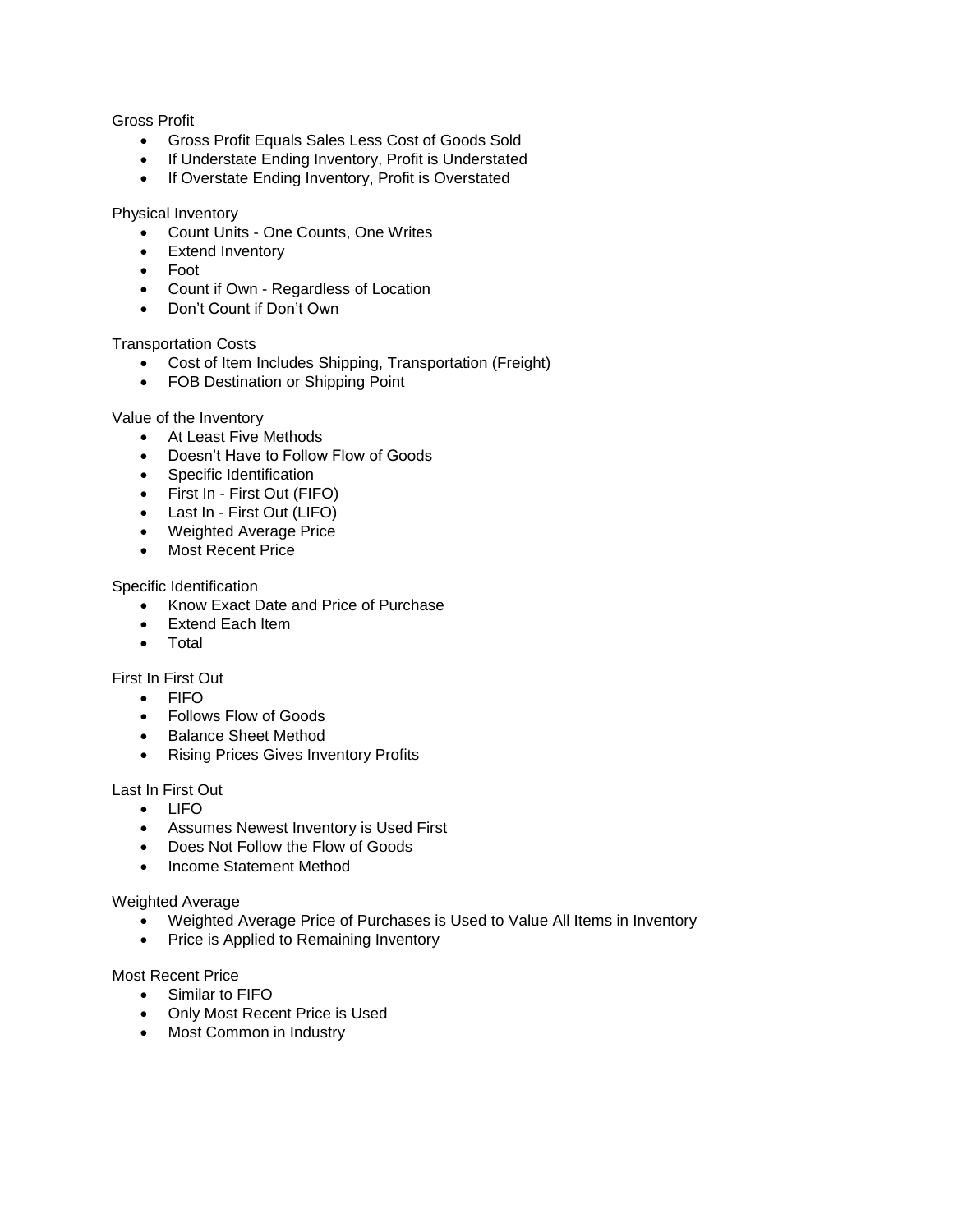Gross Profit

- Gross Profit Equals Sales Less Cost of Goods Sold
- If Understate Ending Inventory, Profit is Understated
- If Overstate Ending Inventory, Profit is Overstated

Physical Inventory

- Count Units - One Counts, One Writes
- Extend Inventory
- Foot
- Count if Own - Regardless of Location
- Don't Count if Don't Own

Transportation Costs

- Cost of Item Includes Shipping, Transportation (Freight)
- FOB Destination or Shipping Point

Value of the Inventory

- At Least Five Methods
- Doesn't Have to Follow Flow of Goods
- Specific Identification
- First In - First Out (FIFO)
- Last In - First Out (LIFO)
- Weighted Average Price
- Most Recent Price

Specific Identification

- Know Exact Date and Price of Purchase
- Extend Each Item
- Total

First In First Out

- FIFO
- Follows Flow of Goods
- Balance Sheet Method
- Rising Prices Gives Inventory Profits

Last In First Out

- LIFO
- Assumes Newest Inventory is Used First
- Does Not Follow the Flow of Goods
- Income Statement Method

Weighted Average

- Weighted Average Price of Purchases is Used to Value All Items in Inventory
- Price is Applied to Remaining Inventory

Most Recent Price

- Similar to FIFO
- Only Most Recent Price is Used
- Most Common in Industry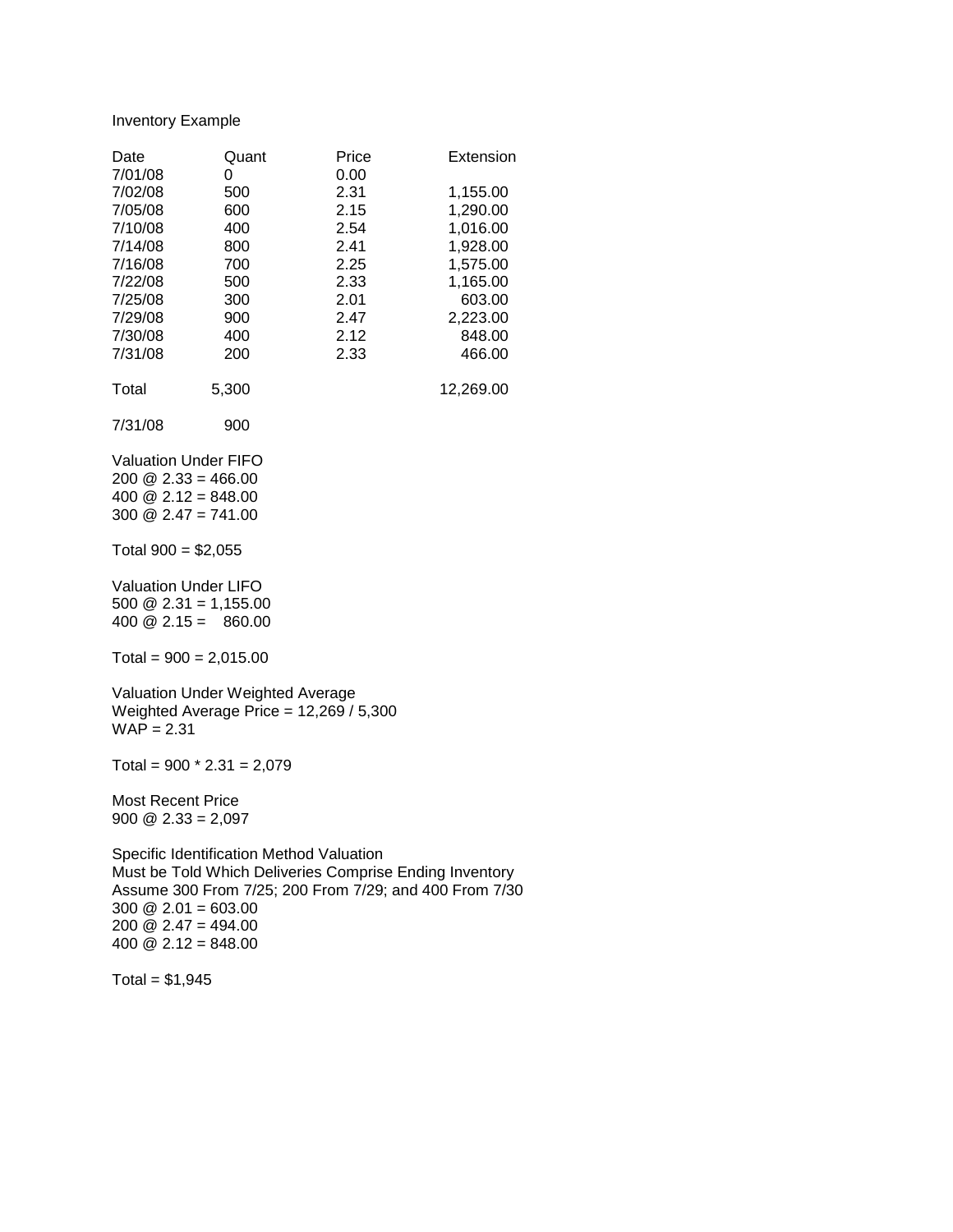Inventory Example

| Date | Quant | Price | Extension |
|---|---|---|---|
| 7/01/08 | 0 | 0.00 | |
| 7/02/08 | 500 | 2.31 | 1,155.00 |
| 7/05/08 | 600 | 2.15 | 1,290.00 |
| 7/10/08 | 400 | 2.54 | 1,016.00 |
| 7/14/08 | 800 | 2.41 | 1,928.00 |
| 7/16/08 | 700 | 2.25 | 1,575.00 |
| 7/22/08 | 500 | 2.33 | 1,165.00 |
| 7/25/08 | 300 | 2.01 | 603.00 |
| 7/29/08 | 900 | 2.47 | 2,223.00 |
| 7/30/08 | 400 | 2.12 | 848.00 |
| 7/31/08 | 200 | 2.33 | 466.00 |
| Total | 5,300 | | 12,269.00 |
| 7/31/08 | 900 | | |

Valuation Under FIFO
200 @ 2.33 = 466.00
400 @ 2.12 = 848.00
300 @ 2.47 = 741.00

Total 900 = $2,055

Valuation Under LIFO
500 @ 2.31 = 1,155.00
400 @ 2.15 = 860.00

Total = 900 = 2,015.00

Valuation Under Weighted Average
Weighted Average Price = 12,269 / 5,300
WAP = 2.31

Total = 900 * 2.31 = 2,079

Most Recent Price
900 @ 2.33 = 2,097

Specific Identification Method Valuation
Must be Told Which Deliveries Comprise Ending Inventory
Assume 300 From 7/25; 200 From 7/29; and 400 From 7/30
300 @ 2.01 = 603.00
200 @ 2.47 = 494.00
400 @ 2.12 = 848.00

Total = $1,945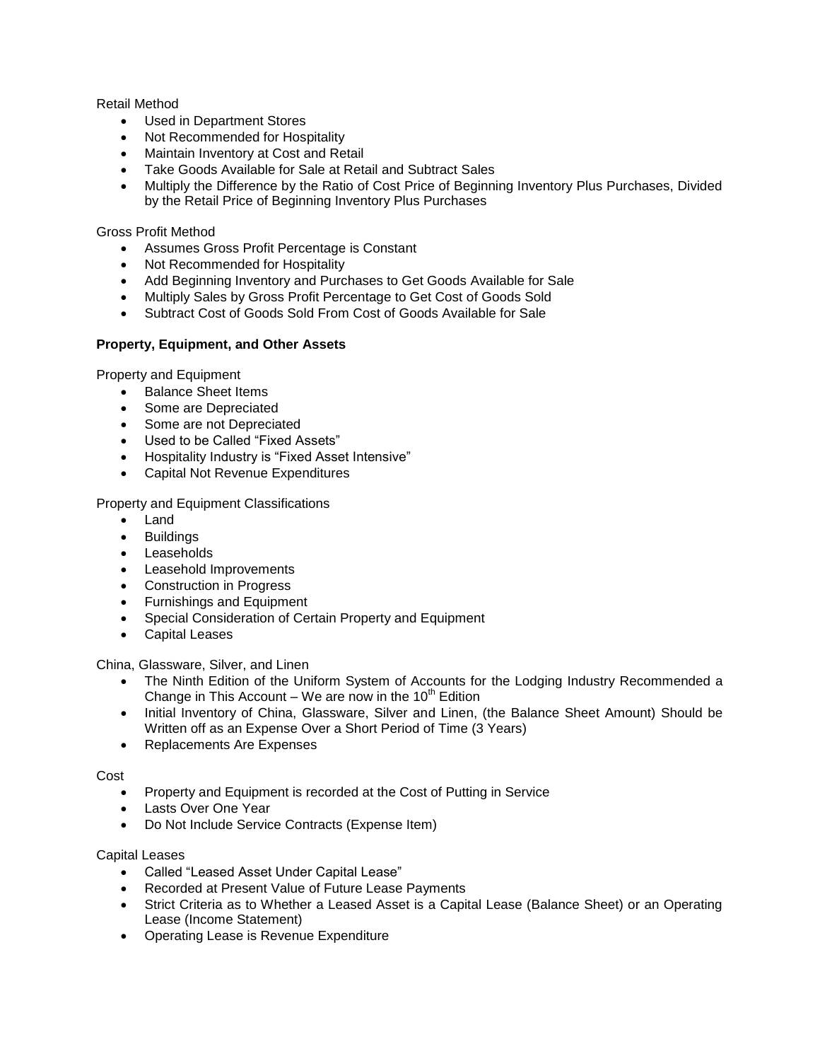Retail Method

- Used in Department Stores
- Not Recommended for Hospitality
- Maintain Inventory at Cost and Retail
- Take Goods Available for Sale at Retail and Subtract Sales
- Multiply the Difference by the Ratio of Cost Price of Beginning Inventory Plus Purchases, Divided by the Retail Price of Beginning Inventory Plus Purchases

Gross Profit Method

- Assumes Gross Profit Percentage is Constant
- Not Recommended for Hospitality
- Add Beginning Inventory and Purchases to Get Goods Available for Sale
- Multiply Sales by Gross Profit Percentage to Get Cost of Goods Sold
- Subtract Cost of Goods Sold From Cost of Goods Available for Sale

**Property, Equipment, and Other Assets**

Property and Equipment

- Balance Sheet Items
- Some are Depreciated
- Some are not Depreciated
- Used to be Called "Fixed Assets"
- Hospitality Industry is "Fixed Asset Intensive"
- Capital Not Revenue Expenditures

Property and Equipment Classifications

- Land
- Buildings
- Leaseholds
- Leasehold Improvements
- Construction in Progress
- Furnishings and Equipment
- Special Consideration of Certain Property and Equipment
- Capital Leases

China, Glassware, Silver, and Linen

- The Ninth Edition of the Uniform System of Accounts for the Lodging Industry Recommended a Change in This Account – We are now in the 10th Edition
- Initial Inventory of China, Glassware, Silver and Linen, (the Balance Sheet Amount) Should be Written off as an Expense Over a Short Period of Time (3 Years)
- Replacements Are Expenses

Cost

- Property and Equipment is recorded at the Cost of Putting in Service
- Lasts Over One Year
- Do Not Include Service Contracts (Expense Item)

Capital Leases

- Called "Leased Asset Under Capital Lease"
- Recorded at Present Value of Future Lease Payments
- Strict Criteria as to Whether a Leased Asset is a Capital Lease (Balance Sheet) or an Operating Lease (Income Statement)
- Operating Lease is Revenue Expenditure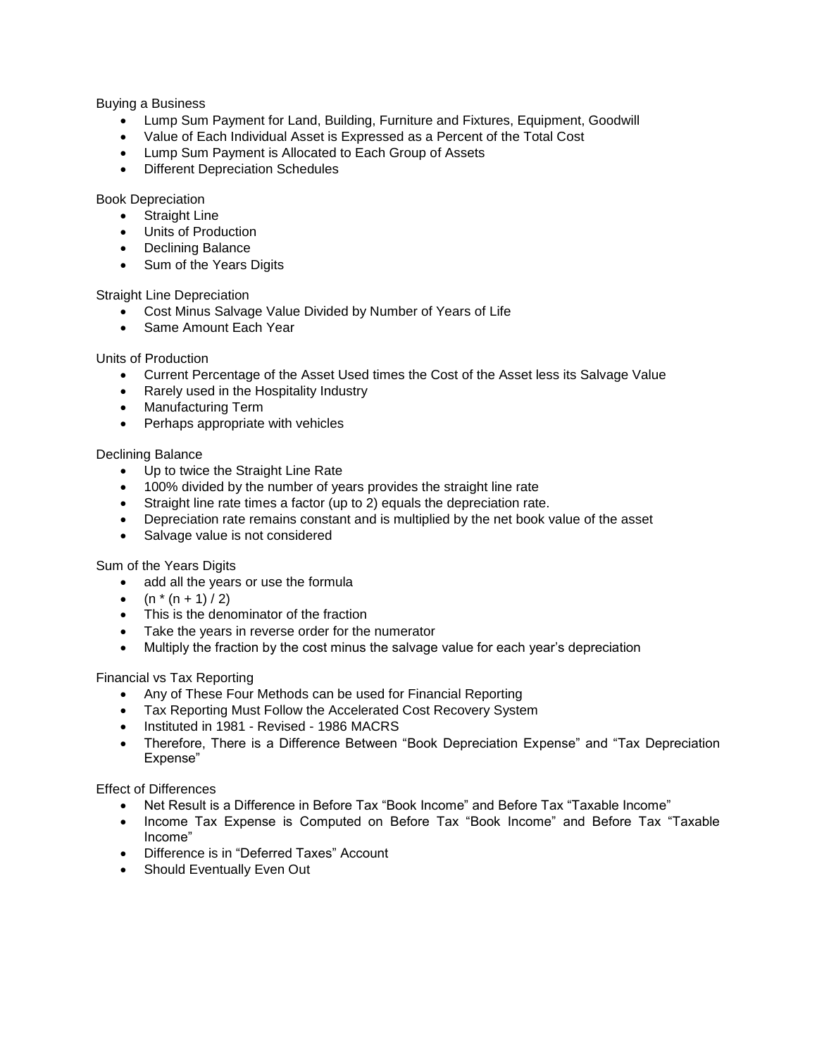Buying a Business

- Lump Sum Payment for Land, Building, Furniture and Fixtures, Equipment, Goodwill
- Value of Each Individual Asset is Expressed as a Percent of the Total Cost
- Lump Sum Payment is Allocated to Each Group of Assets
- Different Depreciation Schedules

Book Depreciation

- Straight Line
- Units of Production
- Declining Balance
- Sum of the Years Digits

Straight Line Depreciation

- Cost Minus Salvage Value Divided by Number of Years of Life
- Same Amount Each Year

Units of Production

- Current Percentage of the Asset Used times the Cost of the Asset less its Salvage Value
- Rarely used in the Hospitality Industry
- Manufacturing Term
- Perhaps appropriate with vehicles

Declining Balance

- Up to twice the Straight Line Rate
- 100% divided by the number of years provides the straight line rate
- Straight line rate times a factor (up to 2) equals the depreciation rate.
- Depreciation rate remains constant and is multiplied by the net book value of the asset
- Salvage value is not considered

Sum of the Years Digits

- add all the years or use the formula
- $(n * (n + 1) / 2)$
- This is the denominator of the fraction
- Take the years in reverse order for the numerator
- Multiply the fraction by the cost minus the salvage value for each year's depreciation

Financial vs Tax Reporting

- Any of These Four Methods can be used for Financial Reporting
- Tax Reporting Must Follow the Accelerated Cost Recovery System
- Instituted in 1981 - Revised - 1986 MACRS
- Therefore, There is a Difference Between "Book Depreciation Expense" and "Tax Depreciation Expense"

Effect of Differences

- Net Result is a Difference in Before Tax "Book Income" and Before Tax "Taxable Income"
- Income Tax Expense is Computed on Before Tax "Book Income" and Before Tax "Taxable Income"
- Difference is in "Deferred Taxes" Account
- Should Eventually Even Out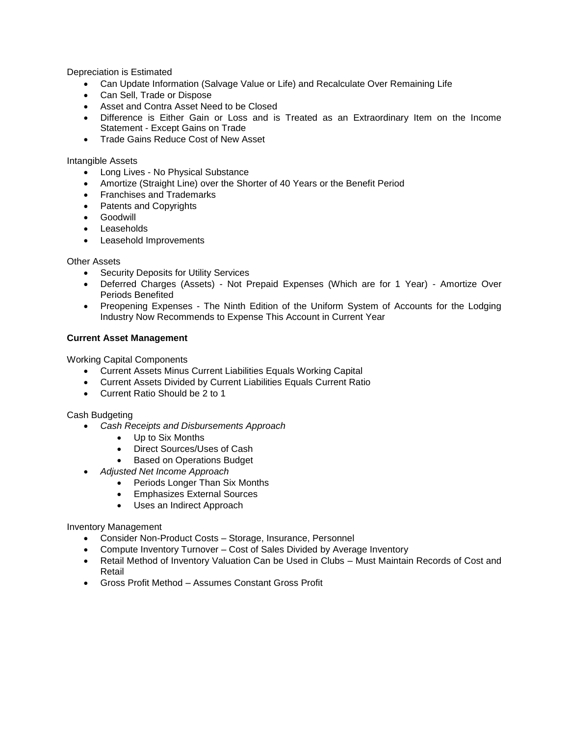Depreciation is Estimated

- Can Update Information (Salvage Value or Life) and Recalculate Over Remaining Life
- Can Sell, Trade or Dispose
- Asset and Contra Asset Need to be Closed
- Difference is Either Gain or Loss and is Treated as an Extraordinary Item on the Income Statement - Except Gains on Trade
- Trade Gains Reduce Cost of New Asset

Intangible Assets

- Long Lives - No Physical Substance
- Amortize (Straight Line) over the Shorter of 40 Years or the Benefit Period
- Franchises and Trademarks
- Patents and Copyrights
- Goodwill
- Leaseholds
- Leasehold Improvements

Other Assets

- Security Deposits for Utility Services
- Deferred Charges (Assets) - Not Prepaid Expenses (Which are for 1 Year) - Amortize Over Periods Benefited
- Preopening Expenses - The Ninth Edition of the Uniform System of Accounts for the Lodging Industry Now Recommends to Expense This Account in Current Year

**Current Asset Management**

Working Capital Components

- Current Assets Minus Current Liabilities Equals Working Capital
- Current Assets Divided by Current Liabilities Equals Current Ratio
- Current Ratio Should be 2 to 1

Cash Budgeting

- *Cash Receipts and Disbursements Approach*
    - Up to Six Months
    - Direct Sources/Uses of Cash
    - Based on Operations Budget
- *Adjusted Net Income Approach*
    - Periods Longer Than Six Months
    - Emphasizes External Sources
    - Uses an Indirect Approach

Inventory Management

- Consider Non-Product Costs – Storage, Insurance, Personnel
- Compute Inventory Turnover – Cost of Sales Divided by Average Inventory
- Retail Method of Inventory Valuation Can be Used in Clubs – Must Maintain Records of Cost and Retail
- Gross Profit Method – Assumes Constant Gross Profit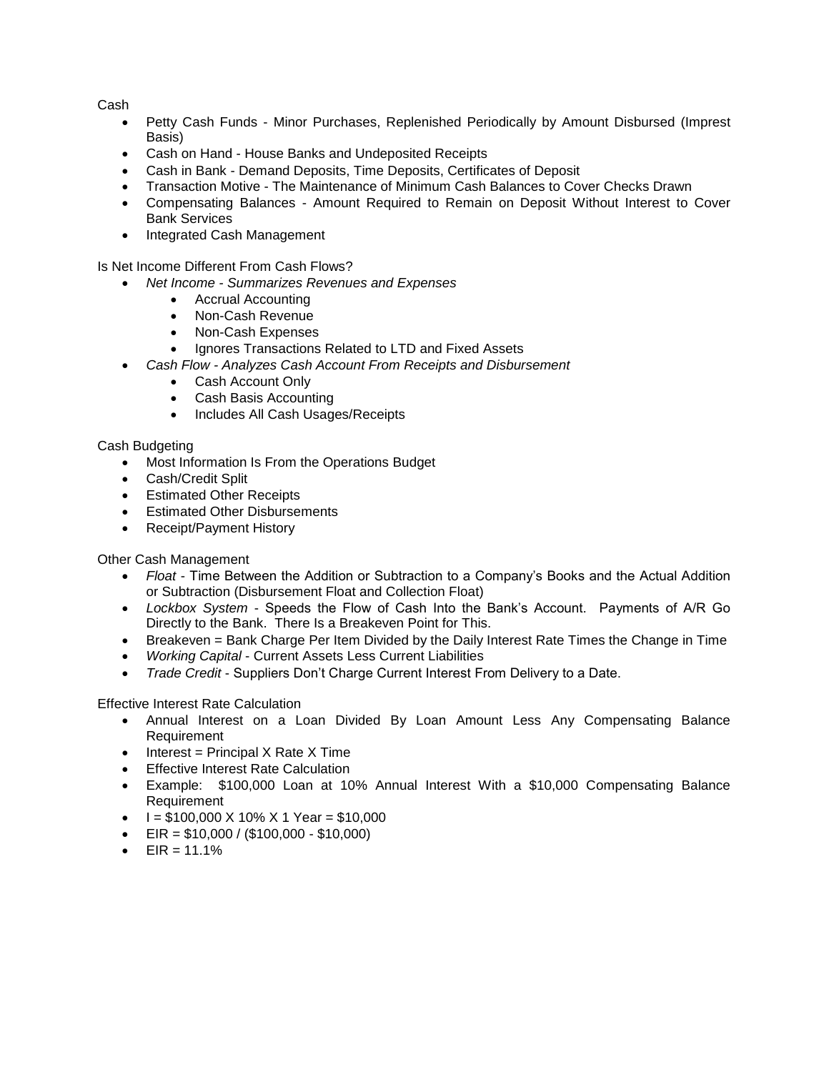Cash

- Petty Cash Funds - Minor Purchases, Replenished Periodically by Amount Disbursed (Imprest Basis)
- Cash on Hand - House Banks and Undeposited Receipts
- Cash in Bank - Demand Deposits, Time Deposits, Certificates of Deposit
- Transaction Motive - The Maintenance of Minimum Cash Balances to Cover Checks Drawn
- Compensating Balances - Amount Required to Remain on Deposit Without Interest to Cover Bank Services
- Integrated Cash Management

Is Net Income Different From Cash Flows?

- *Net Income - Summarizes Revenues and Expenses*
    - Accrual Accounting
    - Non-Cash Revenue
    - Non-Cash Expenses
    - Ignores Transactions Related to LTD and Fixed Assets
- *Cash Flow - Analyzes Cash Account From Receipts and Disbursement*
    - Cash Account Only
    - Cash Basis Accounting
    - Includes All Cash Usages/Receipts

Cash Budgeting

- Most Information Is From the Operations Budget
- Cash/Credit Split
- Estimated Other Receipts
- Estimated Other Disbursements
- Receipt/Payment History

Other Cash Management

- *Float* - Time Between the Addition or Subtraction to a Company's Books and the Actual Addition or Subtraction (Disbursement Float and Collection Float)
- *Lockbox System* - Speeds the Flow of Cash Into the Bank's Account. Payments of A/R Go Directly to the Bank. There Is a Breakeven Point for This.
- Breakeven = Bank Charge Per Item Divided by the Daily Interest Rate Times the Change in Time
- *Working Capital* - Current Assets Less Current Liabilities
- *Trade Credit* - Suppliers Don't Charge Current Interest From Delivery to a Date.

Effective Interest Rate Calculation

- Annual Interest on a Loan Divided By Loan Amount Less Any Compensating Balance Requirement
- Interest = Principal X Rate X Time
- Effective Interest Rate Calculation
- Example: $100,000 Loan at 10% Annual Interest With a $10,000 Compensating Balance Requirement
- I = $100,000 X 10% X 1 Year = $10,000
- EIR = $10,000 / ($100,000 - $10,000)
- EIR = 11.1%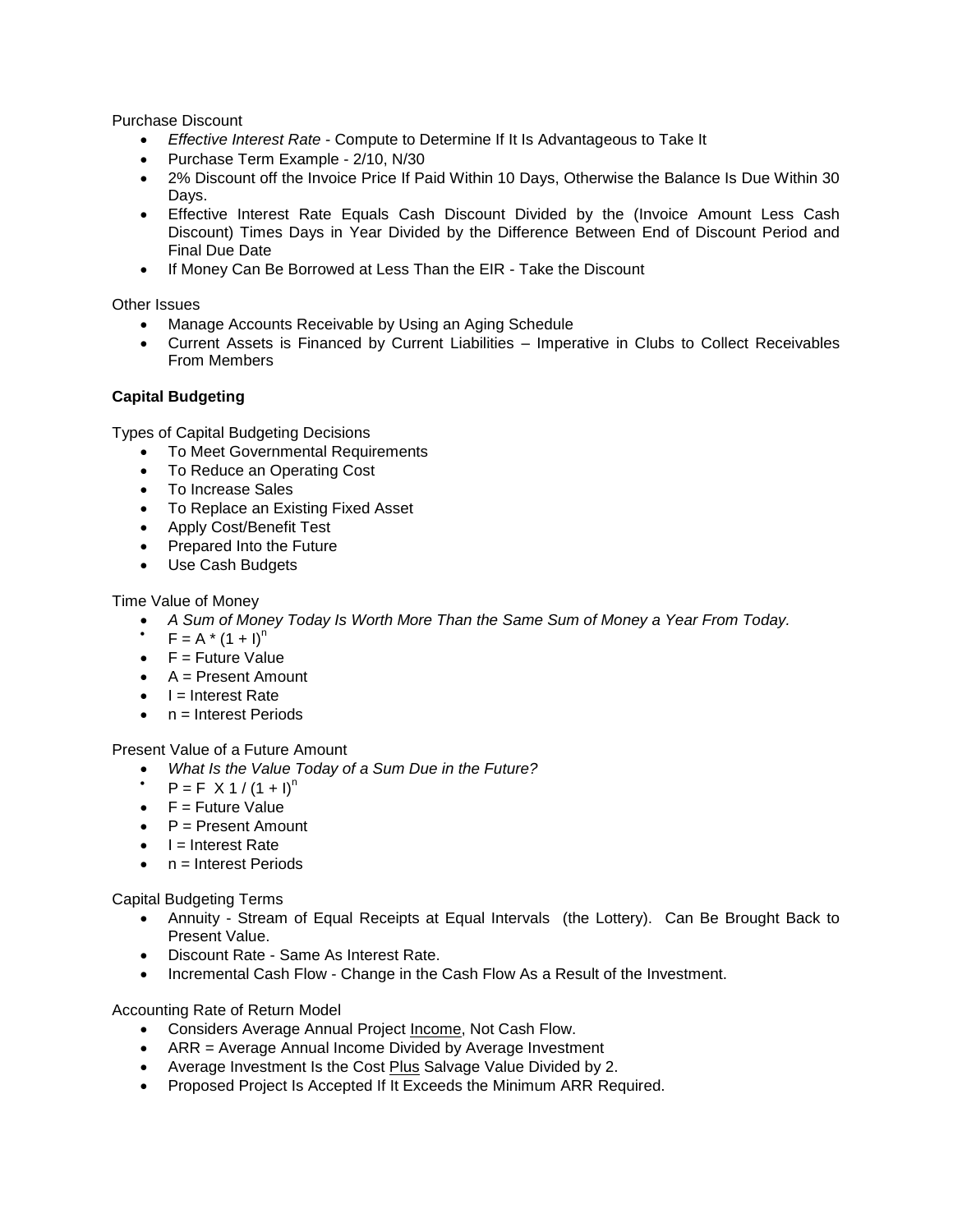Purchase Discount

- *Effective Interest Rate* - Compute to Determine If It Is Advantageous to Take It
- Purchase Term Example - 2/10, N/30
- 2% Discount off the Invoice Price If Paid Within 10 Days, Otherwise the Balance Is Due Within 30 Days.
- Effective Interest Rate Equals Cash Discount Divided by the (Invoice Amount Less Cash Discount) Times Days in Year Divided by the Difference Between End of Discount Period and Final Due Date
- If Money Can Be Borrowed at Less Than the EIR - Take the Discount

Other Issues

- Manage Accounts Receivable by Using an Aging Schedule
- Current Assets is Financed by Current Liabilities – Imperative in Clubs to Collect Receivables From Members

**Capital Budgeting**

Types of Capital Budgeting Decisions

- To Meet Governmental Requirements
- To Reduce an Operating Cost
- To Increase Sales
- To Replace an Existing Fixed Asset
- Apply Cost/Benefit Test
- Prepared Into the Future
- Use Cash Budgets

Time Value of Money

- *A Sum of Money Today Is Worth More Than the Same Sum of Money a Year From Today.*
- $F = A * (1 + I)^n$
- F = Future Value
- A = Present Amount
- I = Interest Rate
- n = Interest Periods

Present Value of a Future Amount

- *What Is the Value Today of a Sum Due in the Future?*
- $P = F \times 1 / (1 + I)^n$
- F = Future Value
- P = Present Amount
- I = Interest Rate
- n = Interest Periods

Capital Budgeting Terms

- Annuity - Stream of Equal Receipts at Equal Intervals (the Lottery). Can Be Brought Back to Present Value.
- Discount Rate - Same As Interest Rate.
- Incremental Cash Flow - Change in the Cash Flow As a Result of the Investment.

Accounting Rate of Return Model

- Considers Average Annual Project Income, Not Cash Flow.
- ARR = Average Annual Income Divided by Average Investment
- Average Investment Is the Cost Plus Salvage Value Divided by 2.
- Proposed Project Is Accepted If It Exceeds the Minimum ARR Required.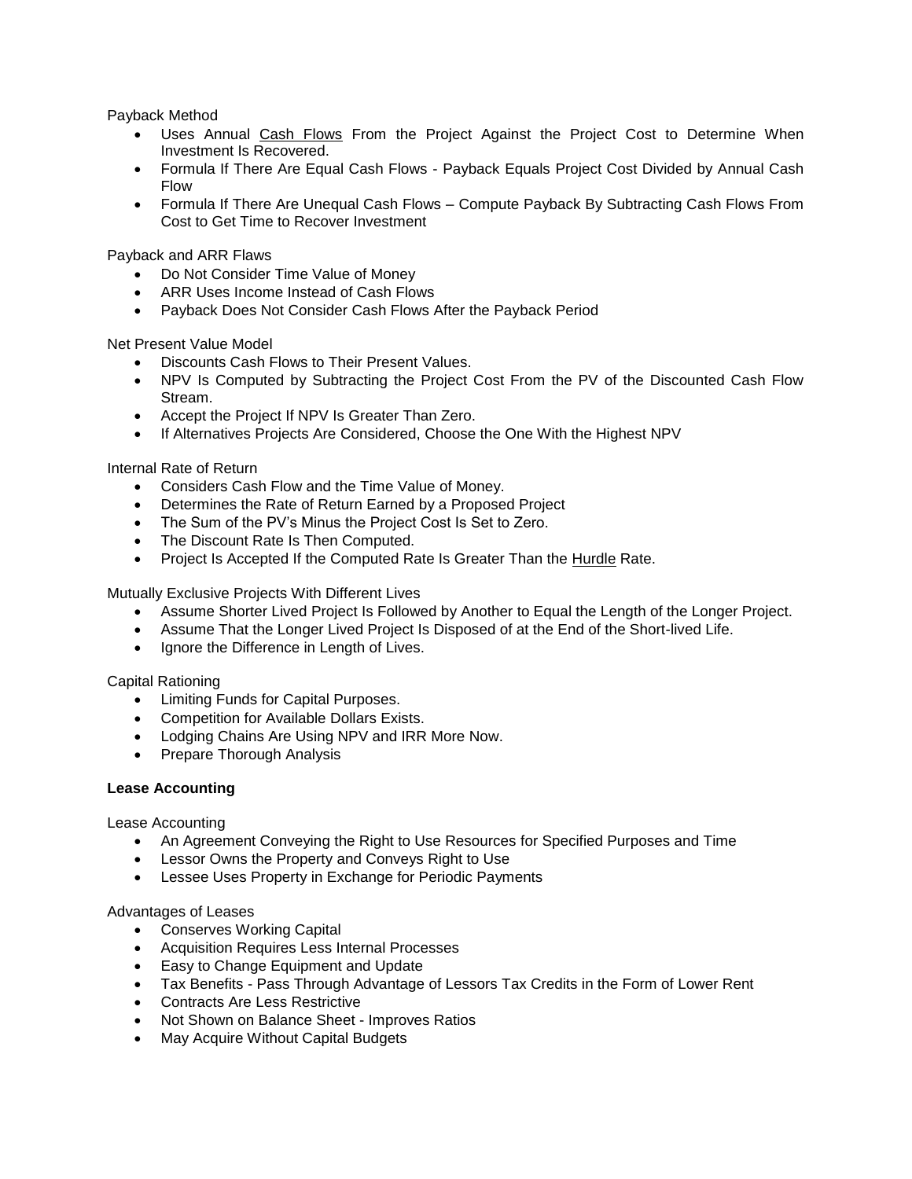Payback Method

- Uses Annual <u>Cash Flows</u> From the Project Against the Project Cost to Determine When Investment Is Recovered.
- Formula If There Are Equal Cash Flows - Payback Equals Project Cost Divided by Annual Cash Flow
- Formula If There Are Unequal Cash Flows – Compute Payback By Subtracting Cash Flows From Cost to Get Time to Recover Investment

Payback and ARR Flaws

- Do Not Consider Time Value of Money
- ARR Uses Income Instead of Cash Flows
- Payback Does Not Consider Cash Flows After the Payback Period

Net Present Value Model

- Discounts Cash Flows to Their Present Values.
- NPV Is Computed by Subtracting the Project Cost From the PV of the Discounted Cash Flow Stream.
- Accept the Project If NPV Is Greater Than Zero.
- If Alternatives Projects Are Considered, Choose the One With the Highest NPV

Internal Rate of Return

- Considers Cash Flow and the Time Value of Money.
- Determines the Rate of Return Earned by a Proposed Project
- The Sum of the PV's Minus the Project Cost Is Set to Zero.
- The Discount Rate Is Then Computed.
- Project Is Accepted If the Computed Rate Is Greater Than the <u>Hurdle</u> Rate.

Mutually Exclusive Projects With Different Lives

- Assume Shorter Lived Project Is Followed by Another to Equal the Length of the Longer Project.
- Assume That the Longer Lived Project Is Disposed of at the End of the Short-lived Life.
- Ignore the Difference in Length of Lives.

Capital Rationing

- Limiting Funds for Capital Purposes.
- Competition for Available Dollars Exists.
- Lodging Chains Are Using NPV and IRR More Now.
- Prepare Thorough Analysis

**Lease Accounting**

Lease Accounting

- An Agreement Conveying the Right to Use Resources for Specified Purposes and Time
- Lessor Owns the Property and Conveys Right to Use
- Lessee Uses Property in Exchange for Periodic Payments

Advantages of Leases

- Conserves Working Capital
- Acquisition Requires Less Internal Processes
- Easy to Change Equipment and Update
- Tax Benefits - Pass Through Advantage of Lessors Tax Credits in the Form of Lower Rent
- Contracts Are Less Restrictive
- Not Shown on Balance Sheet - Improves Ratios
- May Acquire Without Capital Budgets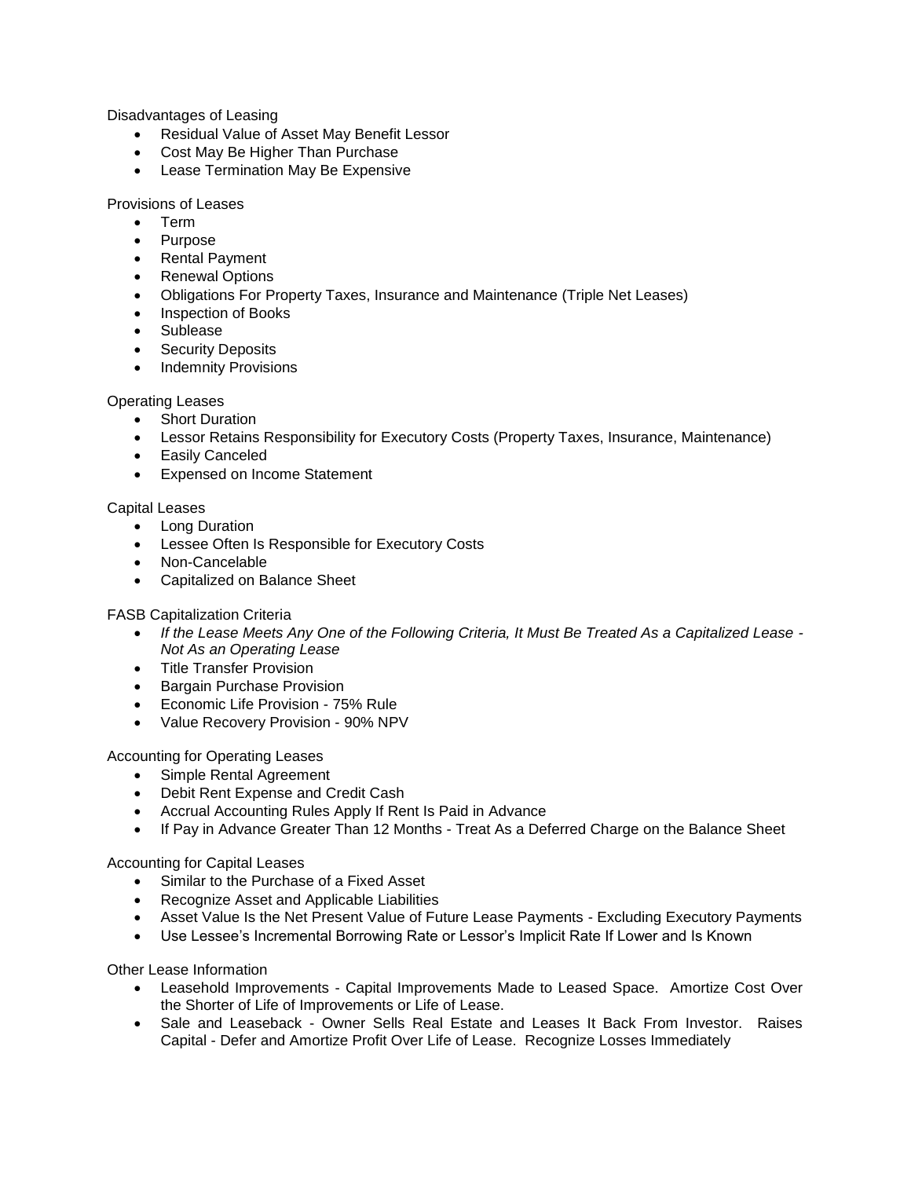Disadvantages of Leasing

- Residual Value of Asset May Benefit Lessor
- Cost May Be Higher Than Purchase
- Lease Termination May Be Expensive

Provisions of Leases

- Term
- Purpose
- Rental Payment
- Renewal Options
- Obligations For Property Taxes, Insurance and Maintenance (Triple Net Leases)
- Inspection of Books
- Sublease
- Security Deposits
- Indemnity Provisions

Operating Leases

- Short Duration
- Lessor Retains Responsibility for Executory Costs (Property Taxes, Insurance, Maintenance)
- Easily Canceled
- Expensed on Income Statement

Capital Leases

- Long Duration
- Lessee Often Is Responsible for Executory Costs
- Non-Cancelable
- Capitalized on Balance Sheet

FASB Capitalization Criteria

- *If the Lease Meets Any One of the Following Criteria, It Must Be Treated As a Capitalized Lease - Not As an Operating Lease*
- Title Transfer Provision
- Bargain Purchase Provision
- Economic Life Provision - 75% Rule
- Value Recovery Provision - 90% NPV

Accounting for Operating Leases

- Simple Rental Agreement
- Debit Rent Expense and Credit Cash
- Accrual Accounting Rules Apply If Rent Is Paid in Advance
- If Pay in Advance Greater Than 12 Months - Treat As a Deferred Charge on the Balance Sheet

Accounting for Capital Leases

- Similar to the Purchase of a Fixed Asset
- Recognize Asset and Applicable Liabilities
- Asset Value Is the Net Present Value of Future Lease Payments - Excluding Executory Payments
- Use Lessee's Incremental Borrowing Rate or Lessor's Implicit Rate If Lower and Is Known

Other Lease Information

- Leasehold Improvements - Capital Improvements Made to Leased Space. Amortize Cost Over the Shorter of Life of Improvements or Life of Lease.
- Sale and Leaseback - Owner Sells Real Estate and Leases It Back From Investor. Raises Capital - Defer and Amortize Profit Over Life of Lease. Recognize Losses Immediately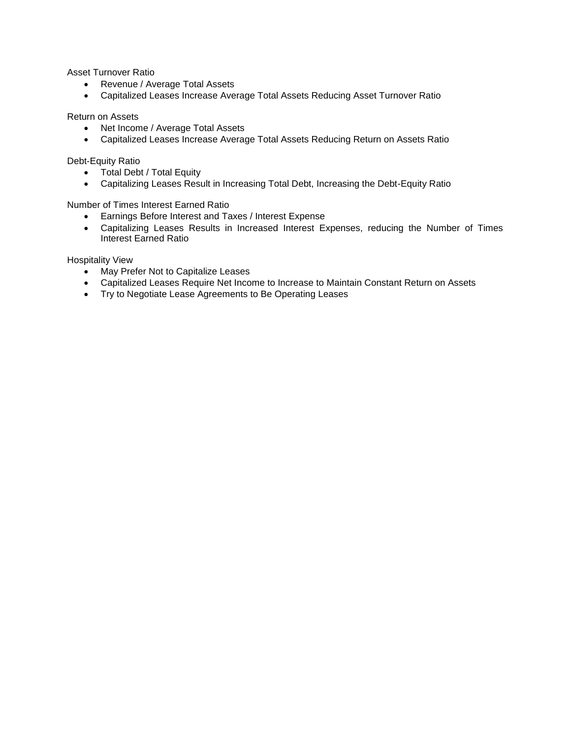Asset Turnover Ratio

- Revenue / Average Total Assets
- Capitalized Leases Increase Average Total Assets Reducing Asset Turnover Ratio

Return on Assets

- Net Income / Average Total Assets
- Capitalized Leases Increase Average Total Assets Reducing Return on Assets Ratio

Debt-Equity Ratio

- Total Debt / Total Equity
- Capitalizing Leases Result in Increasing Total Debt, Increasing the Debt-Equity Ratio

Number of Times Interest Earned Ratio

- Earnings Before Interest and Taxes / Interest Expense
- Capitalizing Leases Results in Increased Interest Expenses, reducing the Number of Times Interest Earned Ratio

Hospitality View

- May Prefer Not to Capitalize Leases
- Capitalized Leases Require Net Income to Increase to Maintain Constant Return on Assets
- Try to Negotiate Lease Agreements to Be Operating Leases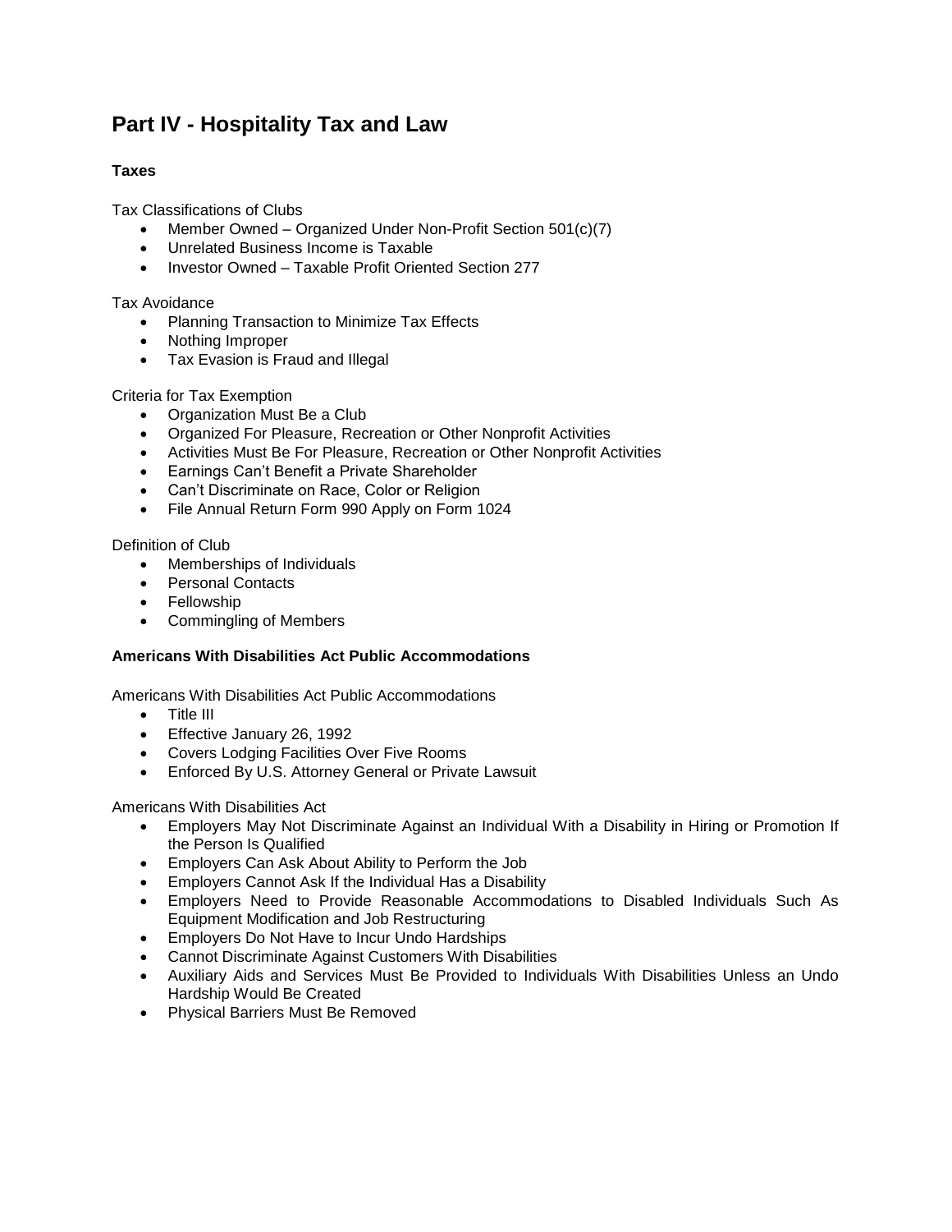# Part IV - Hospitality Tax and Law

### Taxes

Tax Classifications of Clubs

- Member Owned – Organized Under Non-Profit Section 501(c)(7)
- Unrelated Business Income is Taxable
- Investor Owned – Taxable Profit Oriented Section 277

Tax Avoidance

- Planning Transaction to Minimize Tax Effects
- Nothing Improper
- Tax Evasion is Fraud and Illegal

Criteria for Tax Exemption

- Organization Must Be a Club
- Organized For Pleasure, Recreation or Other Nonprofit Activities
- Activities Must Be For Pleasure, Recreation or Other Nonprofit Activities
- Earnings Can't Benefit a Private Shareholder
- Can't Discriminate on Race, Color or Religion
- File Annual Return Form 990 Apply on Form 1024

Definition of Club

- Memberships of Individuals
- Personal Contacts
- Fellowship
- Commingling of Members

### Americans With Disabilities Act Public Accommodations

Americans With Disabilities Act Public Accommodations

- Title III
- Effective January 26, 1992
- Covers Lodging Facilities Over Five Rooms
- Enforced By U.S. Attorney General or Private Lawsuit

Americans With Disabilities Act

- Employers May Not Discriminate Against an Individual With a Disability in Hiring or Promotion If the Person Is Qualified
- Employers Can Ask About Ability to Perform the Job
- Employers Cannot Ask If the Individual Has a Disability
- Employers Need to Provide Reasonable Accommodations to Disabled Individuals Such As Equipment Modification and Job Restructuring
- Employers Do Not Have to Incur Undo Hardships
- Cannot Discriminate Against Customers With Disabilities
- Auxiliary Aids and Services Must Be Provided to Individuals With Disabilities Unless an Undo Hardship Would Be Created
- Physical Barriers Must Be Removed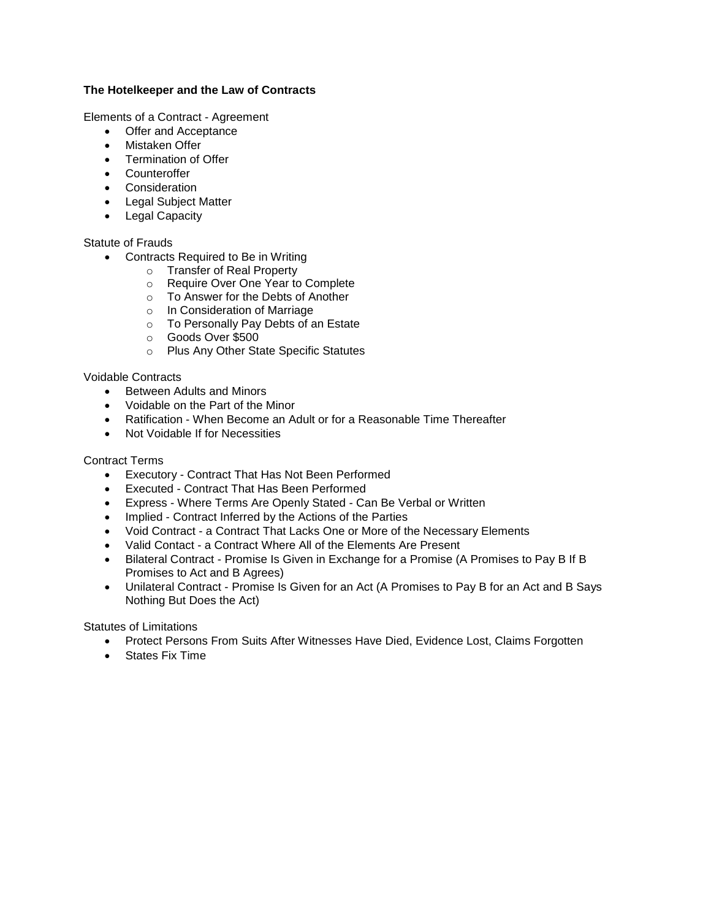**The Hotelkeeper and the Law of Contracts**

Elements of a Contract - Agreement

- Offer and Acceptance
- Mistaken Offer
- Termination of Offer
- Counteroffer
- Consideration
- Legal Subject Matter
- Legal Capacity

Statute of Frauds

- Contracts Required to Be in Writing
  - Transfer of Real Property
  - Require Over One Year to Complete
  - To Answer for the Debts of Another
  - In Consideration of Marriage
  - To Personally Pay Debts of an Estate
  - Goods Over $500
  - Plus Any Other State Specific Statutes

Voidable Contracts

- Between Adults and Minors
- Voidable on the Part of the Minor
- Ratification - When Become an Adult or for a Reasonable Time Thereafter
- Not Voidable If for Necessities

Contract Terms

- Executory - Contract That Has Not Been Performed
- Executed - Contract That Has Been Performed
- Express - Where Terms Are Openly Stated - Can Be Verbal or Written
- Implied - Contract Inferred by the Actions of the Parties
- Void Contract - a Contract That Lacks One or More of the Necessary Elements
- Valid Contact - a Contract Where All of the Elements Are Present
- Bilateral Contract - Promise Is Given in Exchange for a Promise (A Promises to Pay B If B Promises to Act and B Agrees)
- Unilateral Contract - Promise Is Given for an Act (A Promises to Pay B for an Act and B Says Nothing But Does the Act)

Statutes of Limitations

- Protect Persons From Suits After Witnesses Have Died, Evidence Lost, Claims Forgotten
- States Fix Time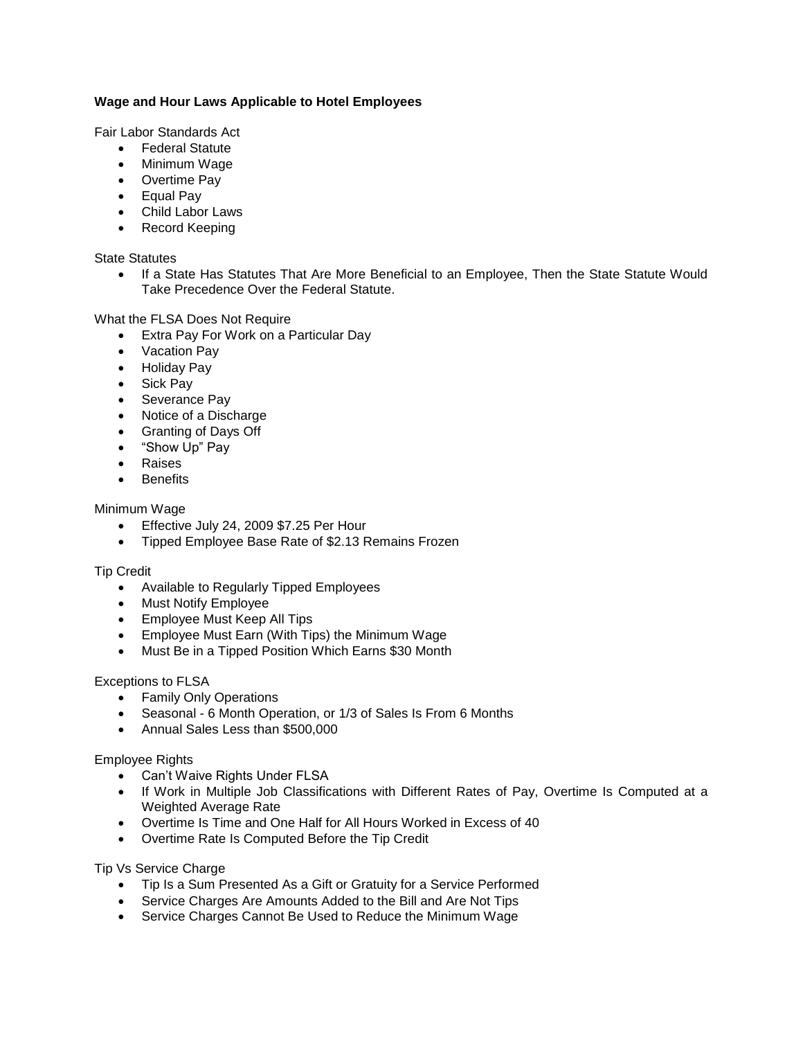**Wage and Hour Laws Applicable to Hotel Employees**

Fair Labor Standards Act

- Federal Statute
- Minimum Wage
- Overtime Pay
- Equal Pay
- Child Labor Laws
- Record Keeping

State Statutes

- If a State Has Statutes That Are More Beneficial to an Employee, Then the State Statute Would Take Precedence Over the Federal Statute.

What the FLSA Does Not Require

- Extra Pay For Work on a Particular Day
- Vacation Pay
- Holiday Pay
- Sick Pay
- Severance Pay
- Notice of a Discharge
- Granting of Days Off
- "Show Up" Pay
- Raises
- Benefits

Minimum Wage

- Effective July 24, 2009 $7.25 Per Hour
- Tipped Employee Base Rate of $2.13 Remains Frozen

Tip Credit

- Available to Regularly Tipped Employees
- Must Notify Employee
- Employee Must Keep All Tips
- Employee Must Earn (With Tips) the Minimum Wage
- Must Be in a Tipped Position Which Earns $30 Month

Exceptions to FLSA

- Family Only Operations
- Seasonal - 6 Month Operation, or 1/3 of Sales Is From 6 Months
- Annual Sales Less than $500,000

Employee Rights

- Can't Waive Rights Under FLSA
- If Work in Multiple Job Classifications with Different Rates of Pay, Overtime Is Computed at a Weighted Average Rate
- Overtime Is Time and One Half for All Hours Worked in Excess of 40
- Overtime Rate Is Computed Before the Tip Credit

Tip Vs Service Charge

- Tip Is a Sum Presented As a Gift or Gratuity for a Service Performed
- Service Charges Are Amounts Added to the Bill and Are Not Tips
- Service Charges Cannot Be Used to Reduce the Minimum Wage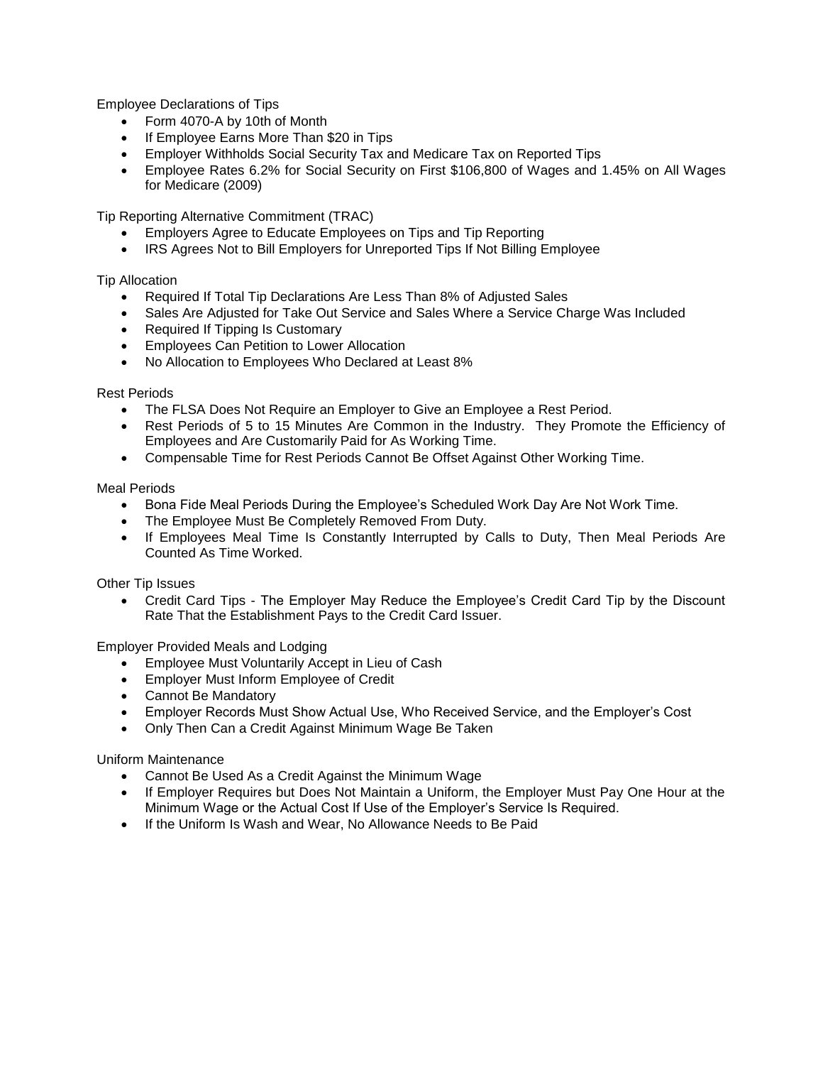Employee Declarations of Tips

- Form 4070-A by 10th of Month
- If Employee Earns More Than $20 in Tips
- Employer Withholds Social Security Tax and Medicare Tax on Reported Tips
- Employee Rates 6.2% for Social Security on First $106,800 of Wages and 1.45% on All Wages for Medicare (2009)

Tip Reporting Alternative Commitment (TRAC)

- Employers Agree to Educate Employees on Tips and Tip Reporting
- IRS Agrees Not to Bill Employers for Unreported Tips If Not Billing Employee

Tip Allocation

- Required If Total Tip Declarations Are Less Than 8% of Adjusted Sales
- Sales Are Adjusted for Take Out Service and Sales Where a Service Charge Was Included
- Required If Tipping Is Customary
- Employees Can Petition to Lower Allocation
- No Allocation to Employees Who Declared at Least 8%

Rest Periods

- The FLSA Does Not Require an Employer to Give an Employee a Rest Period.
- Rest Periods of 5 to 15 Minutes Are Common in the Industry. They Promote the Efficiency of Employees and Are Customarily Paid for As Working Time.
- Compensable Time for Rest Periods Cannot Be Offset Against Other Working Time.

Meal Periods

- Bona Fide Meal Periods During the Employee's Scheduled Work Day Are Not Work Time.
- The Employee Must Be Completely Removed From Duty.
- If Employees Meal Time Is Constantly Interrupted by Calls to Duty, Then Meal Periods Are Counted As Time Worked.

Other Tip Issues

- Credit Card Tips - The Employer May Reduce the Employee's Credit Card Tip by the Discount Rate That the Establishment Pays to the Credit Card Issuer.

Employer Provided Meals and Lodging

- Employee Must Voluntarily Accept in Lieu of Cash
- Employer Must Inform Employee of Credit
- Cannot Be Mandatory
- Employer Records Must Show Actual Use, Who Received Service, and the Employer's Cost
- Only Then Can a Credit Against Minimum Wage Be Taken

Uniform Maintenance

- Cannot Be Used As a Credit Against the Minimum Wage
- If Employer Requires but Does Not Maintain a Uniform, the Employer Must Pay One Hour at the Minimum Wage or the Actual Cost If Use of the Employer's Service Is Required.
- If the Uniform Is Wash and Wear, No Allowance Needs to Be Paid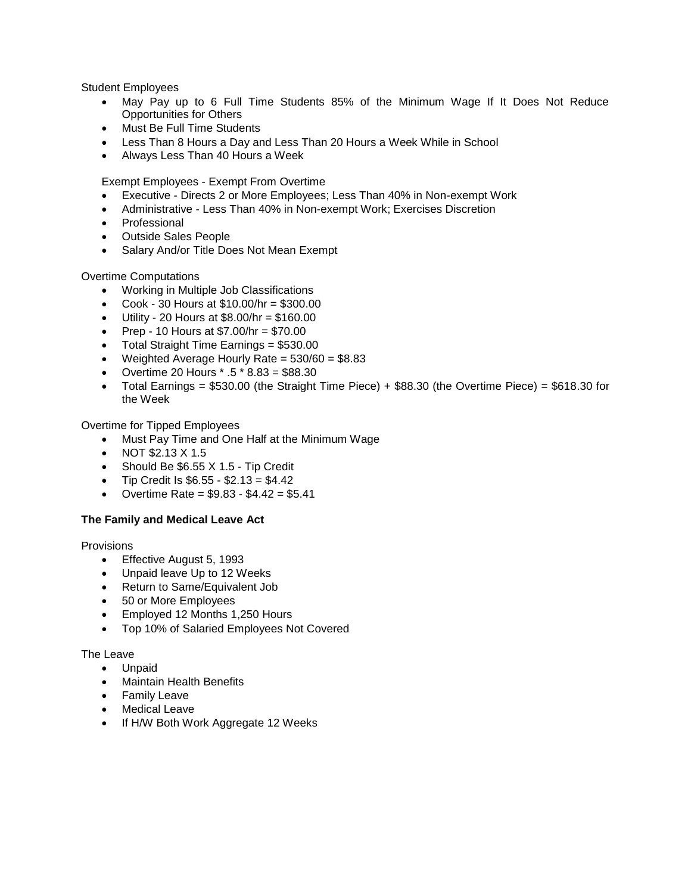Student Employees

- May Pay up to 6 Full Time Students 85% of the Minimum Wage If It Does Not Reduce Opportunities for Others
- Must Be Full Time Students
- Less Than 8 Hours a Day and Less Than 20 Hours a Week While in School
- Always Less Than 40 Hours a Week

Exempt Employees - Exempt From Overtime

- Executive - Directs 2 or More Employees; Less Than 40% in Non-exempt Work
- Administrative - Less Than 40% in Non-exempt Work; Exercises Discretion
- Professional
- Outside Sales People
- Salary And/or Title Does Not Mean Exempt

Overtime Computations

- Working in Multiple Job Classifications
- Cook - 30 Hours at $10.00/hr = $300.00
- Utility - 20 Hours at $8.00/hr = $160.00
- Prep - 10 Hours at $7.00/hr = $70.00
- Total Straight Time Earnings = $530.00
- Weighted Average Hourly Rate = 530/60 = $8.83
- Overtime 20 Hours * .5 * 8.83 = $88.30
- Total Earnings = $530.00 (the Straight Time Piece) + $88.30 (the Overtime Piece) = $618.30 for the Week

Overtime for Tipped Employees

- Must Pay Time and One Half at the Minimum Wage
- NOT $2.13 X 1.5
- Should Be $6.55 X 1.5 - Tip Credit
- Tip Credit Is $6.55 - $2.13 = $4.42
- Overtime Rate = $9.83 - $4.42 = $5.41

**The Family and Medical Leave Act**

Provisions

- Effective August 5, 1993
- Unpaid leave Up to 12 Weeks
- Return to Same/Equivalent Job
- 50 or More Employees
- Employed 12 Months 1,250 Hours
- Top 10% of Salaried Employees Not Covered

The Leave

- Unpaid
- Maintain Health Benefits
- Family Leave
- Medical Leave
- If H/W Both Work Aggregate 12 Weeks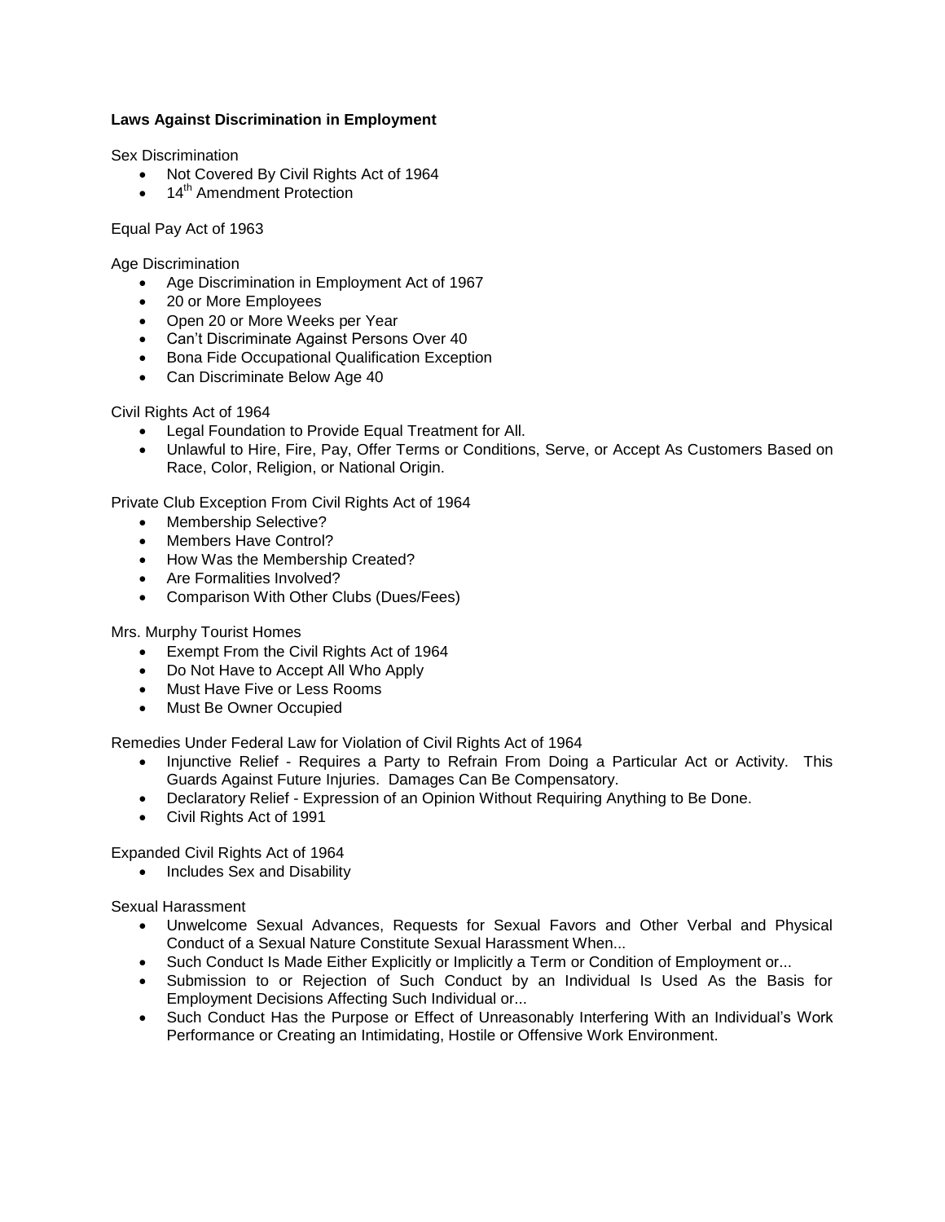**Laws Against Discrimination in Employment**

Sex Discrimination

- Not Covered By Civil Rights Act of 1964
- $14^{th}$ Amendment Protection

Equal Pay Act of 1963

Age Discrimination

- Age Discrimination in Employment Act of 1967
- 20 or More Employees
- Open 20 or More Weeks per Year
- Can't Discriminate Against Persons Over 40
- Bona Fide Occupational Qualification Exception
- Can Discriminate Below Age 40

Civil Rights Act of 1964

- Legal Foundation to Provide Equal Treatment for All.
- Unlawful to Hire, Fire, Pay, Offer Terms or Conditions, Serve, or Accept As Customers Based on Race, Color, Religion, or National Origin.

Private Club Exception From Civil Rights Act of 1964

- Membership Selective?
- Members Have Control?
- How Was the Membership Created?
- Are Formalities Involved?
- Comparison With Other Clubs (Dues/Fees)

Mrs. Murphy Tourist Homes

- Exempt From the Civil Rights Act of 1964
- Do Not Have to Accept All Who Apply
- Must Have Five or Less Rooms
- Must Be Owner Occupied

Remedies Under Federal Law for Violation of Civil Rights Act of 1964

- Injunctive Relief - Requires a Party to Refrain From Doing a Particular Act or Activity. This Guards Against Future Injuries. Damages Can Be Compensatory.
- Declaratory Relief - Expression of an Opinion Without Requiring Anything to Be Done.
- Civil Rights Act of 1991

Expanded Civil Rights Act of 1964

- Includes Sex and Disability

Sexual Harassment

- Unwelcome Sexual Advances, Requests for Sexual Favors and Other Verbal and Physical Conduct of a Sexual Nature Constitute Sexual Harassment When...
- Such Conduct Is Made Either Explicitly or Implicitly a Term or Condition of Employment or...
- Submission to or Rejection of Such Conduct by an Individual Is Used As the Basis for Employment Decisions Affecting Such Individual or...
- Such Conduct Has the Purpose or Effect of Unreasonably Interfering With an Individual's Work Performance or Creating an Intimidating, Hostile or Offensive Work Environment.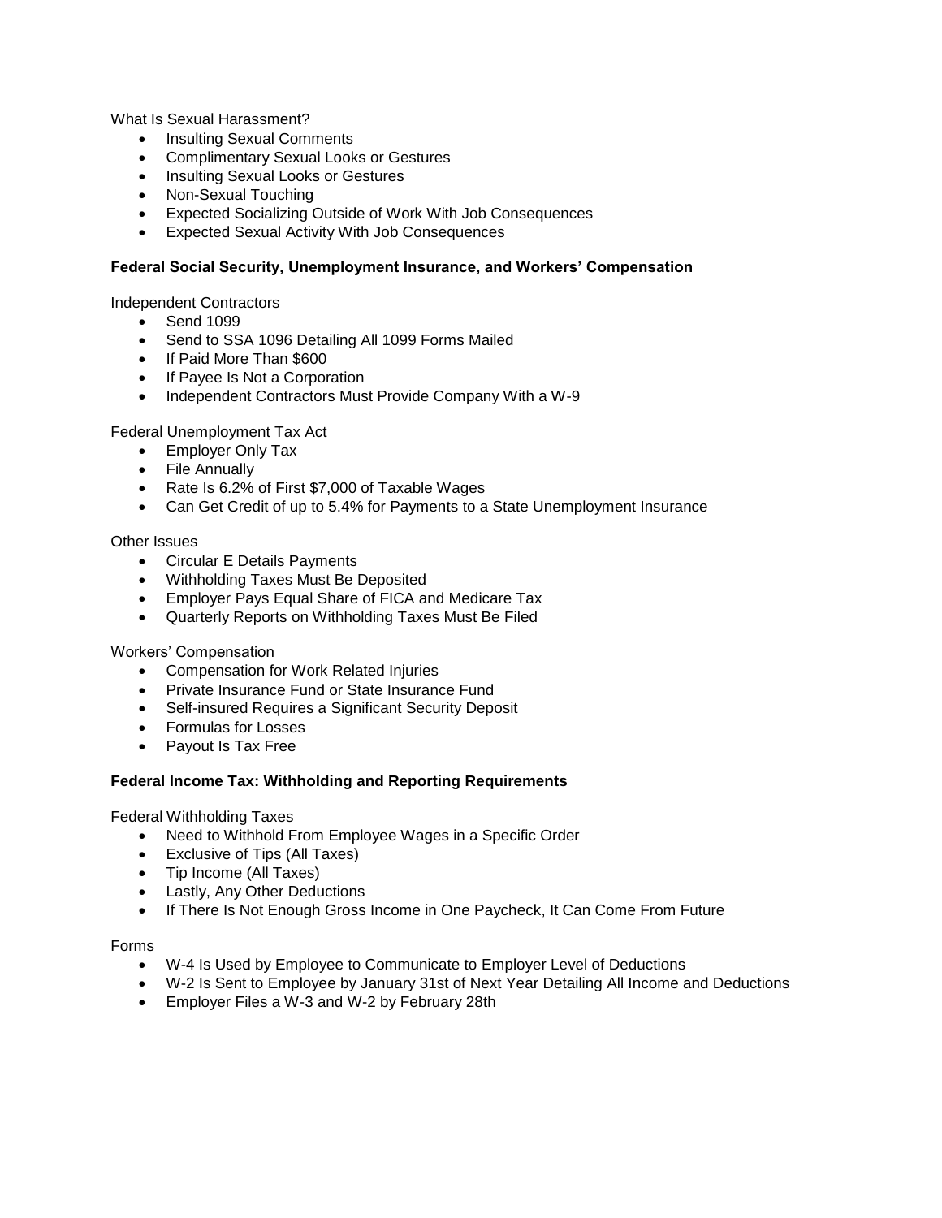What Is Sexual Harassment?

- Insulting Sexual Comments
- Complimentary Sexual Looks or Gestures
- Insulting Sexual Looks or Gestures
- Non-Sexual Touching
- Expected Socializing Outside of Work With Job Consequences
- Expected Sexual Activity With Job Consequences

**Federal Social Security, Unemployment Insurance, and Workers' Compensation**

Independent Contractors

- Send 1099
- Send to SSA 1096 Detailing All 1099 Forms Mailed
- If Paid More Than $600
- If Payee Is Not a Corporation
- Independent Contractors Must Provide Company With a W-9

Federal Unemployment Tax Act

- Employer Only Tax
- File Annually
- Rate Is 6.2% of First $7,000 of Taxable Wages
- Can Get Credit of up to 5.4% for Payments to a State Unemployment Insurance

Other Issues

- Circular E Details Payments
- Withholding Taxes Must Be Deposited
- Employer Pays Equal Share of FICA and Medicare Tax
- Quarterly Reports on Withholding Taxes Must Be Filed

Workers' Compensation

- Compensation for Work Related Injuries
- Private Insurance Fund or State Insurance Fund
- Self-insured Requires a Significant Security Deposit
- Formulas for Losses
- Payout Is Tax Free

**Federal Income Tax: Withholding and Reporting Requirements**

Federal Withholding Taxes

- Need to Withhold From Employee Wages in a Specific Order
- Exclusive of Tips (All Taxes)
- Tip Income (All Taxes)
- Lastly, Any Other Deductions
- If There Is Not Enough Gross Income in One Paycheck, It Can Come From Future

Forms

- W-4 Is Used by Employee to Communicate to Employer Level of Deductions
- W-2 Is Sent to Employee by January 31st of Next Year Detailing All Income and Deductions
- Employer Files a W-3 and W-2 by February 28th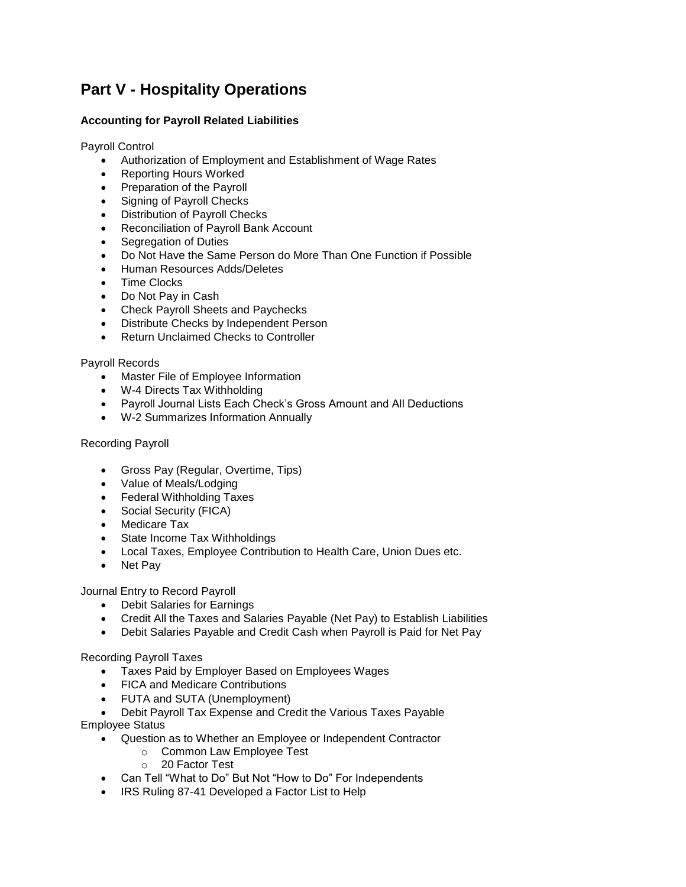# Part V - Hospitality Operations

### Accounting for Payroll Related Liabilities

Payroll Control

- Authorization of Employment and Establishment of Wage Rates
- Reporting Hours Worked
- Preparation of the Payroll
- Signing of Payroll Checks
- Distribution of Payroll Checks
- Reconciliation of Payroll Bank Account
- Segregation of Duties
- Do Not Have the Same Person do More Than One Function if Possible
- Human Resources Adds/Deletes
- Time Clocks
- Do Not Pay in Cash
- Check Payroll Sheets and Paychecks
- Distribute Checks by Independent Person
- Return Unclaimed Checks to Controller

Payroll Records

- Master File of Employee Information
- W-4 Directs Tax Withholding
- Payroll Journal Lists Each Check's Gross Amount and All Deductions
- W-2 Summarizes Information Annually

Recording Payroll

- Gross Pay (Regular, Overtime, Tips)
- Value of Meals/Lodging
- Federal Withholding Taxes
- Social Security (FICA)
- Medicare Tax
- State Income Tax Withholdings
- Local Taxes, Employee Contribution to Health Care, Union Dues etc.
- Net Pay

Journal Entry to Record Payroll

- Debit Salaries for Earnings
- Credit All the Taxes and Salaries Payable (Net Pay) to Establish Liabilities
- Debit Salaries Payable and Credit Cash when Payroll is Paid for Net Pay

Recording Payroll Taxes

- Taxes Paid by Employer Based on Employees Wages
- FICA and Medicare Contributions
- FUTA and SUTA (Unemployment)
- Debit Payroll Tax Expense and Credit the Various Taxes Payable

Employee Status

- Question as to Whether an Employee or Independent Contractor
  - Common Law Employee Test
  - 20 Factor Test
- Can Tell "What to Do" But Not "How to Do" For Independents
- IRS Ruling 87-41 Developed a Factor List to Help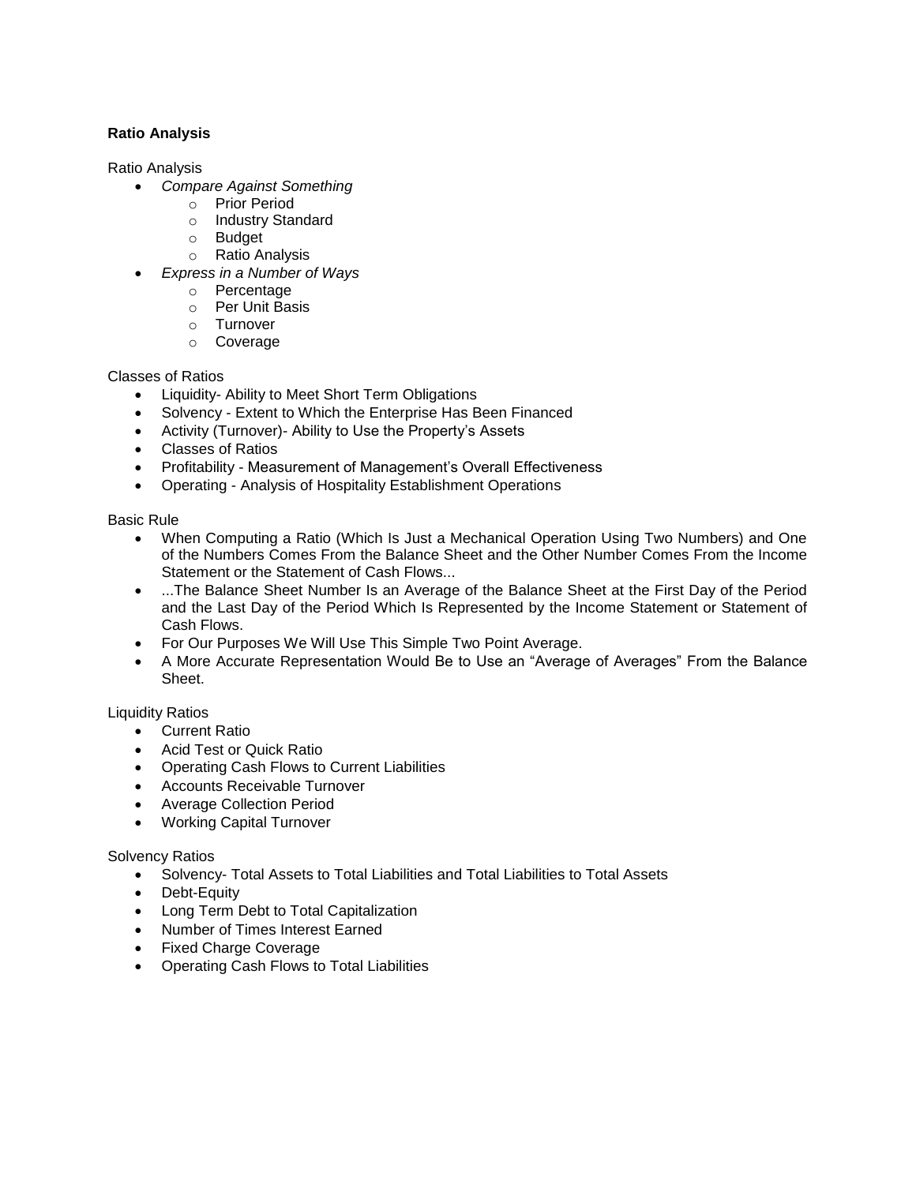**Ratio Analysis**

Ratio Analysis

- *Compare Against Something*
  - Prior Period
  - Industry Standard
  - Budget
  - Ratio Analysis
- *Express in a Number of Ways*
  - Percentage
  - Per Unit Basis
  - Turnover
  - Coverage

Classes of Ratios

- Liquidity- Ability to Meet Short Term Obligations
- Solvency - Extent to Which the Enterprise Has Been Financed
- Activity (Turnover)- Ability to Use the Property's Assets
- Classes of Ratios
- Profitability - Measurement of Management's Overall Effectiveness
- Operating - Analysis of Hospitality Establishment Operations

Basic Rule

- When Computing a Ratio (Which Is Just a Mechanical Operation Using Two Numbers) and One of the Numbers Comes From the Balance Sheet and the Other Number Comes From the Income Statement or the Statement of Cash Flows...
- ...The Balance Sheet Number Is an Average of the Balance Sheet at the First Day of the Period and the Last Day of the Period Which Is Represented by the Income Statement or Statement of Cash Flows.
- For Our Purposes We Will Use This Simple Two Point Average.
- A More Accurate Representation Would Be to Use an "Average of Averages" From the Balance Sheet.

Liquidity Ratios

- Current Ratio
- Acid Test or Quick Ratio
- Operating Cash Flows to Current Liabilities
- Accounts Receivable Turnover
- Average Collection Period
- Working Capital Turnover

Solvency Ratios

- Solvency- Total Assets to Total Liabilities and Total Liabilities to Total Assets
- Debt-Equity
- Long Term Debt to Total Capitalization
- Number of Times Interest Earned
- Fixed Charge Coverage
- Operating Cash Flows to Total Liabilities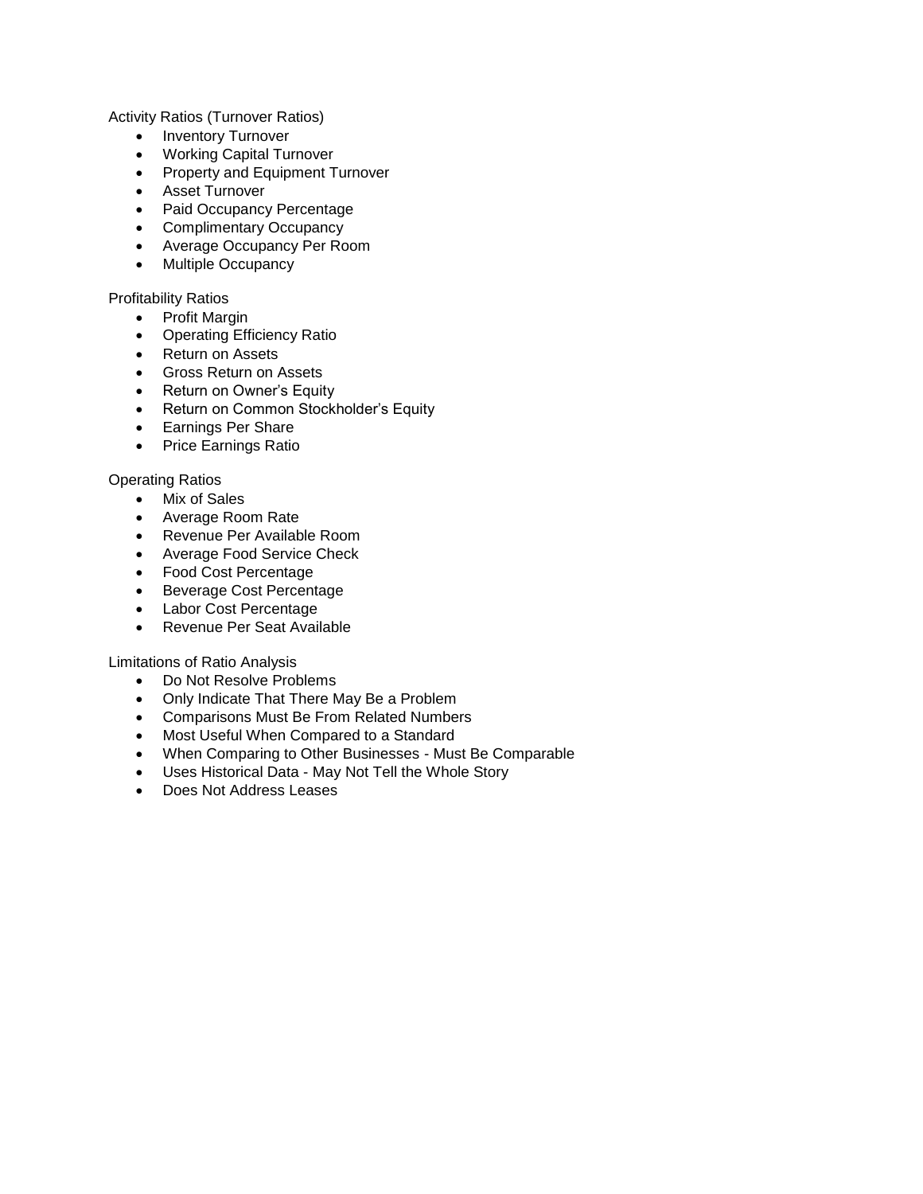Activity Ratios (Turnover Ratios)

- Inventory Turnover
- Working Capital Turnover
- Property and Equipment Turnover
- Asset Turnover
- Paid Occupancy Percentage
- Complimentary Occupancy
- Average Occupancy Per Room
- Multiple Occupancy

Profitability Ratios

- Profit Margin
- Operating Efficiency Ratio
- Return on Assets
- Gross Return on Assets
- Return on Owner's Equity
- Return on Common Stockholder's Equity
- Earnings Per Share
- Price Earnings Ratio

Operating Ratios

- Mix of Sales
- Average Room Rate
- Revenue Per Available Room
- Average Food Service Check
- Food Cost Percentage
- Beverage Cost Percentage
- Labor Cost Percentage
- Revenue Per Seat Available

Limitations of Ratio Analysis

- Do Not Resolve Problems
- Only Indicate That There May Be a Problem
- Comparisons Must Be From Related Numbers
- Most Useful When Compared to a Standard
- When Comparing to Other Businesses - Must Be Comparable
- Uses Historical Data - May Not Tell the Whole Story
- Does Not Address Leases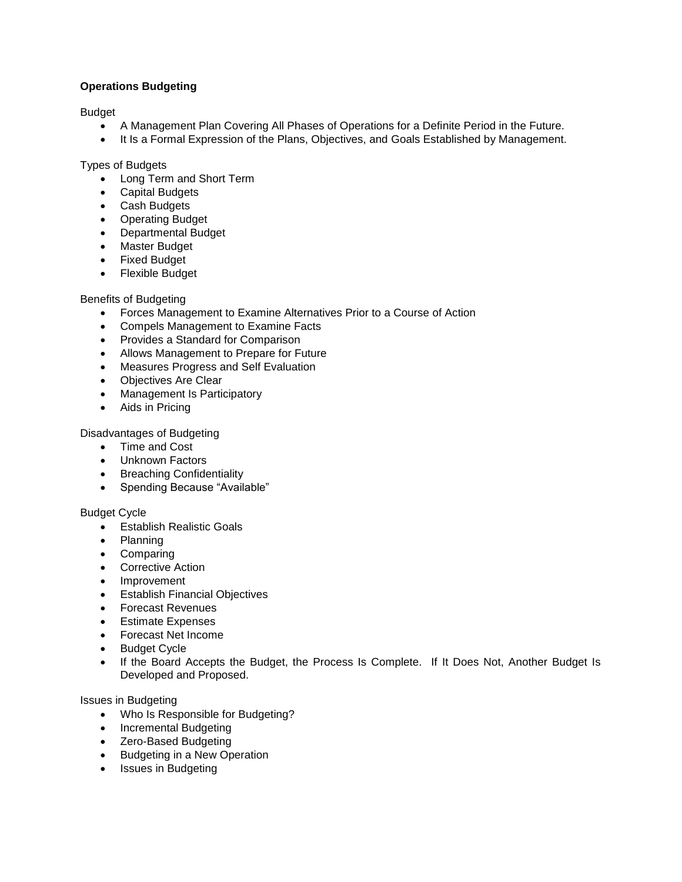**Operations Budgeting**

Budget

- A Management Plan Covering All Phases of Operations for a Definite Period in the Future.
- It Is a Formal Expression of the Plans, Objectives, and Goals Established by Management.

Types of Budgets

- Long Term and Short Term
- Capital Budgets
- Cash Budgets
- Operating Budget
- Departmental Budget
- Master Budget
- Fixed Budget
- Flexible Budget

Benefits of Budgeting

- Forces Management to Examine Alternatives Prior to a Course of Action
- Compels Management to Examine Facts
- Provides a Standard for Comparison
- Allows Management to Prepare for Future
- Measures Progress and Self Evaluation
- Objectives Are Clear
- Management Is Participatory
- Aids in Pricing

Disadvantages of Budgeting

- Time and Cost
- Unknown Factors
- Breaching Confidentiality
- Spending Because "Available"

Budget Cycle

- Establish Realistic Goals
- Planning
- Comparing
- Corrective Action
- Improvement
- Establish Financial Objectives
- Forecast Revenues
- Estimate Expenses
- Forecast Net Income
- Budget Cycle
- If the Board Accepts the Budget, the Process Is Complete. If It Does Not, Another Budget Is Developed and Proposed.

Issues in Budgeting

- Who Is Responsible for Budgeting?
- Incremental Budgeting
- Zero-Based Budgeting
- Budgeting in a New Operation
- Issues in Budgeting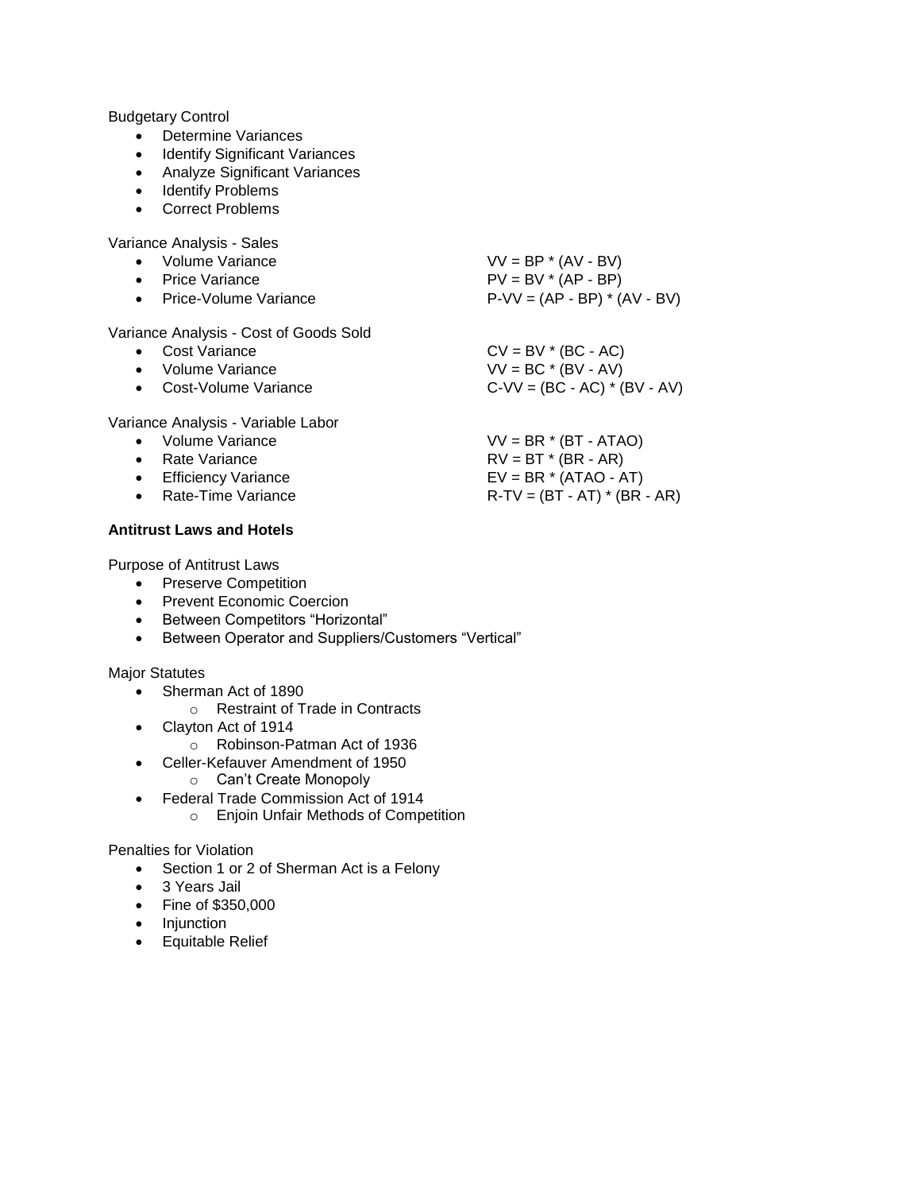Budgetary Control

- Determine Variances
- Identify Significant Variances
- Analyze Significant Variances
- Identify Problems
- Correct Problems

Variance Analysis - Sales

- Volume Variance — $VV = BP * (AV - BV)$
- Price Variance — $PV = BV * (AP - BP)$
- Price-Volume Variance — $P\text{-}VV = (AP - BP) * (AV - BV)$

Variance Analysis - Cost of Goods Sold

- Cost Variance — $CV = BV * (BC - AC)$
- Volume Variance — $VV = BC * (BV - AV)$
- Cost-Volume Variance — $C\text{-}VV = (BC - AC) * (BV - AV)$

Variance Analysis - Variable Labor

- Volume Variance — $VV = BR * (BT - ATAO)$
- Rate Variance — $RV = BT * (BR - AR)$
- Efficiency Variance — $EV = BR * (ATAO - AT)$
- Rate-Time Variance — $R\text{-}TV = (BT - AT) * (BR - AR)$

**Antitrust Laws and Hotels**

Purpose of Antitrust Laws

- Preserve Competition
- Prevent Economic Coercion
- Between Competitors “Horizontal”
- Between Operator and Suppliers/Customers “Vertical”

Major Statutes

- Sherman Act of 1890
    - Restraint of Trade in Contracts
- Clayton Act of 1914
    - Robinson-Patman Act of 1936
- Celler-Kefauver Amendment of 1950
    - Can’t Create Monopoly
- Federal Trade Commission Act of 1914
    - Enjoin Unfair Methods of Competition

Penalties for Violation

- Section 1 or 2 of Sherman Act is a Felony
- 3 Years Jail
- Fine of $350,000
- Injunction
- Equitable Relief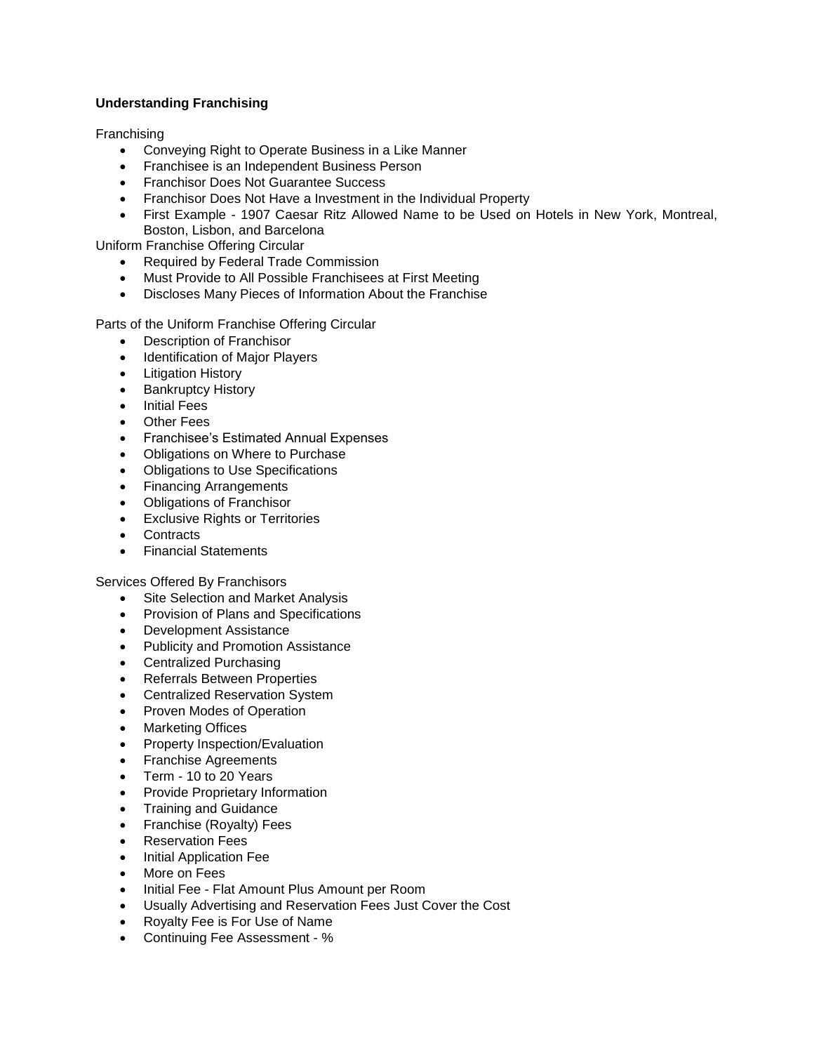**Understanding Franchising**

Franchising

- Conveying Right to Operate Business in a Like Manner
- Franchisee is an Independent Business Person
- Franchisor Does Not Guarantee Success
- Franchisor Does Not Have a Investment in the Individual Property
- First Example - 1907 Caesar Ritz Allowed Name to be Used on Hotels in New York, Montreal, Boston, Lisbon, and Barcelona

Uniform Franchise Offering Circular

- Required by Federal Trade Commission
- Must Provide to All Possible Franchisees at First Meeting
- Discloses Many Pieces of Information About the Franchise

Parts of the Uniform Franchise Offering Circular

- Description of Franchisor
- Identification of Major Players
- Litigation History
- Bankruptcy History
- Initial Fees
- Other Fees
- Franchisee's Estimated Annual Expenses
- Obligations on Where to Purchase
- Obligations to Use Specifications
- Financing Arrangements
- Obligations of Franchisor
- Exclusive Rights or Territories
- Contracts
- Financial Statements

Services Offered By Franchisors

- Site Selection and Market Analysis
- Provision of Plans and Specifications
- Development Assistance
- Publicity and Promotion Assistance
- Centralized Purchasing
- Referrals Between Properties
- Centralized Reservation System
- Proven Modes of Operation
- Marketing Offices
- Property Inspection/Evaluation
- Franchise Agreements
- Term - 10 to 20 Years
- Provide Proprietary Information
- Training and Guidance
- Franchise (Royalty) Fees
- Reservation Fees
- Initial Application Fee
- More on Fees
- Initial Fee - Flat Amount Plus Amount per Room
- Usually Advertising and Reservation Fees Just Cover the Cost
- Royalty Fee is For Use of Name
- Continuing Fee Assessment - %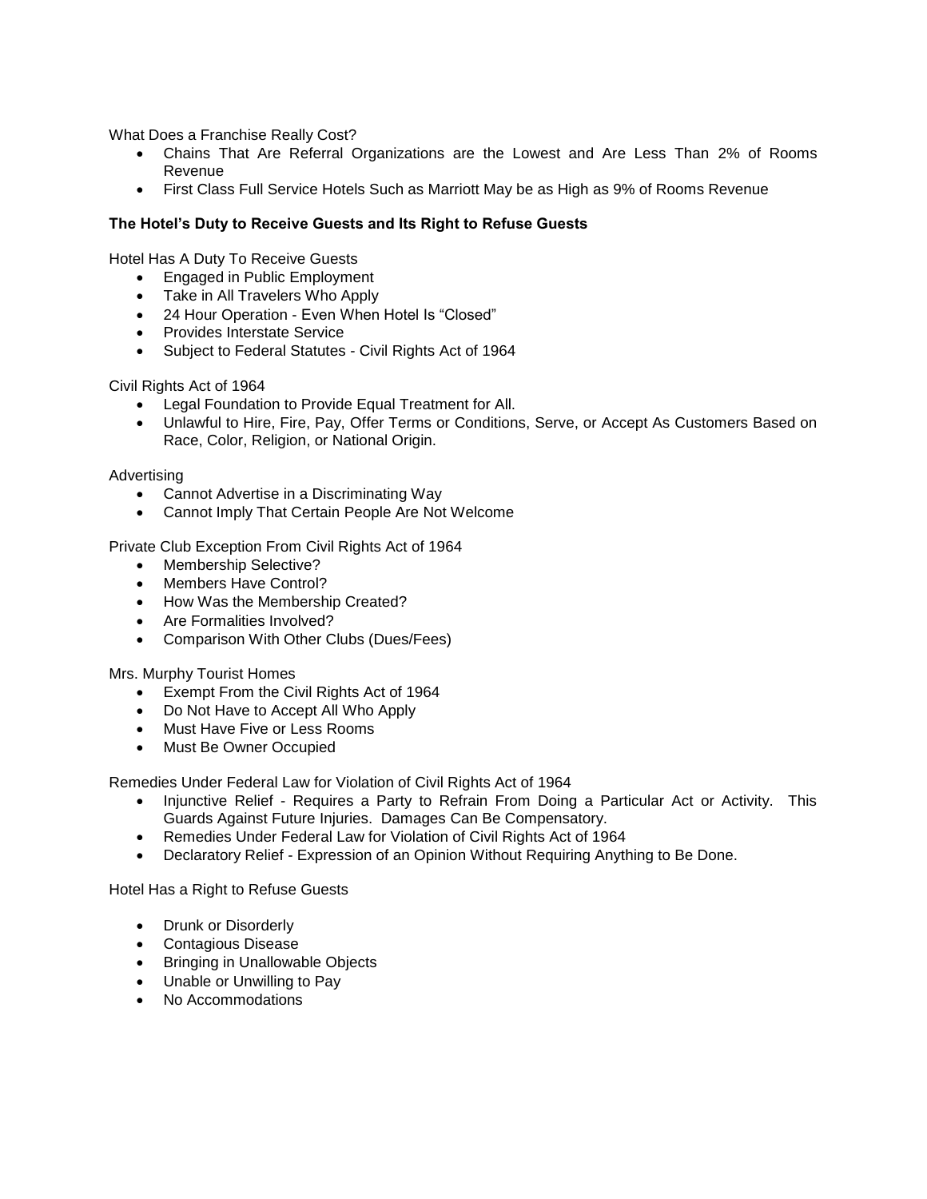What Does a Franchise Really Cost?

- Chains That Are Referral Organizations are the Lowest and Are Less Than 2% of Rooms Revenue
- First Class Full Service Hotels Such as Marriott May be as High as 9% of Rooms Revenue

**The Hotel's Duty to Receive Guests and Its Right to Refuse Guests**

Hotel Has A Duty To Receive Guests

- Engaged in Public Employment
- Take in All Travelers Who Apply
- 24 Hour Operation - Even When Hotel Is "Closed"
- Provides Interstate Service
- Subject to Federal Statutes - Civil Rights Act of 1964

Civil Rights Act of 1964

- Legal Foundation to Provide Equal Treatment for All.
- Unlawful to Hire, Fire, Pay, Offer Terms or Conditions, Serve, or Accept As Customers Based on Race, Color, Religion, or National Origin.

Advertising

- Cannot Advertise in a Discriminating Way
- Cannot Imply That Certain People Are Not Welcome

Private Club Exception From Civil Rights Act of 1964

- Membership Selective?
- Members Have Control?
- How Was the Membership Created?
- Are Formalities Involved?
- Comparison With Other Clubs (Dues/Fees)

Mrs. Murphy Tourist Homes

- Exempt From the Civil Rights Act of 1964
- Do Not Have to Accept All Who Apply
- Must Have Five or Less Rooms
- Must Be Owner Occupied

Remedies Under Federal Law for Violation of Civil Rights Act of 1964

- Injunctive Relief - Requires a Party to Refrain From Doing a Particular Act or Activity. This Guards Against Future Injuries. Damages Can Be Compensatory.
- Remedies Under Federal Law for Violation of Civil Rights Act of 1964
- Declaratory Relief - Expression of an Opinion Without Requiring Anything to Be Done.

Hotel Has a Right to Refuse Guests

- Drunk or Disorderly
- Contagious Disease
- Bringing in Unallowable Objects
- Unable or Unwilling to Pay
- No Accommodations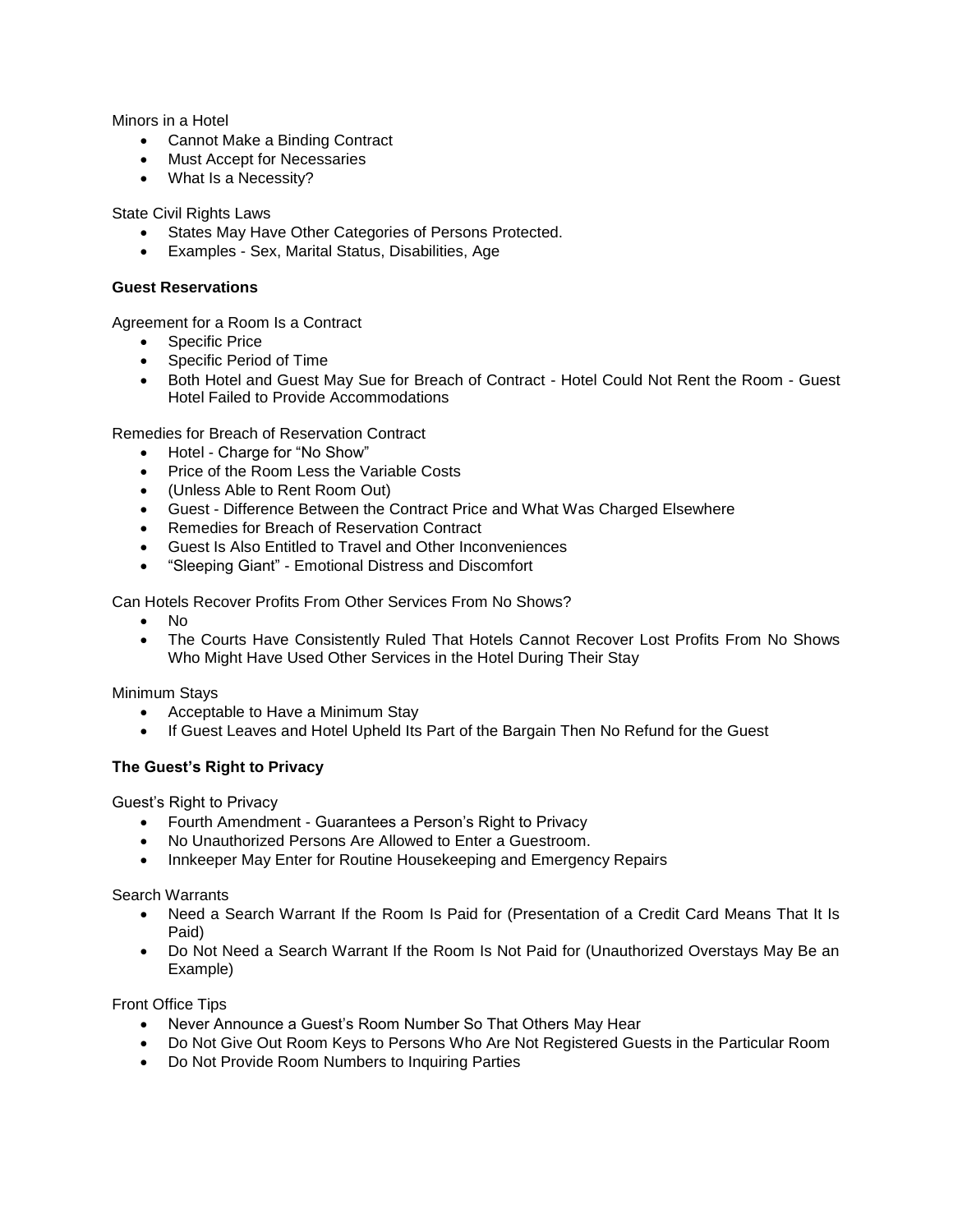Minors in a Hotel

- Cannot Make a Binding Contract
- Must Accept for Necessaries
- What Is a Necessity?

State Civil Rights Laws

- States May Have Other Categories of Persons Protected.
- Examples - Sex, Marital Status, Disabilities, Age

**Guest Reservations**

Agreement for a Room Is a Contract

- Specific Price
- Specific Period of Time
- Both Hotel and Guest May Sue for Breach of Contract - Hotel Could Not Rent the Room - Guest Hotel Failed to Provide Accommodations

Remedies for Breach of Reservation Contract

- Hotel - Charge for "No Show"
- Price of the Room Less the Variable Costs
- (Unless Able to Rent Room Out)
- Guest - Difference Between the Contract Price and What Was Charged Elsewhere
- Remedies for Breach of Reservation Contract
- Guest Is Also Entitled to Travel and Other Inconveniences
- "Sleeping Giant" - Emotional Distress and Discomfort

Can Hotels Recover Profits From Other Services From No Shows?

- No
- The Courts Have Consistently Ruled That Hotels Cannot Recover Lost Profits From No Shows Who Might Have Used Other Services in the Hotel During Their Stay

Minimum Stays

- Acceptable to Have a Minimum Stay
- If Guest Leaves and Hotel Upheld Its Part of the Bargain Then No Refund for the Guest

**The Guest's Right to Privacy**

Guest's Right to Privacy

- Fourth Amendment - Guarantees a Person's Right to Privacy
- No Unauthorized Persons Are Allowed to Enter a Guestroom.
- Innkeeper May Enter for Routine Housekeeping and Emergency Repairs

Search Warrants

- Need a Search Warrant If the Room Is Paid for (Presentation of a Credit Card Means That It Is Paid)
- Do Not Need a Search Warrant If the Room Is Not Paid for (Unauthorized Overstays May Be an Example)

Front Office Tips

- Never Announce a Guest's Room Number So That Others May Hear
- Do Not Give Out Room Keys to Persons Who Are Not Registered Guests in the Particular Room
- Do Not Provide Room Numbers to Inquiring Parties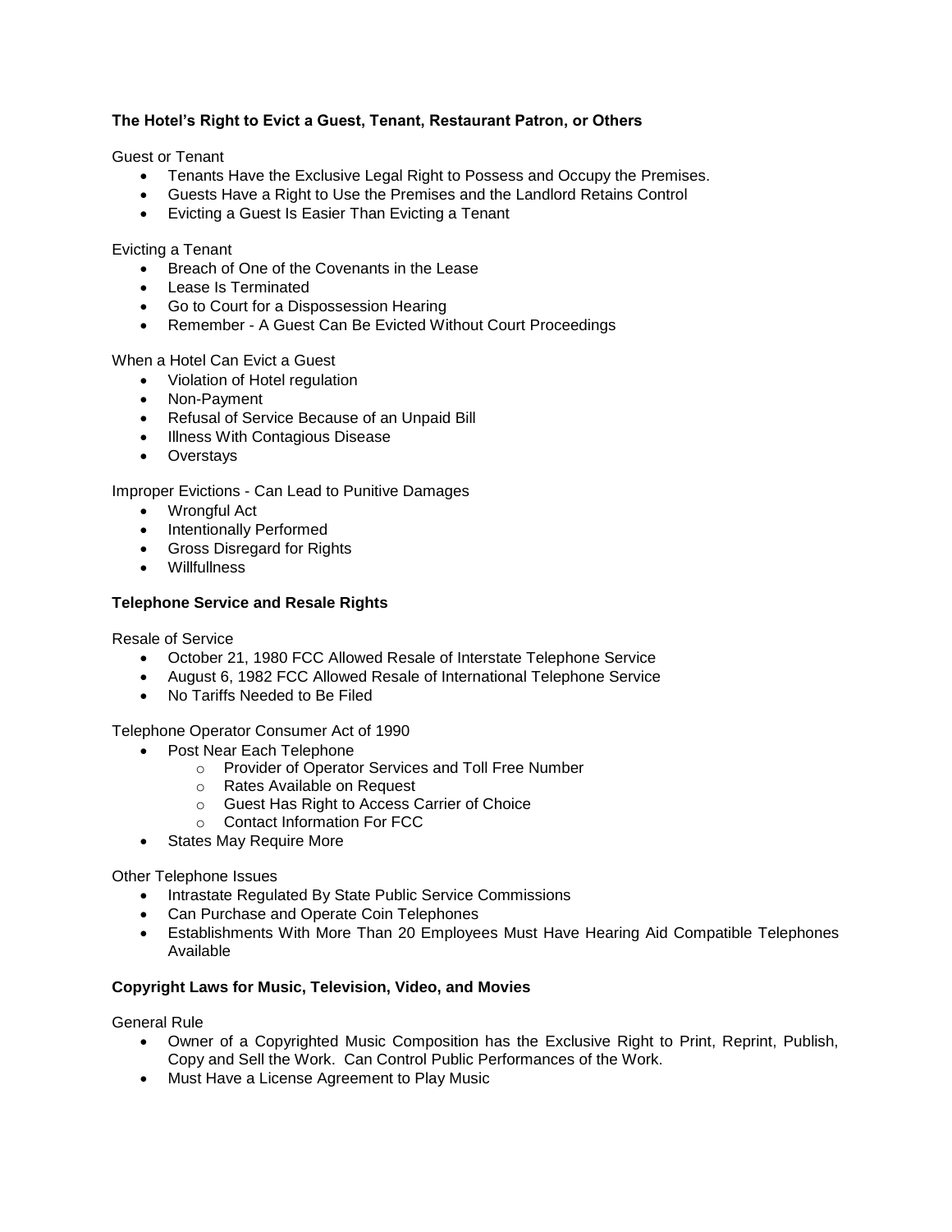**The Hotel's Right to Evict a Guest, Tenant, Restaurant Patron, or Others**

Guest or Tenant

- Tenants Have the Exclusive Legal Right to Possess and Occupy the Premises.
- Guests Have a Right to Use the Premises and the Landlord Retains Control
- Evicting a Guest Is Easier Than Evicting a Tenant

Evicting a Tenant

- Breach of One of the Covenants in the Lease
- Lease Is Terminated
- Go to Court for a Dispossession Hearing
- Remember - A Guest Can Be Evicted Without Court Proceedings

When a Hotel Can Evict a Guest

- Violation of Hotel regulation
- Non-Payment
- Refusal of Service Because of an Unpaid Bill
- Illness With Contagious Disease
- Overstays

Improper Evictions - Can Lead to Punitive Damages

- Wrongful Act
- Intentionally Performed
- Gross Disregard for Rights
- Willfullness

**Telephone Service and Resale Rights**

Resale of Service

- October 21, 1980 FCC Allowed Resale of Interstate Telephone Service
- August 6, 1982 FCC Allowed Resale of International Telephone Service
- No Tariffs Needed to Be Filed

Telephone Operator Consumer Act of 1990

- Post Near Each Telephone
  - Provider of Operator Services and Toll Free Number
  - Rates Available on Request
  - Guest Has Right to Access Carrier of Choice
  - Contact Information For FCC
- States May Require More

Other Telephone Issues

- Intrastate Regulated By State Public Service Commissions
- Can Purchase and Operate Coin Telephones
- Establishments With More Than 20 Employees Must Have Hearing Aid Compatible Telephones Available

**Copyright Laws for Music, Television, Video, and Movies**

General Rule

- Owner of a Copyrighted Music Composition has the Exclusive Right to Print, Reprint, Publish, Copy and Sell the Work. Can Control Public Performances of the Work.
- Must Have a License Agreement to Play Music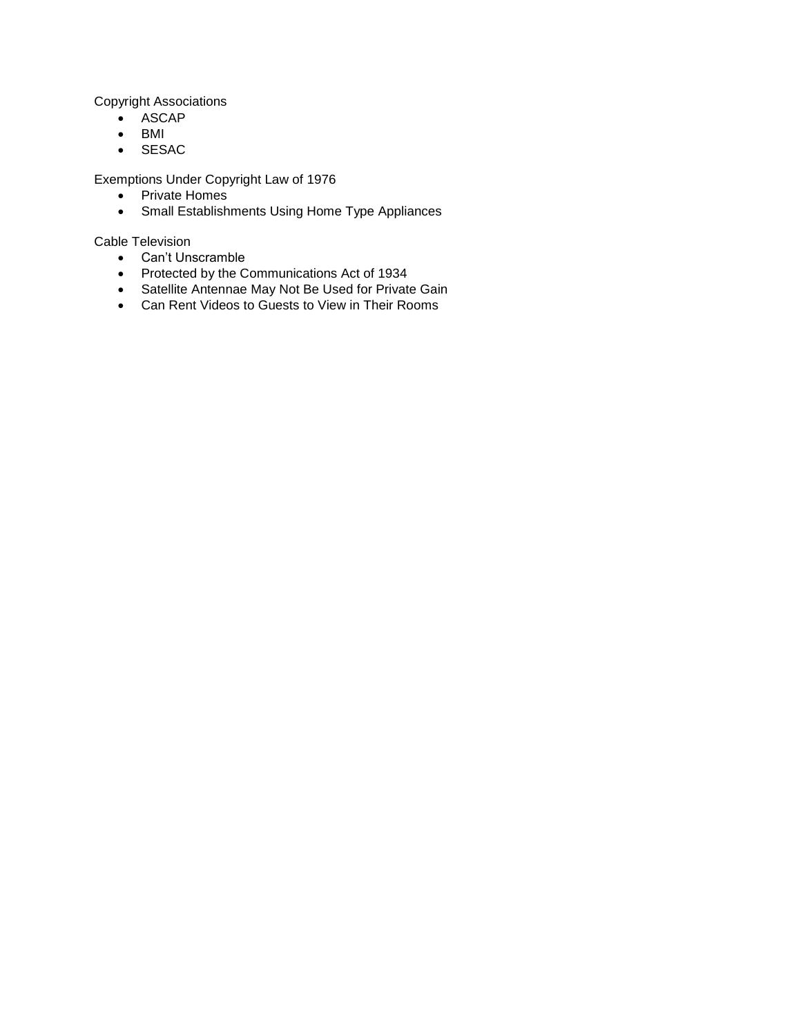Copyright Associations

- ASCAP
- BMI
- SESAC

Exemptions Under Copyright Law of 1976

- Private Homes
- Small Establishments Using Home Type Appliances

Cable Television

- Can't Unscramble
- Protected by the Communications Act of 1934
- Satellite Antennae May Not Be Used for Private Gain
- Can Rent Videos to Guests to View in Their Rooms